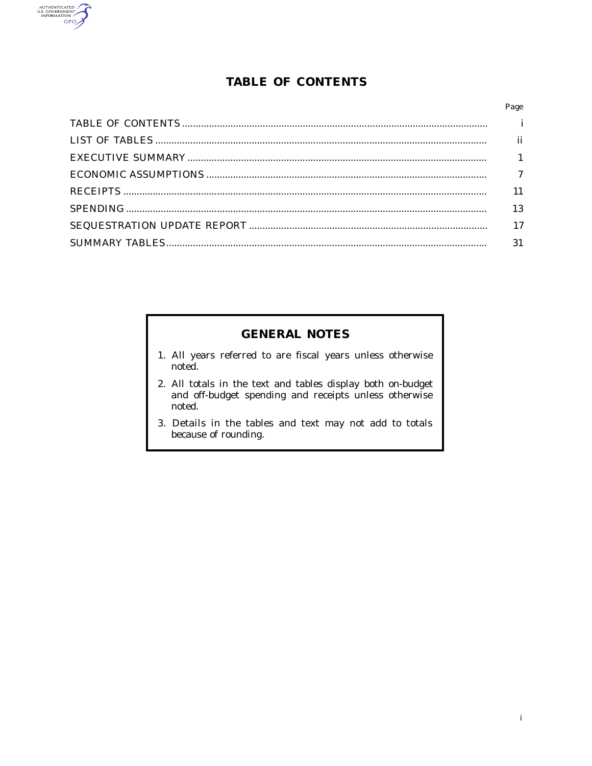# TABLE OF CONTENTS

| | Page |
|---|---|
| TABLE OF CONTENTS | i |
| LIST OF TABLES | ii |
| EXECUTIVE SUMMARY | 1 |
| ECONOMIC ASSUMPTIONS | 7 |
| RECEIPTS | 11 |
| SPENDING | 13 |
| SEQUESTRATION UPDATE REPORT | 17 |
| SUMMARY TABLES | 31 |

## GENERAL NOTES

1. All years referred to are fiscal years unless otherwise noted.
2. All totals in the text and tables display both on-budget and off-budget spending and receipts unless otherwise noted.
3. Details in the tables and text may not add to totals because of rounding.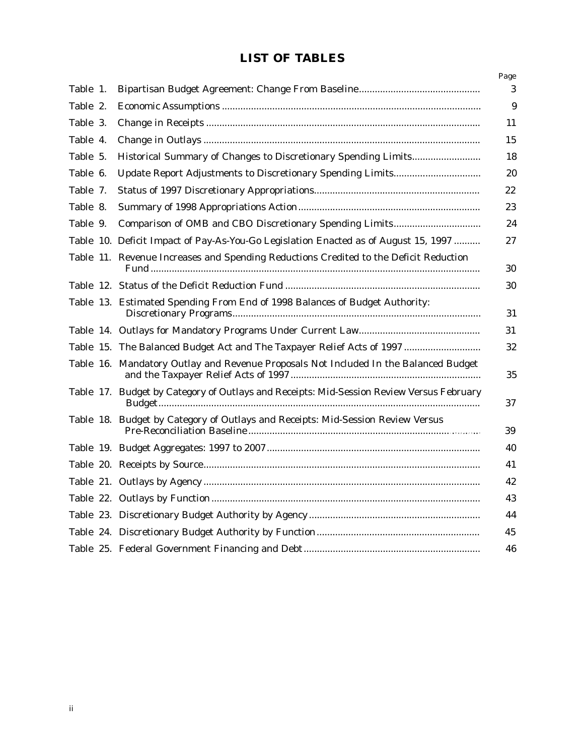# LIST OF TABLES

| | | Page |
|---|---|---|
| Table 1. | Bipartisan Budget Agreement: Change From Baseline | 3 |
| Table 2. | Economic Assumptions | 9 |
| Table 3. | Change in Receipts | 11 |
| Table 4. | Change in Outlays | 15 |
| Table 5. | Historical Summary of Changes to Discretionary Spending Limits | 18 |
| Table 6. | Update Report Adjustments to Discretionary Spending Limits | 20 |
| Table 7. | Status of 1997 Discretionary Appropriations | 22 |
| Table 8. | Summary of 1998 Appropriations Action | 23 |
| Table 9. | Comparison of OMB and CBO Discretionary Spending Limits | 24 |
| Table 10. | Deficit Impact of Pay-As-You-Go Legislation Enacted as of August 15, 1997 | 27 |
| Table 11. | Revenue Increases and Spending Reductions Credited to the Deficit Reduction Fund | 30 |
| Table 12. | Status of the Deficit Reduction Fund | 30 |
| Table 13. | Estimated Spending From End of 1998 Balances of Budget Authority: Discretionary Programs | 31 |
| Table 14. | Outlays for Mandatory Programs Under Current Law | 31 |
| Table 15. | The Balanced Budget Act and The Taxpayer Relief Acts of 1997 | 32 |
| Table 16. | Mandatory Outlay and Revenue Proposals Not Included In the Balanced Budget and the Taxpayer Relief Acts of 1997 | 35 |
| Table 17. | Budget by Category of Outlays and Receipts: Mid-Session Review Versus February Budget | 37 |
| Table 18. | Budget by Category of Outlays and Receipts: Mid-Session Review Versus Pre-Reconciliation Baseline | 39 |
| Table 19. | Budget Aggregates: 1997 to 2007 | 40 |
| Table 20. | Receipts by Source | 41 |
| Table 21. | Outlays by Agency | 42 |
| Table 22. | Outlays by Function | 43 |
| Table 23. | Discretionary Budget Authority by Agency | 44 |
| Table 24. | Discretionary Budget Authority by Function | 45 |
| Table 25. | Federal Government Financing and Debt | 46 |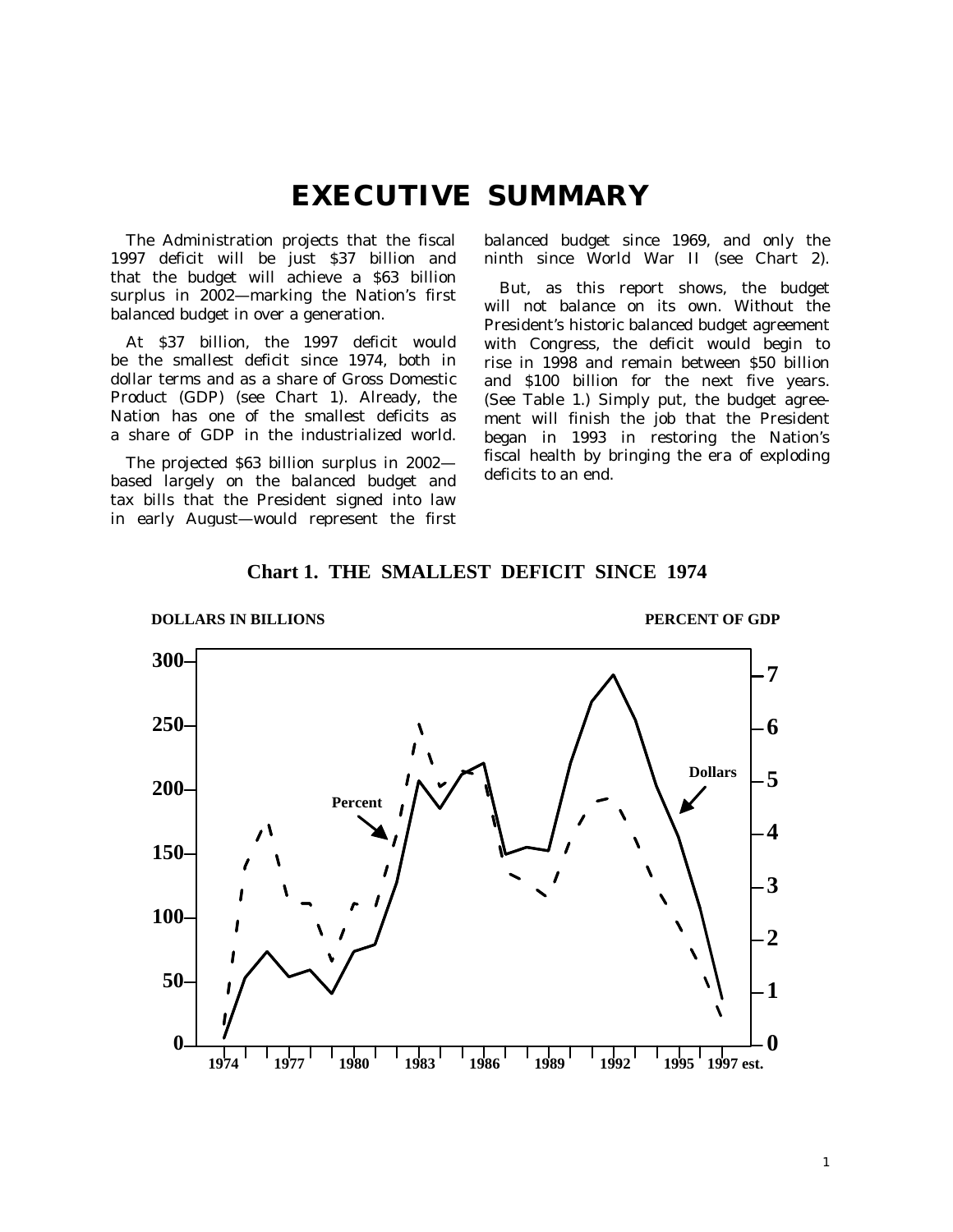# EXECUTIVE SUMMARY

The Administration projects that the fiscal 1997 deficit will be just $37 billion and that the budget will achieve a $63 billion surplus in 2002—marking the Nation's first balanced budget in over a generation.

At $37 billion, the 1997 deficit would be the smallest deficit since 1974, both in dollar terms and as a share of Gross Domestic Product (GDP) (see Chart 1). Already, the Nation has one of the smallest deficits as a share of GDP in the industrialized world.

The projected $63 billion surplus in 2002—based largely on the balanced budget and tax bills that the President signed into law in early August—would represent the first balanced budget since 1969, and only the ninth since World War II (see Chart 2).

But, as this report shows, the budget will not balance on its own. Without the President's historic balanced budget agreement with Congress, the deficit would begin to rise in 1998 and remain between $50 billion and $100 billion for the next five years. (See Table 1.) Simply put, the budget agreement will finish the job that the President began in 1993 in restoring the Nation's fiscal health by bringing the era of exploding deficits to an end.

**Chart 1. THE SMALLEST DEFICIT SINCE 1974**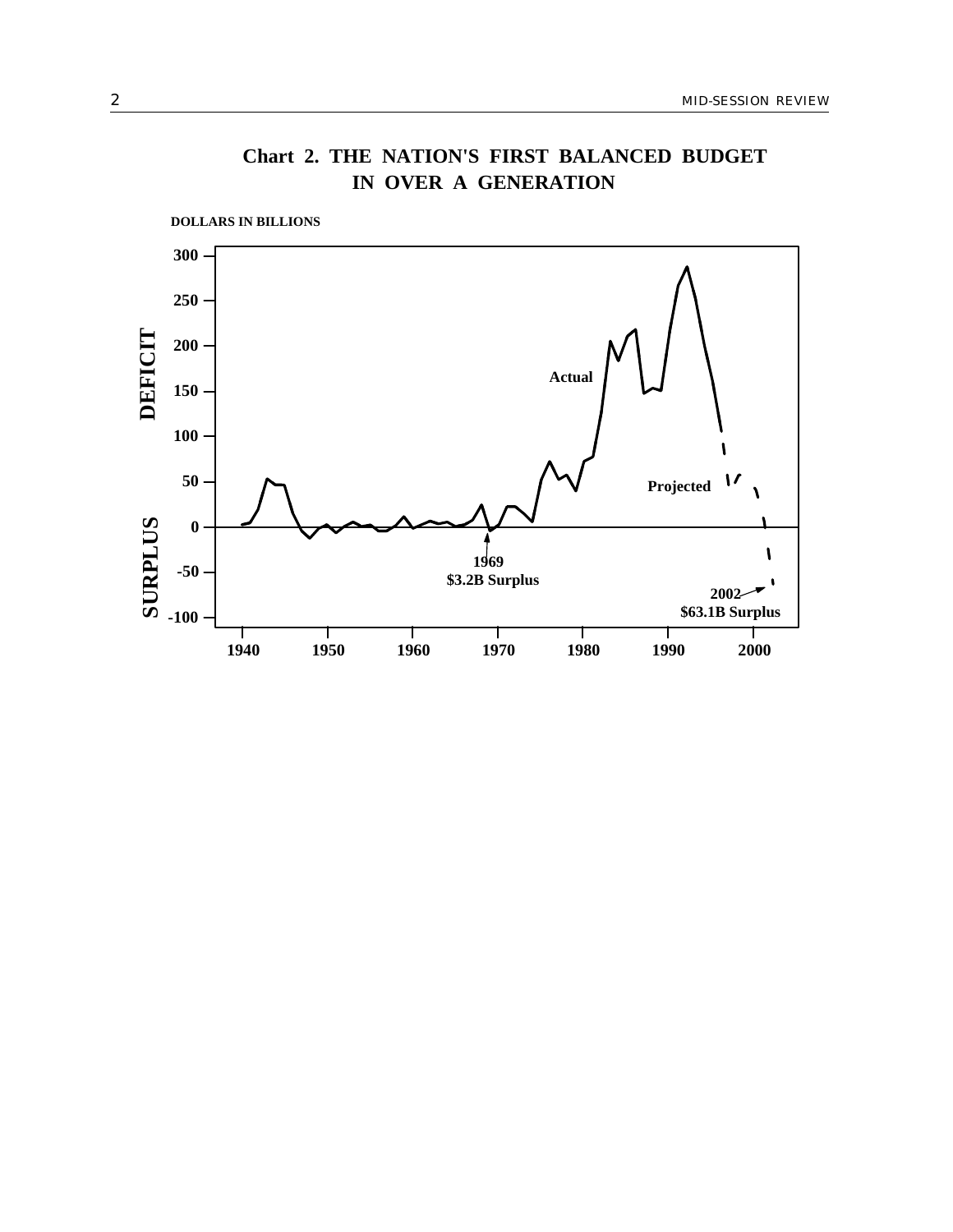## Chart 2. THE NATION'S FIRST BALANCED BUDGET IN OVER A GENERATION

DOLLARS IN BILLIONS

DEFICIT

SURPLUS

300
250
200
150
100
50
0
-50
-100

1940 1950 1960 1970 1980 1990 2000

Actual

Projected

1969
$3.2B Surplus

2002
$63.1B Surplus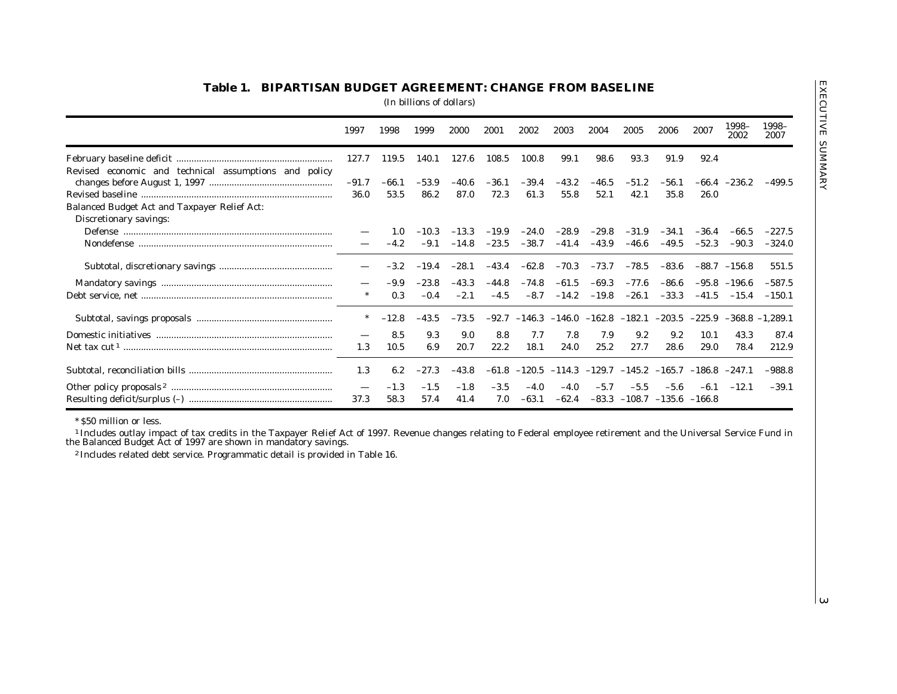### Table 1. BIPARTISAN BUDGET AGREEMENT: CHANGE FROM BASELINE

(In billions of dollars)

| | 1997 | 1998 | 1999 | 2000 | 2001 | 2002 | 2003 | 2004 | 2005 | 2006 | 2007 | 1998–2002 | 1998–2007 |
|---|---|---|---|---|---|---|---|---|---|---|---|---|---|
| February baseline deficit | 127.7 | 119.5 | 140.1 | 127.6 | 108.5 | 100.8 | 99.1 | 98.6 | 93.3 | 91.9 | 92.4 | | |
| Revised economic and technical assumptions and policy changes before August 1, 1997 | –91.7 | –66.1 | –53.9 | –40.6 | –36.1 | –39.4 | –43.2 | –46.5 | –51.2 | –56.1 | –66.4 | –236.2 | –499.5 |
| Revised baseline | 36.0 | 53.5 | 86.2 | 87.0 | 72.3 | 61.3 | 55.8 | 52.1 | 42.1 | 35.8 | 26.0 | | |
| Balanced Budget Act and Taxpayer Relief Act: | | | | | | | | | | | | | |
| Discretionary savings: | | | | | | | | | | | | | |
| Defense | — | 1.0 | –10.3 | –13.3 | –19.9 | –24.0 | –28.9 | –29.8 | –31.9 | –34.1 | –36.4 | –66.5 | –227.5 |
| Nondefense | — | –4.2 | –9.1 | –14.8 | –23.5 | –38.7 | –41.4 | –43.9 | –46.6 | –49.5 | –52.3 | –90.3 | –324.0 |
| Subtotal, discretionary savings | — | –3.2 | –19.4 | –28.1 | –43.4 | –62.8 | –70.3 | –73.7 | –78.5 | –83.6 | –88.7 | –156.8 | 551.5 |
| Mandatory savings | — | –9.9 | –23.8 | –43.3 | –44.8 | –74.8 | –61.5 | –69.3 | –77.6 | –86.6 | –95.8 | –196.6 | –587.5 |
| Debt service, net | * | 0.3 | –0.4 | –2.1 | –4.5 | –8.7 | –14.2 | –19.8 | –26.1 | –33.3 | –41.5 | –15.4 | –150.1 |
| Subtotal, savings proposals | * | –12.8 | –43.5 | –73.5 | –92.7 | –146.3 | –146.0 | –162.8 | –182.1 | –203.5 | –225.9 | –368.8 | –1,289.1 |
| Domestic initiatives | — | 8.5 | 9.3 | 9.0 | 8.8 | 7.7 | 7.8 | 7.9 | 9.2 | 9.2 | 10.1 | 43.3 | 87.4 |
| Net tax cut [1] | 1.3 | 10.5 | 6.9 | 20.7 | 22.2 | 18.1 | 24.0 | 25.2 | 27.7 | 28.6 | 29.0 | 78.4 | 212.9 |
| Subtotal, reconciliation bills | 1.3 | 6.2 | –27.3 | –43.8 | –61.8 | –120.5 | –114.3 | –129.7 | –145.2 | –165.7 | –186.8 | –247.1 | –988.8 |
| Other policy proposals [2] | — | –1.3 | –1.5 | –1.8 | –3.5 | –4.0 | –4.0 | –5.7 | –5.5 | –5.6 | –6.1 | –12.1 | –39.1 |
| Resulting deficit/surplus (–) | 37.3 | 58.3 | 57.4 | 41.4 | 7.0 | –63.1 | –62.4 | –83.3 | –108.7 | –135.6 | –166.8 | | |

* $50 million or less.

[1] Includes outlay impact of tax credits in the Taxpayer Relief Act of 1997. Revenue changes relating to Federal employee retirement and the Universal Service Fund in the Balanced Budget Act of 1997 are shown in mandatory savings.

[2] Includes related debt service. Programmatic detail is provided in Table 16.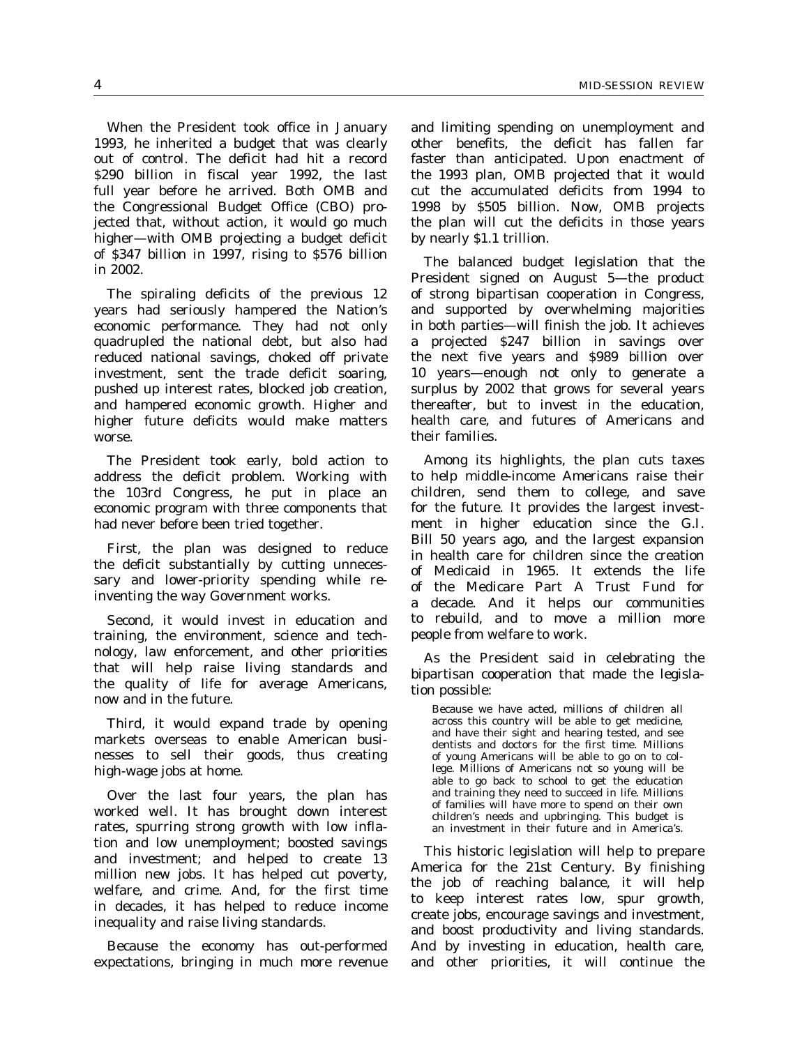When the President took office in January 1993, he inherited a budget that was clearly out of control. The deficit had hit a record $290 billion in fiscal year 1992, the last full year before he arrived. Both OMB and the Congressional Budget Office (CBO) projected that, without action, it would go much higher—with OMB projecting a budget deficit of $347 billion in 1997, rising to $576 billion in 2002.

The spiraling deficits of the previous 12 years had seriously hampered the Nation's economic performance. They had not only quadrupled the national debt, but also had reduced national savings, choked off private investment, sent the trade deficit soaring, pushed up interest rates, blocked job creation, and hampered economic growth. Higher and higher future deficits would make matters worse.

The President took early, bold action to address the deficit problem. Working with the 103rd Congress, he put in place an economic program with three components that had never before been tried together.

First, the plan was designed to reduce the deficit substantially by cutting unnecessary and lower-priority spending while reinventing the way Government works.

Second, it would invest in education and training, the environment, science and technology, law enforcement, and other priorities that will help raise living standards and the quality of life for average Americans, now and in the future.

Third, it would expand trade by opening markets overseas to enable American businesses to sell their goods, thus creating high-wage jobs at home.

Over the last four years, the plan has worked well. It has brought down interest rates, spurring strong growth with low inflation and low unemployment; boosted savings and investment; and helped to create 13 million new jobs. It has helped cut poverty, welfare, and crime. And, for the first time in decades, it has helped to reduce income inequality and raise living standards.

Because the economy has out-performed expectations, bringing in much more revenue and limiting spending on unemployment and other benefits, the deficit has fallen far faster than anticipated. Upon enactment of the 1993 plan, OMB projected that it would cut the accumulated deficits from 1994 to 1998 by $505 billion. Now, OMB projects the plan will cut the deficits in those years by nearly $1.1 trillion.

The balanced budget legislation that the President signed on August 5—the product of strong bipartisan cooperation in Congress, and supported by overwhelming majorities in both parties—will finish the job. It achieves a projected $247 billion in savings over the next five years and $989 billion over 10 years—enough not only to generate a surplus by 2002 that grows for several years thereafter, but to invest in the education, health care, and futures of Americans and their families.

Among its highlights, the plan cuts taxes to help middle-income Americans raise their children, send them to college, and save for the future. It provides the largest investment in higher education since the G.I. Bill 50 years ago, and the largest expansion in health care for children since the creation of Medicaid in 1965. It extends the life of the Medicare Part A Trust Fund for a decade. And it helps our communities to rebuild, and to move a million more people from welfare to work.

As the President said in celebrating the bipartisan cooperation that made the legislation possible:

> Because we have acted, millions of children all across this country will be able to get medicine, and have their sight and hearing tested, and see dentists and doctors for the first time. Millions of young Americans will be able to go on to college. Millions of Americans not so young will be able to go back to school to get the education and training they need to succeed in life. Millions of families will have more to spend on their own children's needs and upbringing. This budget is an investment in their future and in America's.

This historic legislation will help to prepare America for the 21st Century. By finishing the job of reaching balance, it will help to keep interest rates low, spur growth, create jobs, encourage savings and investment, and boost productivity and living standards. And by investing in education, health care, and other priorities, it will continue the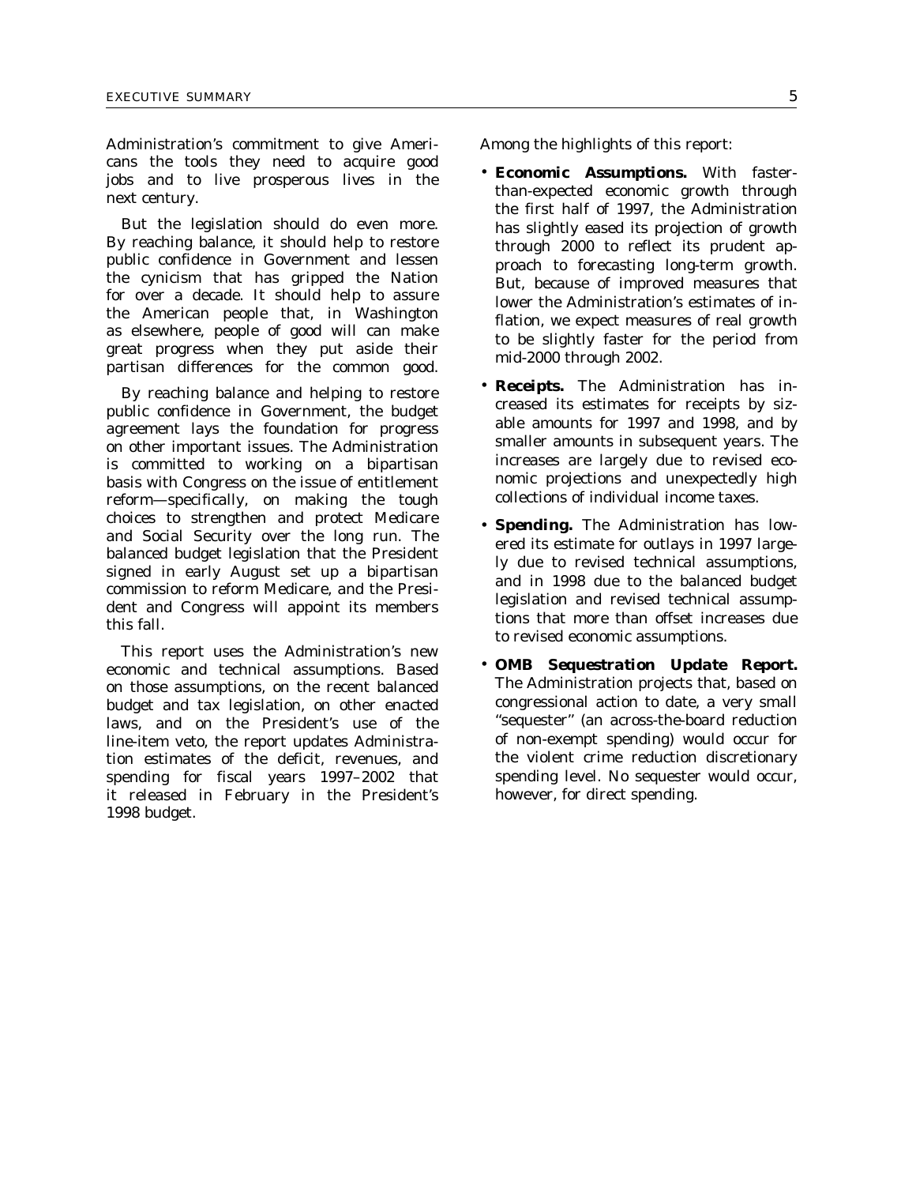Administration's commitment to give Americans the tools they need to acquire good jobs and to live prosperous lives in the next century.

But the legislation should do even more. By reaching balance, it should help to restore public confidence in Government and lessen the cynicism that has gripped the Nation for over a decade. It should help to assure the American people that, in Washington as elsewhere, people of good will can make great progress when they put aside their partisan differences for the common good.

By reaching balance and helping to restore public confidence in Government, the budget agreement lays the foundation for progress on other important issues. The Administration is committed to working on a bipartisan basis with Congress on the issue of entitlement reform—specifically, on making the tough choices to strengthen and protect Medicare and Social Security over the long run. The balanced budget legislation that the President signed in early August set up a bipartisan commission to reform Medicare, and the President and Congress will appoint its members this fall.

This report uses the Administration's new economic and technical assumptions. Based on those assumptions, on the recent balanced budget and tax legislation, on other enacted laws, and on the President's use of the line-item veto, the report updates Administration estimates of the deficit, revenues, and spending for fiscal years 1997–2002 that it released in February in the President's 1998 budget.

Among the highlights of this report:

- **Economic Assumptions.** With faster-than-expected economic growth through the first half of 1997, the Administration has slightly eased its projection of growth through 2000 to reflect its prudent approach to forecasting long-term growth. But, because of improved measures that lower the Administration's estimates of inflation, we expect measures of real growth to be slightly faster for the period from mid-2000 through 2002.
- **Receipts.** The Administration has increased its estimates for receipts by sizable amounts for 1997 and 1998, and by smaller amounts in subsequent years. The increases are largely due to revised economic projections and unexpectedly high collections of individual income taxes.
- **Spending.** The Administration has lowered its estimate for outlays in 1997 largely due to revised technical assumptions, and in 1998 due to the balanced budget legislation and revised technical assumptions that more than offset increases due to revised economic assumptions.
- ***OMB Sequestration Update Report.*** The Administration projects that, based on congressional action to date, a very small "sequester" (an across-the-board reduction of non-exempt spending) would occur for the violent crime reduction discretionary spending level. No sequester would occur, however, for direct spending.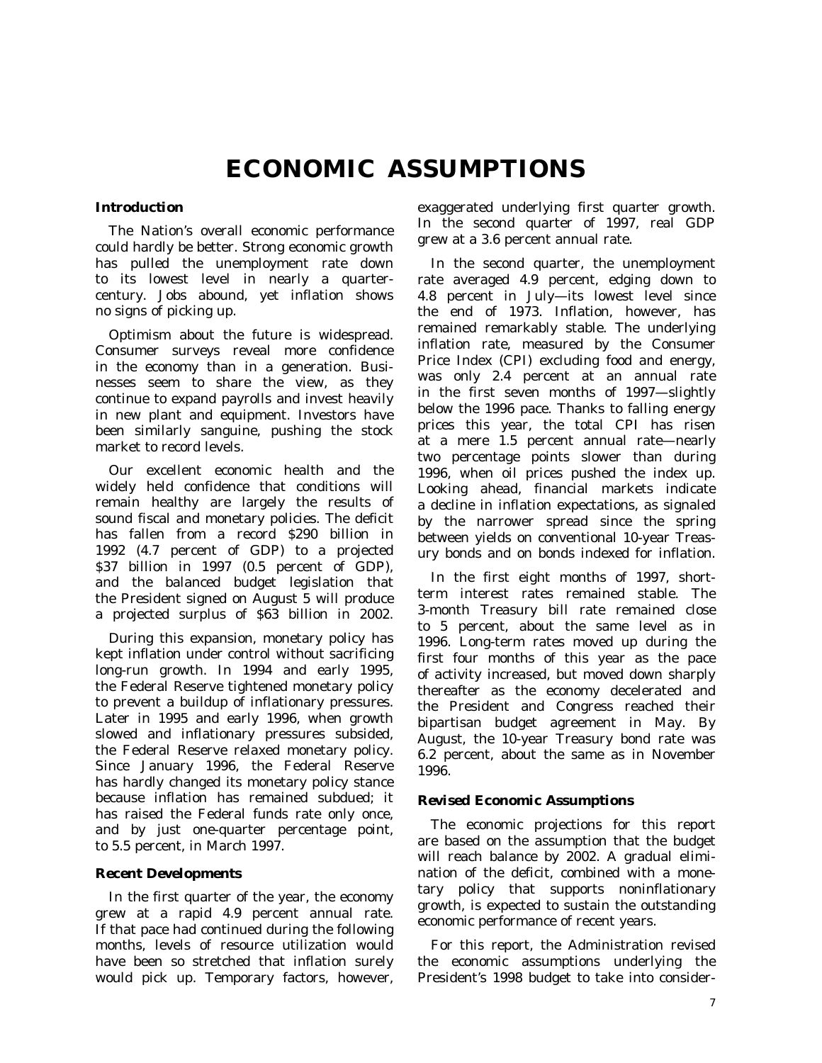# ECONOMIC ASSUMPTIONS

### Introduction

The Nation's overall economic performance could hardly be better. Strong economic growth has pulled the unemployment rate down to its lowest level in nearly a quarter-century. Jobs abound, yet inflation shows no signs of picking up.

Optimism about the future is widespread. Consumer surveys reveal more confidence in the economy than in a generation. Businesses seem to share the view, as they continue to expand payrolls and invest heavily in new plant and equipment. Investors have been similarly sanguine, pushing the stock market to record levels.

Our excellent economic health and the widely held confidence that conditions will remain healthy are largely the results of sound fiscal and monetary policies. The deficit has fallen from a record $290 billion in 1992 (4.7 percent of GDP) to a projected $37 billion in 1997 (0.5 percent of GDP), and the balanced budget legislation that the President signed on August 5 will produce a projected surplus of $63 billion in 2002.

During this expansion, monetary policy has kept inflation under control without sacrificing long-run growth. In 1994 and early 1995, the Federal Reserve tightened monetary policy to prevent a buildup of inflationary pressures. Later in 1995 and early 1996, when growth slowed and inflationary pressures subsided, the Federal Reserve relaxed monetary policy. Since January 1996, the Federal Reserve has hardly changed its monetary policy stance because inflation has remained subdued; it has raised the Federal funds rate only once, and by just one-quarter percentage point, to 5.5 percent, in March 1997.

### Recent Developments

In the first quarter of the year, the economy grew at a rapid 4.9 percent annual rate. If that pace had continued during the following months, levels of resource utilization would have been so stretched that inflation surely would pick up. Temporary factors, however, exaggerated underlying first quarter growth. In the second quarter of 1997, real GDP grew at a 3.6 percent annual rate.

In the second quarter, the unemployment rate averaged 4.9 percent, edging down to 4.8 percent in July—its lowest level since the end of 1973. Inflation, however, has remained remarkably stable. The underlying inflation rate, measured by the Consumer Price Index (CPI) excluding food and energy, was only 2.4 percent at an annual rate in the first seven months of 1997—slightly below the 1996 pace. Thanks to falling energy prices this year, the total CPI has risen at a mere 1.5 percent annual rate—nearly two percentage points slower than during 1996, when oil prices pushed the index up. Looking ahead, financial markets indicate a decline in inflation expectations, as signaled by the narrower spread since the spring between yields on conventional 10-year Treasury bonds and on bonds indexed for inflation.

In the first eight months of 1997, short-term interest rates remained stable. The 3-month Treasury bill rate remained close to 5 percent, about the same level as in 1996. Long-term rates moved up during the first four months of this year as the pace of activity increased, but moved down sharply thereafter as the economy decelerated and the President and Congress reached their bipartisan budget agreement in May. By August, the 10-year Treasury bond rate was 6.2 percent, about the same as in November 1996.

### Revised Economic Assumptions

The economic projections for this report are based on the assumption that the budget will reach balance by 2002. A gradual elimination of the deficit, combined with a monetary policy that supports noninflationary growth, is expected to sustain the outstanding economic performance of recent years.

For this report, the Administration revised the economic assumptions underlying the President's 1998 budget to take into consider-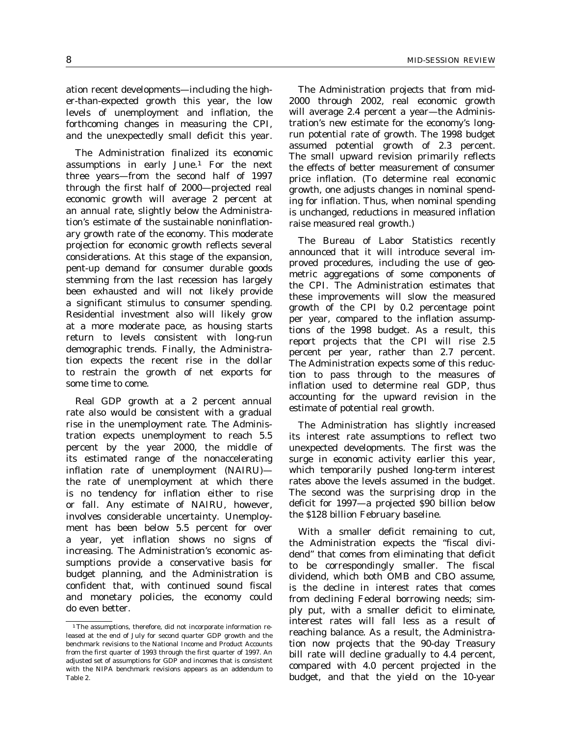ation recent developments—including the higher-than-expected growth this year, the low levels of unemployment and inflation, the forthcoming changes in measuring the CPI, and the unexpectedly small deficit this year.

The Administration finalized its economic assumptions in early June.[1] For the next three years—from the second half of 1997 through the first half of 2000—projected real economic growth will average 2 percent at an annual rate, slightly below the Administration's estimate of the sustainable noninflationary growth rate of the economy. This moderate projection for economic growth reflects several considerations. At this stage of the expansion, pent-up demand for consumer durable goods stemming from the last recession has largely been exhausted and will not likely provide a significant stimulus to consumer spending. Residential investment also will likely grow at a more moderate pace, as housing starts return to levels consistent with long-run demographic trends. Finally, the Administration expects the recent rise in the dollar to restrain the growth of net exports for some time to come.

Real GDP growth at a 2 percent annual rate also would be consistent with a gradual rise in the unemployment rate. The Administration expects unemployment to reach 5.5 percent by the year 2000, the middle of its estimated range of the nonaccelerating inflation rate of unemployment (NAIRU)—the rate of unemployment at which there is no tendency for inflation either to rise or fall. Any estimate of NAIRU, however, involves considerable uncertainty. Unemployment has been below 5.5 percent for over a year, yet inflation shows no signs of increasing. The Administration's economic assumptions provide a conservative basis for budget planning, and the Administration is confident that, with continued sound fiscal and monetary policies, the economy could do even better.

The Administration projects that from mid-2000 through 2002, real economic growth will average 2.4 percent a year—the Administration's new estimate for the economy's long-run potential rate of growth. The 1998 budget assumed potential growth of 2.3 percent. The small upward revision primarily reflects the effects of better measurement of consumer price inflation. (To determine real economic growth, one adjusts changes in nominal spending for inflation. Thus, when nominal spending is unchanged, reductions in measured inflation raise measured real growth.)

The Bureau of Labor Statistics recently announced that it will introduce several improved procedures, including the use of geometric aggregations of some components of the CPI. The Administration estimates that these improvements will slow the measured growth of the CPI by 0.2 percentage point per year, compared to the inflation assumptions of the 1998 budget. As a result, this report projects that the CPI will rise 2.5 percent per year, rather than 2.7 percent. The Administration expects some of this reduction to pass through to the measures of inflation used to determine real GDP, thus accounting for the upward revision in the estimate of potential real growth.

The Administration has slightly increased its interest rate assumptions to reflect two unexpected developments. The first was the surge in economic activity earlier this year, which temporarily pushed long-term interest rates above the levels assumed in the budget. The second was the surprising drop in the deficit for 1997—a projected $90 billion below the $128 billion February baseline.

With a smaller deficit remaining to cut, the Administration expects the "fiscal dividend" that comes from eliminating that deficit to be correspondingly smaller. The fiscal dividend, which both OMB and CBO assume, is the decline in interest rates that comes from declining Federal borrowing needs; simply put, with a smaller deficit to eliminate, interest rates will fall less as a result of reaching balance. As a result, the Administration now projects that the 90-day Treasury bill rate will decline gradually to 4.4 percent, compared with 4.0 percent projected in the budget, and that the yield on the 10-year

[1] The assumptions, therefore, did not incorporate information released at the end of July for second quarter GDP growth and the benchmark revisions to the National Income and Product Accounts from the first quarter of 1993 through the first quarter of 1997. An adjusted set of assumptions for GDP and incomes that is consistent with the NIPA benchmark revisions appears as an addendum to Table 2.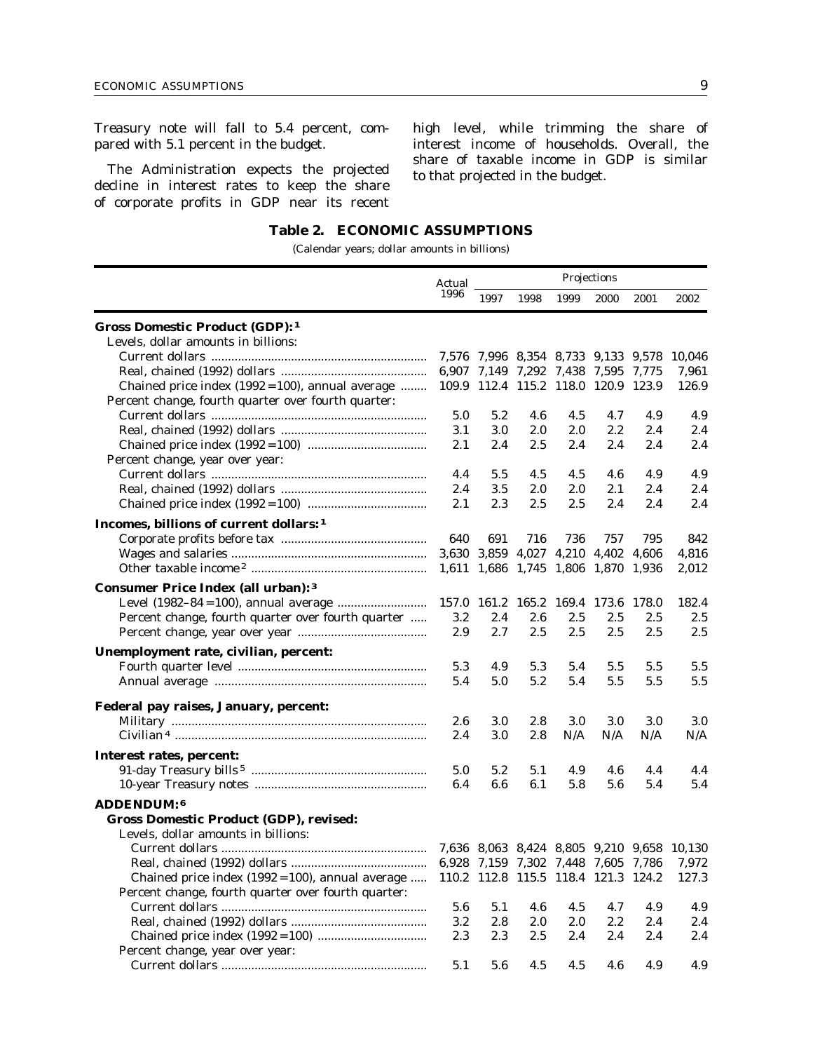Treasury note will fall to 5.4 percent, compared with 5.1 percent in the budget.

The Administration expects the projected decline in interest rates to keep the share of corporate profits in GDP near its recent high level, while trimming the share of interest income of households. Overall, the share of taxable income in GDP is similar to that projected in the budget.

## Table 2. ECONOMIC ASSUMPTIONS

(Calendar years; dollar amounts in billions)

| | Actual 1996 | Projections | | | | | |
|---|---|---|---|---|---|---|---|
| | | 1997 | 1998 | 1999 | 2000 | 2001 | 2002 |
| **Gross Domestic Product (GDP):**[1] | | | | | | | |
| Levels, dollar amounts in billions: | | | | | | | |
| Current dollars | 7,576 | 7,996 | 8,354 | 8,733 | 9,133 | 9,578 | 10,046 |
| Real, chained (1992) dollars | 6,907 | 7,149 | 7,292 | 7,438 | 7,595 | 7,775 | 7,961 |
| Chained price index (1992=100), annual average | 109.9 | 112.4 | 115.2 | 118.0 | 120.9 | 123.9 | 126.9 |
| Percent change, fourth quarter over fourth quarter: | | | | | | | |
| Current dollars | 5.0 | 5.2 | 4.6 | 4.5 | 4.7 | 4.9 | 4.9 |
| Real, chained (1992) dollars | 3.1 | 3.0 | 2.0 | 2.0 | 2.2 | 2.4 | 2.4 |
| Chained price index (1992=100) | 2.1 | 2.4 | 2.5 | 2.4 | 2.4 | 2.4 | 2.4 |
| Percent change, year over year: | | | | | | | |
| Current dollars | 4.4 | 5.5 | 4.5 | 4.5 | 4.6 | 4.9 | 4.9 |
| Real, chained (1992) dollars | 2.4 | 3.5 | 2.0 | 2.0 | 2.1 | 2.4 | 2.4 |
| Chained price index (1992=100) | 2.1 | 2.3 | 2.5 | 2.5 | 2.4 | 2.4 | 2.4 |
| **Incomes, billions of current dollars:**[1] | | | | | | | |
| Corporate profits before tax | 640 | 691 | 716 | 736 | 757 | 795 | 842 |
| Wages and salaries | 3,630 | 3,859 | 4,027 | 4,210 | 4,402 | 4,606 | 4,816 |
| Other taxable income[2] | 1,611 | 1,686 | 1,745 | 1,806 | 1,870 | 1,936 | 2,012 |
| **Consumer Price Index (all urban):**[3] | | | | | | | |
| Level (1982–84=100), annual average | 157.0 | 161.2 | 165.2 | 169.4 | 173.6 | 178.0 | 182.4 |
| Percent change, fourth quarter over fourth quarter | 3.2 | 2.4 | 2.6 | 2.5 | 2.5 | 2.5 | 2.5 |
| Percent change, year over year | 2.9 | 2.7 | 2.5 | 2.5 | 2.5 | 2.5 | 2.5 |
| **Unemployment rate, civilian, percent:** | | | | | | | |
| Fourth quarter level | 5.3 | 4.9 | 5.3 | 5.4 | 5.5 | 5.5 | 5.5 |
| Annual average | 5.4 | 5.0 | 5.2 | 5.4 | 5.5 | 5.5 | 5.5 |
| **Federal pay raises, January, percent:** | | | | | | | |
| Military | 2.6 | 3.0 | 2.8 | 3.0 | 3.0 | 3.0 | 3.0 |
| Civilian[4] | 2.4 | 3.0 | 2.8 | N/A | N/A | N/A | N/A |
| **Interest rates, percent:** | | | | | | | |
| 91-day Treasury bills[5] | 5.0 | 5.2 | 5.1 | 4.9 | 4.6 | 4.4 | 4.4 |
| 10-year Treasury notes | 6.4 | 6.6 | 6.1 | 5.8 | 5.6 | 5.4 | 5.4 |
| **ADDENDUM:**[6] | | | | | | | |
| **Gross Domestic Product (GDP), revised:** | | | | | | | |
| Levels, dollar amounts in billions: | | | | | | | |
| Current dollars | 7,636 | 8,063 | 8,424 | 8,805 | 9,210 | 9,658 | 10,130 |
| Real, chained (1992) dollars | 6,928 | 7,159 | 7,302 | 7,448 | 7,605 | 7,786 | 7,972 |
| Chained price index (1992=100), annual average | 110.2 | 112.8 | 115.5 | 118.4 | 121.3 | 124.2 | 127.3 |
| Percent change, fourth quarter over fourth quarter: | | | | | | | |
| Current dollars | 5.6 | 5.1 | 4.6 | 4.5 | 4.7 | 4.9 | 4.9 |
| Real, chained (1992) dollars | 3.2 | 2.8 | 2.0 | 2.0 | 2.2 | 2.4 | 2.4 |
| Chained price index (1992=100) | 2.3 | 2.3 | 2.5 | 2.4 | 2.4 | 2.4 | 2.4 |
| Percent change, year over year: | | | | | | | |
| Current dollars | 5.1 | 5.6 | 4.5 | 4.5 | 4.6 | 4.9 | 4.9 |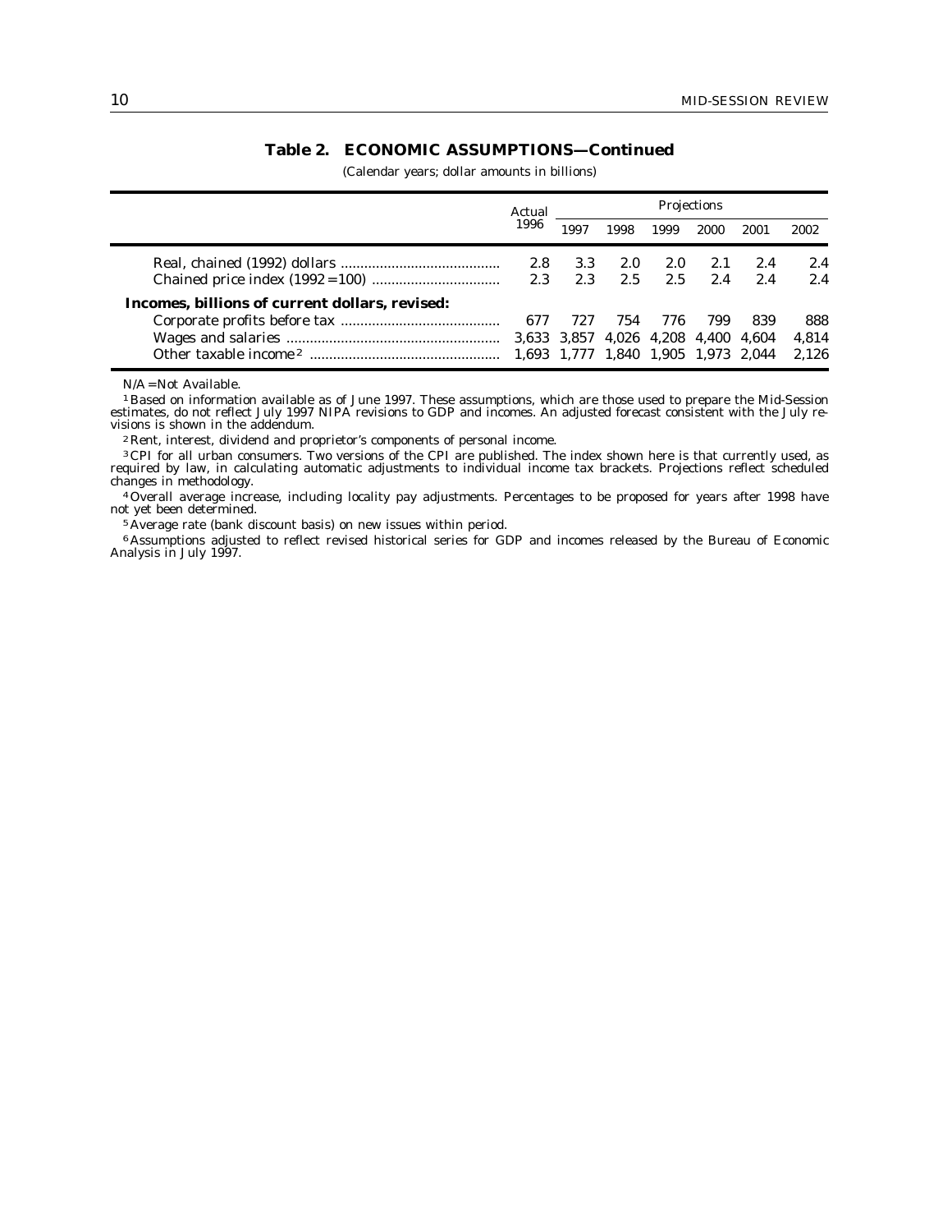## Table 2. ECONOMIC ASSUMPTIONS—Continued

(Calendar years; dollar amounts in billions)

| | Actual 1996 | Projections | | | | | |
|---|---|---|---|---|---|---|---|
| | | 1997 | 1998 | 1999 | 2000 | 2001 | 2002 |
| Real, chained (1992) dollars | 2.8 | 3.3 | 2.0 | 2.0 | 2.1 | 2.4 | 2.4 |
| Chained price index (1992=100) | 2.3 | 2.3 | 2.5 | 2.5 | 2.4 | 2.4 | 2.4 |
| **Incomes, billions of current dollars, revised:** | | | | | | | |
| Corporate profits before tax | 677 | 727 | 754 | 776 | 799 | 839 | 888 |
| Wages and salaries | 3,633 | 3,857 | 4,026 | 4,208 | 4,400 | 4,604 | 4,814 |
| Other taxable income [2] | 1,693 | 1,777 | 1,840 | 1,905 | 1,973 | 2,044 | 2,126 |

N/A = Not Available.

[1] Based on information available as of June 1997. These assumptions, which are those used to prepare the Mid-Session estimates, do not reflect July 1997 NIPA revisions to GDP and incomes. An adjusted forecast consistent with the July revisions is shown in the addendum.

[2] Rent, interest, dividend and proprietor's components of personal income.

[3] CPI for all urban consumers. Two versions of the CPI are published. The index shown here is that currently used, as required by law, in calculating automatic adjustments to individual income tax brackets. Projections reflect scheduled changes in methodology.

[4] Overall average increase, including locality pay adjustments. Percentages to be proposed for years after 1998 have not yet been determined.

[5] Average rate (bank discount basis) on new issues within period.

[6] Assumptions adjusted to reflect revised historical series for GDP and incomes released by the Bureau of Economic Analysis in July 1997.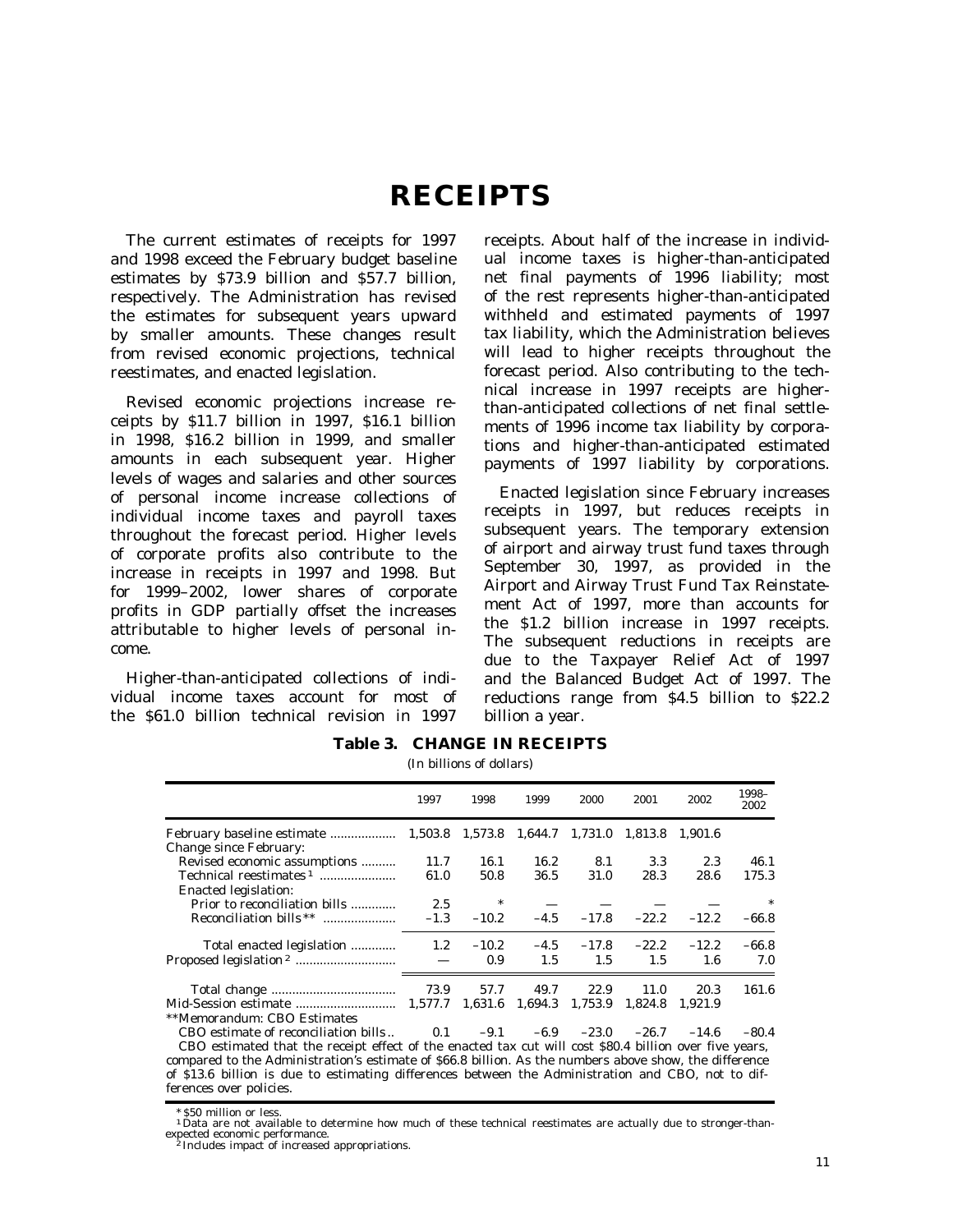# RECEIPTS

The current estimates of receipts for 1997 and 1998 exceed the February budget baseline estimates by $73.9 billion and $57.7 billion, respectively. The Administration has revised the estimates for subsequent years upward by smaller amounts. These changes result from revised economic projections, technical reestimates, and enacted legislation.

Revised economic projections increase receipts by $11.7 billion in 1997, $16.1 billion in 1998, $16.2 billion in 1999, and smaller amounts in each subsequent year. Higher levels of wages and salaries and other sources of personal income increase collections of individual income taxes and payroll taxes throughout the forecast period. Higher levels of corporate profits also contribute to the increase in receipts in 1997 and 1998. But for 1999–2002, lower shares of corporate profits in GDP partially offset the increases attributable to higher levels of personal income.

Higher-than-anticipated collections of individual income taxes account for most of the $61.0 billion technical revision in 1997 receipts. About half of the increase in individual income taxes is higher-than-anticipated net final payments of 1996 liability; most of the rest represents higher-than-anticipated withheld and estimated payments of 1997 tax liability, which the Administration believes will lead to higher receipts throughout the forecast period. Also contributing to the technical increase in 1997 receipts are higher-than-anticipated collections of net final settlements of 1996 income tax liability by corporations and higher-than-anticipated estimated payments of 1997 liability by corporations.

Enacted legislation since February increases receipts in 1997, but reduces receipts in subsequent years. The temporary extension of airport and airway trust fund taxes through September 30, 1997, as provided in the Airport and Airway Trust Fund Tax Reinstatement Act of 1997, more than accounts for the $1.2 billion increase in 1997 receipts. The subsequent reductions in receipts are due to the Taxpayer Relief Act of 1997 and the Balanced Budget Act of 1997. The reductions range from $4.5 billion to $22.2 billion a year.

**Table 3. CHANGE IN RECEIPTS**

(In billions of dollars)

| | 1997 | 1998 | 1999 | 2000 | 2001 | 2002 | 1998–2002 |
|---|---|---|---|---|---|---|---|
| February baseline estimate | 1,503.8 | 1,573.8 | 1,644.7 | 1,731.0 | 1,813.8 | 1,901.6 | |
| Change since February: | | | | | | | |
| Revised economic assumptions | 11.7 | 16.1 | 16.2 | 8.1 | 3.3 | 2.3 | 46.1 |
| Technical reestimates [1] | 61.0 | 50.8 | 36.5 | 31.0 | 28.3 | 28.6 | 175.3 |
| Enacted legislation: | | | | | | | |
| Prior to reconciliation bills | 2.5 | * | — | — | — | — | * |
| Reconciliation bills ** | –1.3 | –10.2 | –4.5 | –17.8 | –22.2 | –12.2 | –66.8 |
| Total enacted legislation | 1.2 | –10.2 | –4.5 | –17.8 | –22.2 | –12.2 | –66.8 |
| Proposed legislation [2] | — | 0.9 | 1.5 | 1.5 | 1.5 | 1.6 | 7.0 |
| Total change | 73.9 | 57.7 | 49.7 | 22.9 | 11.0 | 20.3 | 161.6 |
| Mid-Session estimate | 1,577.7 | 1,631.6 | 1,694.3 | 1,753.9 | 1,824.8 | 1,921.9 | |
| **Memorandum: CBO Estimates | | | | | | | |
| CBO estimate of reconciliation bills | 0.1 | –9.1 | –6.9 | –23.0 | –26.7 | –14.6 | –80.4 |

CBO estimated that the receipt effect of the enacted tax cut will cost $80.4 billion over five years, compared to the Administration's estimate of $66.8 billion. As the numbers above show, the difference of $13.6 billion is due to estimating differences between the Administration and CBO, not to differences over policies.

\* $50 million or less.

[1] Data are not available to determine how much of these technical reestimates are actually due to stronger-than-expected economic performance.

[2] Includes impact of increased appropriations.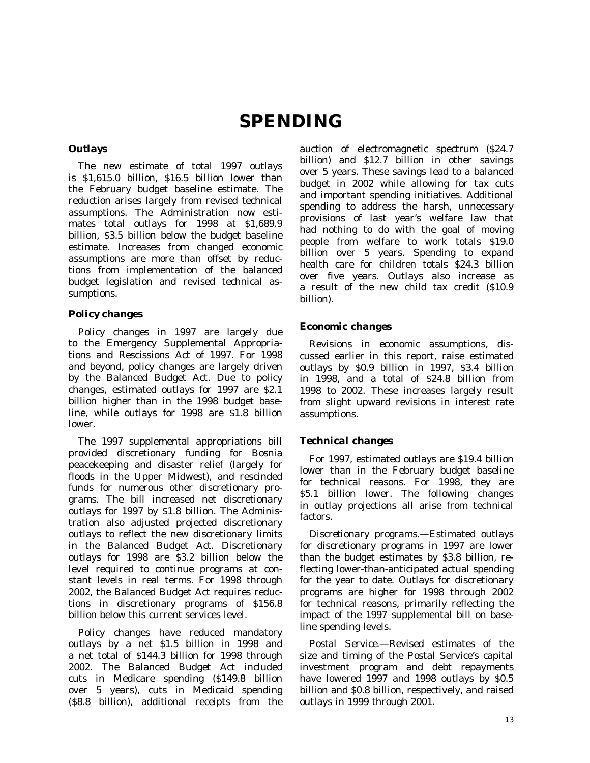# SPENDING

### Outlays

The new estimate of total 1997 outlays is $1,615.0 billion, $16.5 billion lower than the February budget baseline estimate. The reduction arises largely from revised technical assumptions. The Administration now estimates total outlays for 1998 at $1,689.9 billion, $3.5 billion below the budget baseline estimate. Increases from changed economic assumptions are more than offset by reductions from implementation of the balanced budget legislation and revised technical assumptions.

### Policy changes

Policy changes in 1997 are largely due to the Emergency Supplemental Appropriations and Rescissions Act of 1997. For 1998 and beyond, policy changes are largely driven by the Balanced Budget Act. Due to policy changes, estimated outlays for 1997 are $2.1 billion higher than in the 1998 budget baseline, while outlays for 1998 are $1.8 billion lower.

The 1997 supplemental appropriations bill provided discretionary funding for Bosnia peacekeeping and disaster relief (largely for floods in the Upper Midwest), and rescinded funds for numerous other discretionary programs. The bill increased net discretionary outlays for 1997 by $1.8 billion. The Administration also adjusted projected discretionary outlays to reflect the new discretionary limits in the Balanced Budget Act. Discretionary outlays for 1998 are $3.2 billion below the level required to continue programs at constant levels in real terms. For 1998 through 2002, the Balanced Budget Act requires reductions in discretionary programs of $156.8 billion below this current services level.

Policy changes have reduced mandatory outlays by a net $1.5 billion in 1998 and a net total of $144.3 billion for 1998 through 2002. The Balanced Budget Act included cuts in Medicare spending ($149.8 billion over 5 years), cuts in Medicaid spending ($8.8 billion), additional receipts from the auction of electromagnetic spectrum ($24.7 billion) and $12.7 billion in other savings over 5 years. These savings lead to a balanced budget in 2002 while allowing for tax cuts and important spending initiatives. Additional spending to address the harsh, unnecessary provisions of last year's welfare law that had nothing to do with the goal of moving people from welfare to work totals $19.0 billion over 5 years. Spending to expand health care for children totals $24.3 billion over five years. Outlays also increase as a result of the new child tax credit ($10.9 billion).

### Economic changes

Revisions in economic assumptions, discussed earlier in this report, raise estimated outlays by $0.9 billion in 1997, $3.4 billion in 1998, and a total of $24.8 billion from 1998 to 2002. These increases largely result from slight upward revisions in interest rate assumptions.

### Technical changes

For 1997, estimated outlays are $19.4 billion lower than in the February budget baseline for technical reasons. For 1998, they are $5.1 billion lower. The following changes in outlay projections all arise from technical factors.

*Discretionary programs.*—Estimated outlays for discretionary programs in 1997 are lower than the budget estimates by $3.8 billion, reflecting lower-than-anticipated actual spending for the year to date. Outlays for discretionary programs are higher for 1998 through 2002 for technical reasons, primarily reflecting the impact of the 1997 supplemental bill on baseline spending levels.

*Postal Service.*—Revised estimates of the size and timing of the Postal Service's capital investment program and debt repayments have lowered 1997 and 1998 outlays by $0.5 billion and $0.8 billion, respectively, and raised outlays in 1999 through 2001.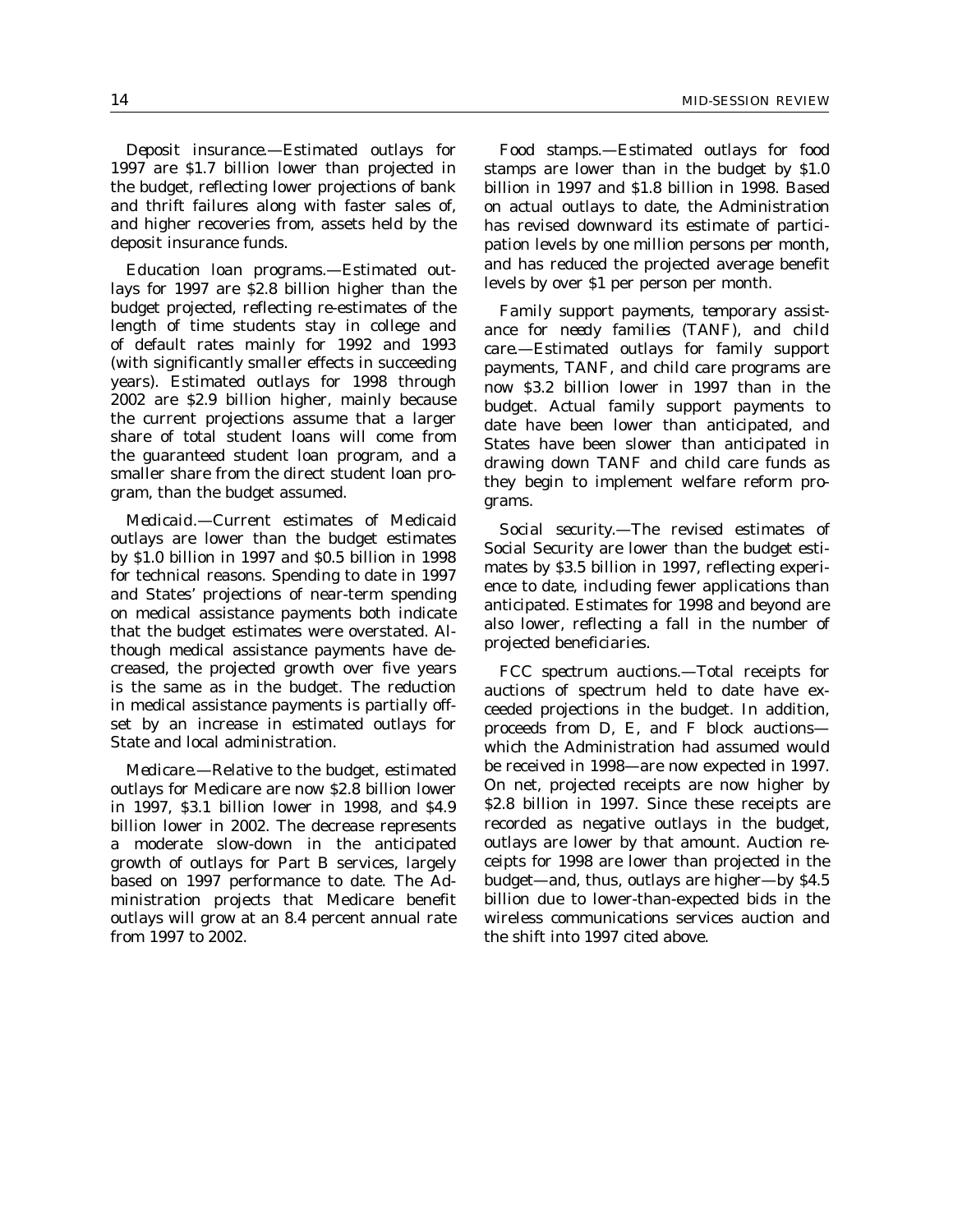*Deposit insurance.*—Estimated outlays for 1997 are $1.7 billion lower than projected in the budget, reflecting lower projections of bank and thrift failures along with faster sales of, and higher recoveries from, assets held by the deposit insurance funds.

*Education loan programs.*—Estimated outlays for 1997 are $2.8 billion higher than the budget projected, reflecting re-estimates of the length of time students stay in college and of default rates mainly for 1992 and 1993 (with significantly smaller effects in succeeding years). Estimated outlays for 1998 through 2002 are $2.9 billion higher, mainly because the current projections assume that a larger share of total student loans will come from the guaranteed student loan program, and a smaller share from the direct student loan program, than the budget assumed.

*Medicaid.*—Current estimates of Medicaid outlays are lower than the budget estimates by $1.0 billion in 1997 and $0.5 billion in 1998 for technical reasons. Spending to date in 1997 and States' projections of near-term spending on medical assistance payments both indicate that the budget estimates were overstated. Although medical assistance payments have decreased, the projected growth over five years is the same as in the budget. The reduction in medical assistance payments is partially offset by an increase in estimated outlays for State and local administration.

*Medicare.*—Relative to the budget, estimated outlays for Medicare are now $2.8 billion lower in 1997, $3.1 billion lower in 1998, and $4.9 billion lower in 2002. The decrease represents a moderate slow-down in the anticipated growth of outlays for Part B services, largely based on 1997 performance to date. The Administration projects that Medicare benefit outlays will grow at an 8.4 percent annual rate from 1997 to 2002.

*Food stamps.*—Estimated outlays for food stamps are lower than in the budget by $1.0 billion in 1997 and $1.8 billion in 1998. Based on actual outlays to date, the Administration has revised downward its estimate of participation levels by one million persons per month, and has reduced the projected average benefit levels by over $1 per person per month.

*Family support payments, temporary assistance for needy families (TANF), and child care.*—Estimated outlays for family support payments, TANF, and child care programs are now $3.2 billion lower in 1997 than in the budget. Actual family support payments to date have been lower than anticipated, and States have been slower than anticipated in drawing down TANF and child care funds as they begin to implement welfare reform programs.

*Social security.*—The revised estimates of Social Security are lower than the budget estimates by $3.5 billion in 1997, reflecting experience to date, including fewer applications than anticipated. Estimates for 1998 and beyond are also lower, reflecting a fall in the number of projected beneficiaries.

*FCC spectrum auctions.*—Total receipts for auctions of spectrum held to date have exceeded projections in the budget. In addition, proceeds from D, E, and F block auctions—which the Administration had assumed would be received in 1998—are now expected in 1997. On net, projected receipts are now higher by $2.8 billion in 1997. Since these receipts are recorded as negative outlays in the budget, outlays are lower by that amount. Auction receipts for 1998 are lower than projected in the budget—and, thus, outlays are higher—by $4.5 billion due to lower-than-expected bids in the wireless communications services auction and the shift into 1997 cited above.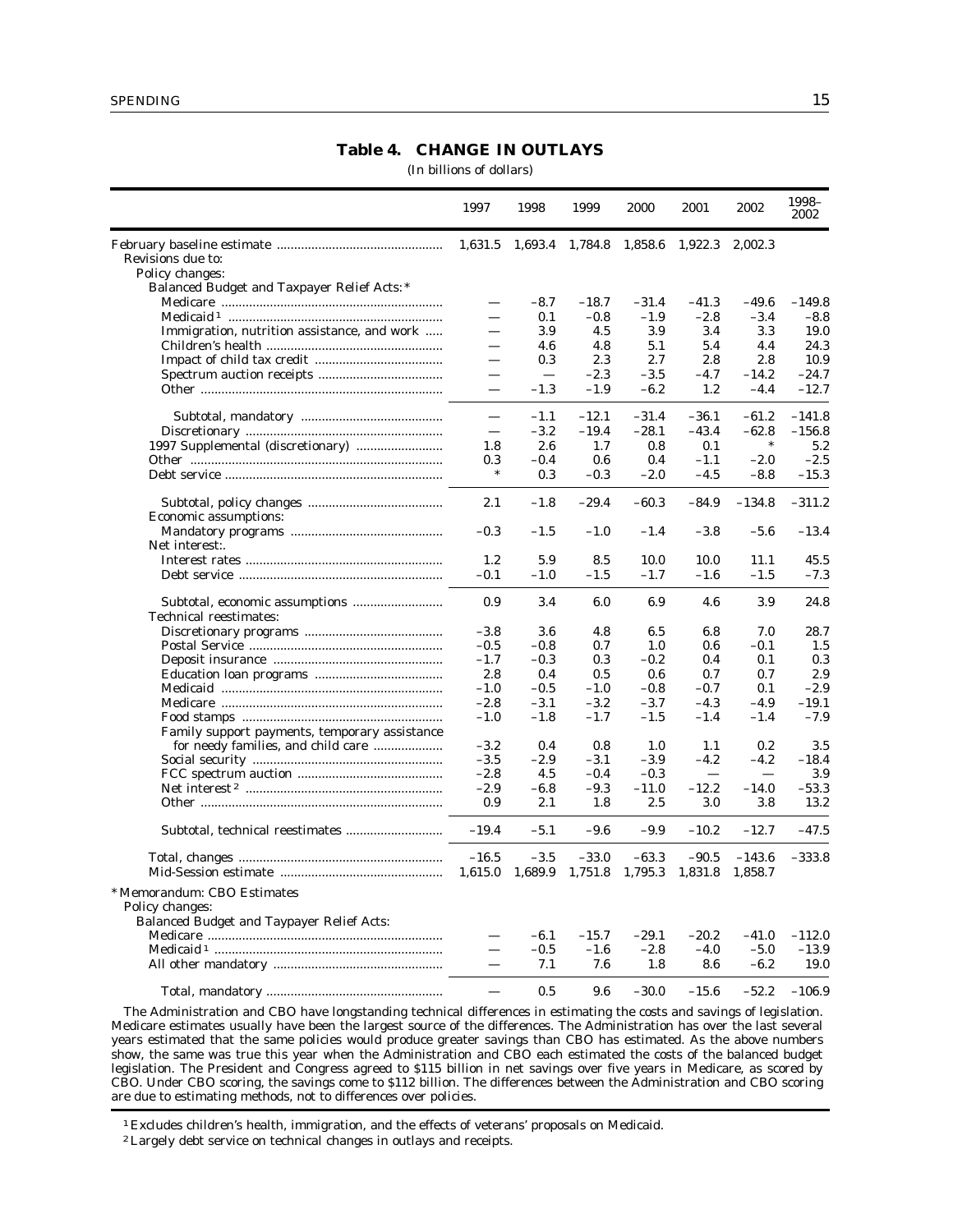## Table 4. CHANGE IN OUTLAYS

(In billions of dollars)

| | 1997 | 1998 | 1999 | 2000 | 2001 | 2002 | 1998–2002 |
|---|---|---|---|---|---|---|---|
| February baseline estimate | 1,631.5 | 1,693.4 | 1,784.8 | 1,858.6 | 1,922.3 | 2,002.3 | |
| Revisions due to: | | | | | | | |
| Policy changes: | | | | | | | |
| Balanced Budget and Taxpayer Relief Acts: * | | | | | | | |
| Medicare | — | –8.7 | –18.7 | –31.4 | –41.3 | –49.6 | –149.8 |
| Medicaid [1] | — | 0.1 | –0.8 | –1.9 | –2.8 | –3.4 | –8.8 |
| Immigration, nutrition assistance, and work | — | 3.9 | 4.5 | 3.9 | 3.4 | 3.3 | 19.0 |
| Children's health | — | 4.6 | 4.8 | 5.1 | 5.4 | 4.4 | 24.3 |
| Impact of child tax credit | — | 0.3 | 2.3 | 2.7 | 2.8 | 2.8 | 10.9 |
| Spectrum auction receipts | — | — | –2.3 | –3.5 | –4.7 | –14.2 | –24.7 |
| Other | — | –1.3 | –1.9 | –6.2 | 1.2 | –4.4 | –12.7 |
| Subtotal, mandatory | — | –1.1 | –12.1 | –31.4 | –36.1 | –61.2 | –141.8 |
| Discretionary | — | –3.2 | –19.4 | –28.1 | –43.4 | –62.8 | –156.8 |
| 1997 Supplemental (discretionary) | 1.8 | 2.6 | 1.7 | 0.8 | 0.1 | * | 5.2 |
| Other | 0.3 | –0.4 | 0.6 | 0.4 | –1.1 | –2.0 | –2.5 |
| Debt service | * | 0.3 | –0.3 | –2.0 | –4.5 | –8.8 | –15.3 |
| Subtotal, policy changes | 2.1 | –1.8 | –29.4 | –60.3 | –84.9 | –134.8 | –311.2 |
| Economic assumptions: | | | | | | | |
| Mandatory programs | –0.3 | –1.5 | –1.0 | –1.4 | –3.8 | –5.6 | –13.4 |
| Net interest:. | | | | | | | |
| Interest rates | 1.2 | 5.9 | 8.5 | 10.0 | 10.0 | 11.1 | 45.5 |
| Debt service | –0.1 | –1.0 | –1.5 | –1.7 | –1.6 | –1.5 | –7.3 |
| Subtotal, economic assumptions | 0.9 | 3.4 | 6.0 | 6.9 | 4.6 | 3.9 | 24.8 |
| Technical reestimates: | | | | | | | |
| Discretionary programs | –3.8 | 3.6 | 4.8 | 6.5 | 6.8 | 7.0 | 28.7 |
| Postal Service | –0.5 | –0.8 | 0.7 | 1.0 | 0.6 | –0.1 | 1.5 |
| Deposit insurance | –1.7 | –0.3 | 0.3 | –0.2 | 0.4 | 0.1 | 0.3 |
| Education loan programs | 2.8 | 0.4 | 0.5 | 0.6 | 0.7 | 0.7 | 2.9 |
| Medicaid | –1.0 | –0.5 | –1.0 | –0.8 | –0.7 | 0.1 | –2.9 |
| Medicare | –2.8 | –3.1 | –3.2 | –3.7 | –4.3 | –4.9 | –19.1 |
| Food stamps | –1.0 | –1.8 | –1.7 | –1.5 | –1.4 | –1.4 | –7.9 |
| Family support payments, temporary assistance for needy families, and child care | –3.2 | 0.4 | 0.8 | 1.0 | 1.1 | 0.2 | 3.5 |
| Social security | –3.5 | –2.9 | –3.1 | –3.9 | –4.2 | –4.2 | –18.4 |
| FCC spectrum auction | –2.8 | 4.5 | –0.4 | –0.3 | — | — | 3.9 |
| Net interest [2] | –2.9 | –6.8 | –9.3 | –11.0 | –12.2 | –14.0 | –53.3 |
| Other | 0.9 | 2.1 | 1.8 | 2.5 | 3.0 | 3.8 | 13.2 |
| Subtotal, technical reestimates | –19.4 | –5.1 | –9.6 | –9.9 | –10.2 | –12.7 | –47.5 |
| Total, changes | –16.5 | –3.5 | –33.0 | –63.3 | –90.5 | –143.6 | –333.8 |
| Mid-Session estimate | 1,615.0 | 1,689.9 | 1,751.8 | 1,795.3 | 1,831.8 | 1,858.7 | |
| * Memorandum: CBO Estimates | | | | | | | |
| Policy changes: | | | | | | | |
| Balanced Budget and Taypayer Relief Acts: | | | | | | | |
| Medicare | — | –6.1 | –15.7 | –29.1 | –20.2 | –41.0 | –112.0 |
| Medicaid [1] | — | –0.5 | –1.6 | –2.8 | –4.0 | –5.0 | –13.9 |
| All other mandatory | — | 7.1 | 7.6 | 1.8 | 8.6 | –6.2 | 19.0 |
| Total, mandatory | — | 0.5 | 9.6 | –30.0 | –15.6 | –52.2 | –106.9 |

The Administration and CBO have longstanding technical differences in estimating the costs and savings of legislation. Medicare estimates usually have been the largest source of the differences. The Administration has over the last several years estimated that the same policies would produce greater savings than CBO has estimated. As the above numbers show, the same was true this year when the Administration and CBO each estimated the costs of the balanced budget legislation. The President and Congress agreed to $115 billion in net savings over five years in Medicare, as scored by CBO. Under CBO scoring, the savings come to $112 billion. The differences between the Administration and CBO scoring are due to estimating methods, not to differences over policies.

[1] Excludes children's health, immigration, and the effects of veterans' proposals on Medicaid.

[2] Largely debt service on technical changes in outlays and receipts.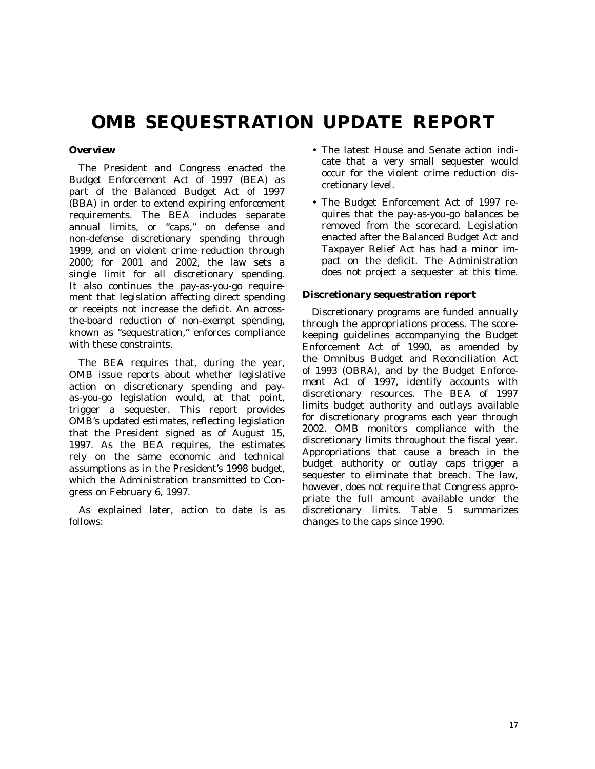# OMB SEQUESTRATION UPDATE REPORT

### *Overview*

The President and Congress enacted the Budget Enforcement Act of 1997 (BEA) as part of the Balanced Budget Act of 1997 (BBA) in order to extend expiring enforcement requirements. The BEA includes separate annual limits, or "caps," on defense and non-defense discretionary spending through 1999, and on violent crime reduction through 2000; for 2001 and 2002, the law sets a single limit for all discretionary spending. It also continues the pay-as-you-go requirement that legislation affecting direct spending or receipts not increase the deficit. An across-the-board reduction of non-exempt spending, known as "sequestration," enforces compliance with these constraints.

The BEA requires that, during the year, OMB issue reports about whether legislative action on discretionary spending and pay-as-you-go legislation would, at that point, trigger a sequester. This report provides OMB's updated estimates, reflecting legislation that the President signed as of August 15, 1997. As the BEA requires, the estimates rely on the same economic and technical assumptions as in the President's 1998 budget, which the Administration transmitted to Congress on February 6, 1997.

As explained later, action to date is as follows:

- The latest House and Senate action indicate that a very small sequester would occur for the violent crime reduction discretionary level.
- The Budget Enforcement Act of 1997 requires that the pay-as-you-go balances be removed from the scorecard. Legislation enacted after the Balanced Budget Act and Taxpayer Relief Act has had a minor impact on the deficit. The Administration does not project a sequester at this time.

### *Discretionary sequestration report*

Discretionary programs are funded annually through the appropriations process. The scorekeeping guidelines accompanying the Budget Enforcement Act of 1990, as amended by the Omnibus Budget and Reconciliation Act of 1993 (OBRA), and by the Budget Enforcement Act of 1997, identify accounts with discretionary resources. The BEA of 1997 limits budget authority and outlays available for discretionary programs each year through 2002. OMB monitors compliance with the discretionary limits throughout the fiscal year. Appropriations that cause a breach in the budget authority or outlay caps trigger a sequester to eliminate that breach. The law, however, does not require that Congress appropriate the full amount available under the discretionary limits. Table 5 summarizes changes to the caps since 1990.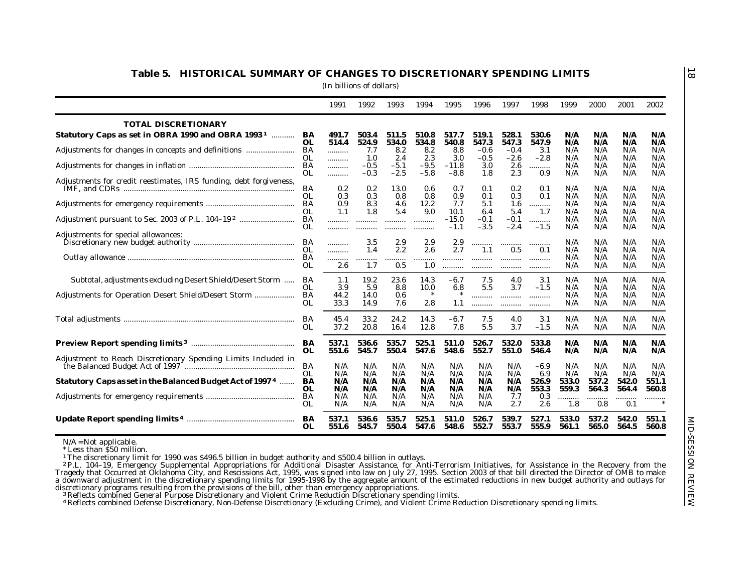## Table 5. HISTORICAL SUMMARY OF CHANGES TO DISCRETIONARY SPENDING LIMITS

(In billions of dollars)

| | | 1991 | 1992 | 1993 | 1994 | 1995 | 1996 | 1997 | 1998 | 1999 | 2000 | 2001 | 2002 |
|---|---|---|---|---|---|---|---|---|---|---|---|---|---|
| **TOTAL DISCRETIONARY** | | | | | | | | | | | | | |
| **Statutory Caps as set in OBRA 1990 and OBRA 1993** [1] | **BA** | **491.7** | **503.4** | **511.5** | **510.8** | **517.7** | **519.1** | **528.1** | **530.6** | **N/A** | **N/A** | **N/A** | **N/A** |
| | **OL** | **514.4** | **524.9** | **534.0** | **534.8** | **540.8** | **547.3** | **547.3** | **547.9** | **N/A** | **N/A** | **N/A** | **N/A** |
| Adjustments for changes in concepts and definitions | BA | .......... | 7.7 | 8.2 | 8.2 | 8.8 | –0.6 | –0.4 | 3.1 | N/A | N/A | N/A | N/A |
| | OL | .......... | 1.0 | 2.4 | 2.3 | 3.0 | –0.5 | –2.6 | –2.8 | N/A | N/A | N/A | N/A |
| Adjustments for changes in inflation | BA | .......... | –0.5 | –5.1 | –9.5 | –11.8 | 3.0 | 2.6 | .......... | N/A | N/A | N/A | N/A |
| | OL | .......... | –0.3 | –2.5 | –5.8 | –8.8 | 1.8 | 2.3 | 0.9 | N/A | N/A | N/A | N/A |
| Adjustments for credit reestimates, IRS funding, debt forgiveness, IMF, and CDRs | BA | 0.2 | 0.2 | 13.0 | 0.6 | 0.7 | 0.1 | 0.2 | 0.1 | N/A | N/A | N/A | N/A |
| | OL | 0.3 | 0.3 | 0.8 | 0.8 | 0.9 | 0.1 | 0.3 | 0.1 | N/A | N/A | N/A | N/A |
| Adjustments for emergency requirements | BA | 0.9 | 8.3 | 4.6 | 12.2 | 7.7 | 5.1 | 1.6 | .......... | N/A | N/A | N/A | N/A |
| | OL | 1.1 | 1.8 | 5.4 | 9.0 | 10.1 | 6.4 | 5.4 | 1.7 | N/A | N/A | N/A | N/A |
| Adjustment pursuant to Sec. 2003 of P.L. 104–19 [2] | BA | .......... | .......... | .......... | .......... | –15.0 | –0.1 | –0.1 | .......... | N/A | N/A | N/A | N/A |
| | OL | .......... | .......... | .......... | .......... | –1.1 | –3.5 | –2.4 | –1.5 | N/A | N/A | N/A | N/A |
| Adjustments for special allowances: | | | | | | | | | | | | | |
| Discretionary new budget authority | BA | .......... | 3.5 | 2.9 | 2.9 | 2.9 | .......... | .......... | .......... | N/A | N/A | N/A | N/A |
| | OL | .......... | 1.4 | 2.2 | 2.6 | 2.7 | 1.1 | 0.5 | 0.1 | N/A | N/A | N/A | N/A |
| Outlay allowance | BA | .......... | .......... | .......... | .......... | .......... | .......... | .......... | .......... | N/A | N/A | N/A | N/A |
| | OL | 2.6 | 1.7 | 0.5 | 1.0 | .......... | .......... | .......... | .......... | N/A | N/A | N/A | N/A |
| Subtotal, adjustments excluding Desert Shield/Desert Storm | BA | 1.1 | 19.2 | 23.6 | 14.3 | –6.7 | 7.5 | 4.0 | 3.1 | N/A | N/A | N/A | N/A |
| | OL | 3.9 | 5.9 | 8.8 | 10.0 | 6.8 | 5.5 | 3.7 | –1.5 | N/A | N/A | N/A | N/A |
| Adjustments for Operation Desert Shield/Desert Storm | BA | 44.2 | 14.0 | 0.6 | * | * | .......... | .......... | .......... | N/A | N/A | N/A | N/A |
| | OL | 33.3 | 14.9 | 7.6 | 2.8 | 1.1 | .......... | .......... | .......... | N/A | N/A | N/A | N/A |
| Total adjustments | BA | 45.4 | 33.2 | 24.2 | 14.3 | –6.7 | 7.5 | 4.0 | 3.1 | N/A | N/A | N/A | N/A |
| | OL | 37.2 | 20.8 | 16.4 | 12.8 | 7.8 | 5.5 | 3.7 | –1.5 | N/A | N/A | N/A | N/A |
| **Preview Report spending limits** [3] | **BA** | **537.1** | **536.6** | **535.7** | **525.1** | **511.0** | **526.7** | **532.0** | **533.8** | **N/A** | **N/A** | **N/A** | **N/A** |
| | **OL** | **551.6** | **545.7** | **550.4** | **547.6** | **548.6** | **552.7** | **551.0** | **546.4** | **N/A** | **N/A** | **N/A** | **N/A** |
| Adjustment to Reach Discretionary Spending Limits Included in the Balanced Budget Act of 1997 | BA | N/A | N/A | N/A | N/A | N/A | N/A | N/A | –6.9 | N/A | N/A | N/A | N/A |
| | OL | N/A | N/A | N/A | N/A | N/A | N/A | N/A | 6.9 | N/A | N/A | N/A | N/A |
| **Statutory Caps as set in the Balanced Budget Act of 1997** [4] | **BA** | **N/A** | **N/A** | **N/A** | **N/A** | **N/A** | **N/A** | **N/A** | **526.9** | **533.0** | **537.2** | **542.0** | **551.1** |
| | **OL** | **N/A** | **N/A** | **N/A** | **N/A** | **N/A** | **N/A** | **N/A** | **553.3** | **559.3** | **564.3** | **564.4** | **560.8** |
| Adjustments for emergency requirements | BA | N/A | N/A | N/A | N/A | N/A | N/A | 7.7 | 0.3 | .......... | .......... | .......... | .......... |
| | OL | N/A | N/A | N/A | N/A | N/A | N/A | 2.7 | 2.6 | 1.8 | 0.8 | 0.1 | * |
| **Update Report spending limits** [4] | **BA** | **537.1** | **536.6** | **535.7** | **525.1** | **511.0** | **526.7** | **539.7** | **527.1** | **533.0** | **537.2** | **542.0** | **551.1** |
| | **OL** | **551.6** | **545.7** | **550.4** | **547.6** | **548.6** | **552.7** | **553.7** | **555.9** | **561.1** | **565.0** | **564.5** | **560.8** |

N/A = Not applicable.

* Less than $50 million.

[1] The discretionary limit for 1990 was $496.5 billion in budget authority and $500.4 billion in outlays.

[2] P.L. 104–19, Emergency Supplemental Appropriations for Additional Disaster Assistance, for Anti-Terrorism Initiatives, for Assistance in the Recovery from the Tragedy that Occurred at Oklahoma City, and Rescissions Act, 1995, was signed into law on July 27, 1995. Section 2003 of that bill directed the Director of OMB to make a downward adjustment in the discretionary spending limits for 1995-1998 by the aggregate amount of the estimated reductions in new budget authority and outlays for discretionary programs resulting from the provisions of the bill, other than emergency appropriations.

[3] Reflects combined General Purpose Discretionary and Violent Crime Reduction Discretionary spending limits.

[4] Reflects combined Defense Discretionary, Non-Defense Discretionary (Excluding Crime), and Violent Crime Reduction Discretionary spending limits.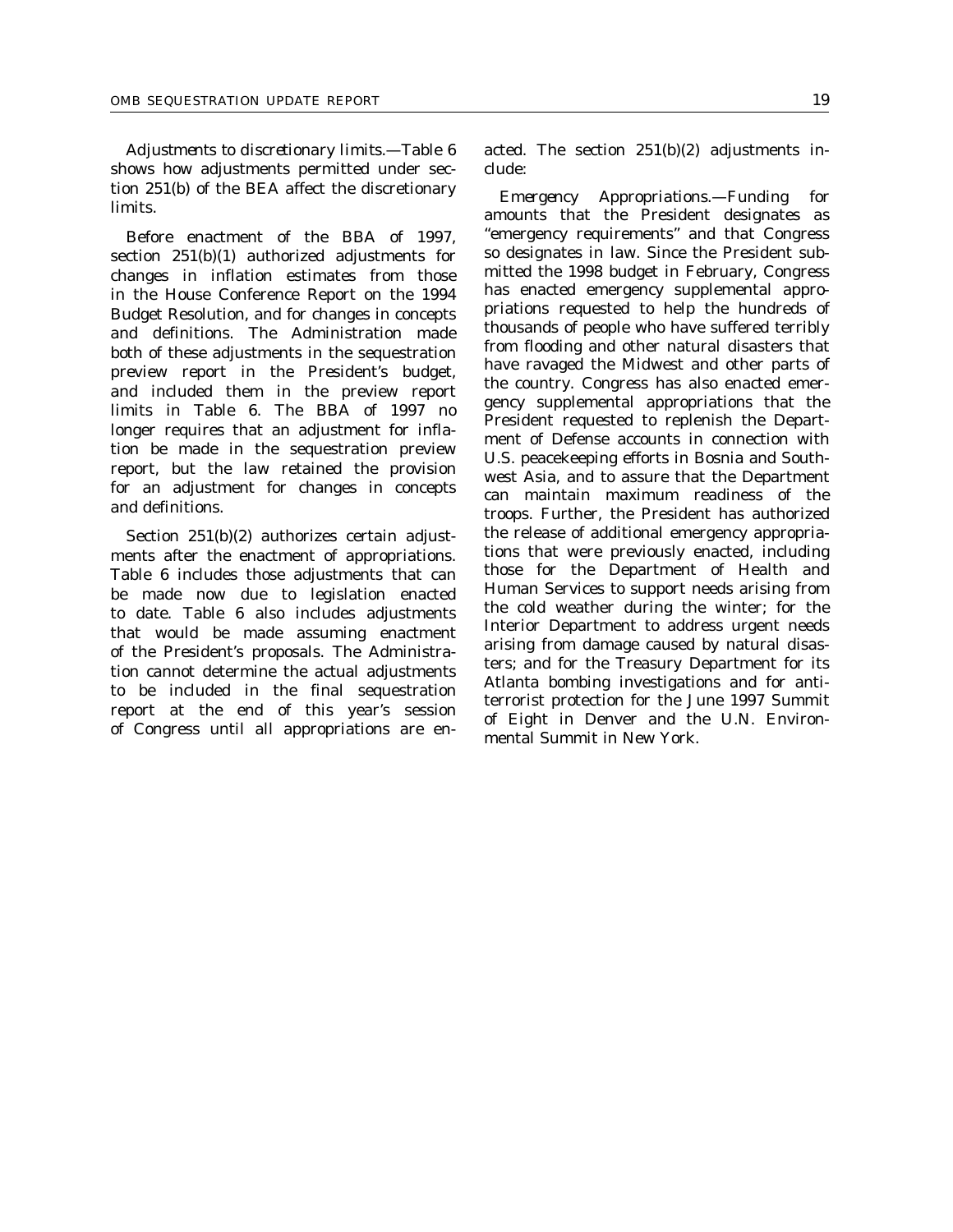*Adjustments to discretionary limits.*—Table 6 shows how adjustments permitted under section 251(b) of the BEA affect the discretionary limits.

Before enactment of the BBA of 1997, section 251(b)(1) authorized adjustments for changes in inflation estimates from those in the House Conference Report on the 1994 Budget Resolution, and for changes in concepts and definitions. The Administration made both of these adjustments in the sequestration preview report in the President's budget, and included them in the preview report limits in Table 6. The BBA of 1997 no longer requires that an adjustment for inflation be made in the sequestration preview report, but the law retained the provision for an adjustment for changes in concepts and definitions.

Section 251(b)(2) authorizes certain adjustments after the enactment of appropriations. Table 6 includes those adjustments that can be made now due to legislation enacted to date. Table 6 also includes adjustments that would be made assuming enactment of the President's proposals. The Administration cannot determine the actual adjustments to be included in the final sequestration report at the end of this year's session of Congress until all appropriations are enacted. The section 251(b)(2) adjustments include:

*Emergency Appropriations.*—Funding for amounts that the President designates as "emergency requirements" and that Congress so designates in law. Since the President submitted the 1998 budget in February, Congress has enacted emergency supplemental appropriations requested to help the hundreds of thousands of people who have suffered terribly from flooding and other natural disasters that have ravaged the Midwest and other parts of the country. Congress has also enacted emergency supplemental appropriations that the President requested to replenish the Department of Defense accounts in connection with U.S. peacekeeping efforts in Bosnia and Southwest Asia, and to assure that the Department can maintain maximum readiness of the troops. Further, the President has authorized the release of additional emergency appropriations that were previously enacted, including those for the Department of Health and Human Services to support needs arising from the cold weather during the winter; for the Interior Department to address urgent needs arising from damage caused by natural disasters; and for the Treasury Department for its Atlanta bombing investigations and for anti-terrorist protection for the June 1997 Summit of Eight in Denver and the U.N. Environmental Summit in New York.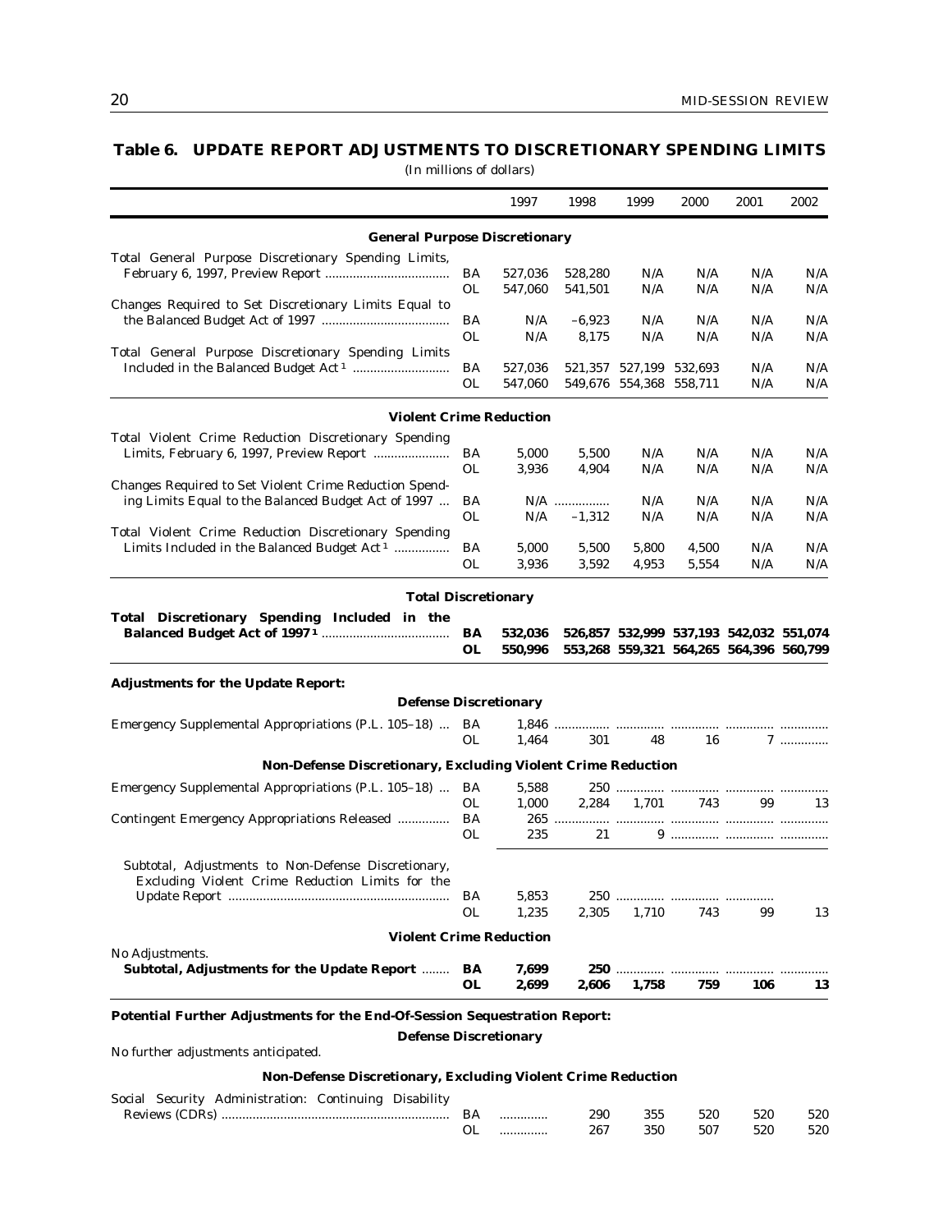## Table 6. UPDATE REPORT ADJUSTMENTS TO DISCRETIONARY SPENDING LIMITS

(In millions of dollars)

| | | 1997 | 1998 | 1999 | 2000 | 2001 | 2002 |
|---|---|---|---|---|---|---|---|
| **General Purpose Discretionary** | | | | | | | |
| Total General Purpose Discretionary Spending Limits, February 6, 1997, Preview Report | BA | 527,036 | 528,280 | N/A | N/A | N/A | N/A |
| | OL | 547,060 | 541,501 | N/A | N/A | N/A | N/A |
| Changes Required to Set Discretionary Limits Equal to the Balanced Budget Act of 1997 | BA | N/A | –6,923 | N/A | N/A | N/A | N/A |
| | OL | N/A | 8,175 | N/A | N/A | N/A | N/A |
| Total General Purpose Discretionary Spending Limits Included in the Balanced Budget Act [1] | BA | 527,036 | 521,357 | 527,199 | 532,693 | N/A | N/A |
| | OL | 547,060 | 549,676 | 554,368 | 558,711 | N/A | N/A |
| **Violent Crime Reduction** | | | | | | | |
| Total Violent Crime Reduction Discretionary Spending Limits, February 6, 1997, Preview Report | BA | 5,000 | 5,500 | N/A | N/A | N/A | N/A |
| | OL | 3,936 | 4,904 | N/A | N/A | N/A | N/A |
| Changes Required to Set Violent Crime Reduction Spending Limits Equal to the Balanced Budget Act of 1997 | BA | N/A | .............. | N/A | N/A | N/A | N/A |
| | OL | N/A | –1,312 | N/A | N/A | N/A | N/A |
| Total Violent Crime Reduction Discretionary Spending Limits Included in the Balanced Budget Act [1] | BA | 5,000 | 5,500 | 5,800 | 4,500 | N/A | N/A |
| | OL | 3,936 | 3,592 | 4,953 | 5,554 | N/A | N/A |
| **Total Discretionary** | | | | | | | |
| **Total Discretionary Spending Included in the Balanced Budget Act of 1997 [1]** | **BA** | **532,036** | **526,857** | **532,999** | **537,193** | **542,032** | **551,074** |
| | **OL** | **550,996** | **553,268** | **559,321** | **564,265** | **564,396** | **560,799** |
| **Adjustments for the Update Report:** | | | | | | | |
| **Defense Discretionary** | | | | | | | |
| Emergency Supplemental Appropriations (P.L. 105–18) | BA | 1,846 | .............. | .............. | .............. | .............. | .............. |
| | OL | 1,464 | 301 | 48 | 16 | 7 | .............. |
| **Non-Defense Discretionary, Excluding Violent Crime Reduction** | | | | | | | |
| Emergency Supplemental Appropriations (P.L. 105–18) | BA | 5,588 | 250 | .............. | .............. | .............. | .............. |
| | OL | 1,000 | 2,284 | 1,701 | 743 | 99 | 13 |
| Contingent Emergency Appropriations Released | BA | 265 | .............. | .............. | .............. | .............. | .............. |
| | OL | 235 | 21 | 9 | .............. | .............. | .............. |
| Subtotal, Adjustments to Non-Defense Discretionary, Excluding Violent Crime Reduction Limits for the Update Report | BA | 5,853 | 250 | .............. | .............. | .............. | |
| | OL | 1,235 | 2,305 | 1,710 | 743 | 99 | 13 |
| **Violent Crime Reduction** | | | | | | | |
| No Adjustments. | | | | | | | |
| **Subtotal, Adjustments for the Update Report** | **BA** | **7,699** | **250** | .............. | .............. | .............. | .............. |
| | **OL** | **2,699** | **2,606** | **1,758** | **759** | **106** | **13** |
| **Potential Further Adjustments for the End-Of-Session Sequestration Report:** | | | | | | | |
| **Defense Discretionary** | | | | | | | |
| No further adjustments anticipated. | | | | | | | |
| **Non-Defense Discretionary, Excluding Violent Crime Reduction** | | | | | | | |
| Social Security Administration: Continuing Disability Reviews (CDRs) | BA | .............. | 290 | 355 | 520 | 520 | 520 |
| | OL | .............. | 267 | 350 | 507 | 520 | 520 |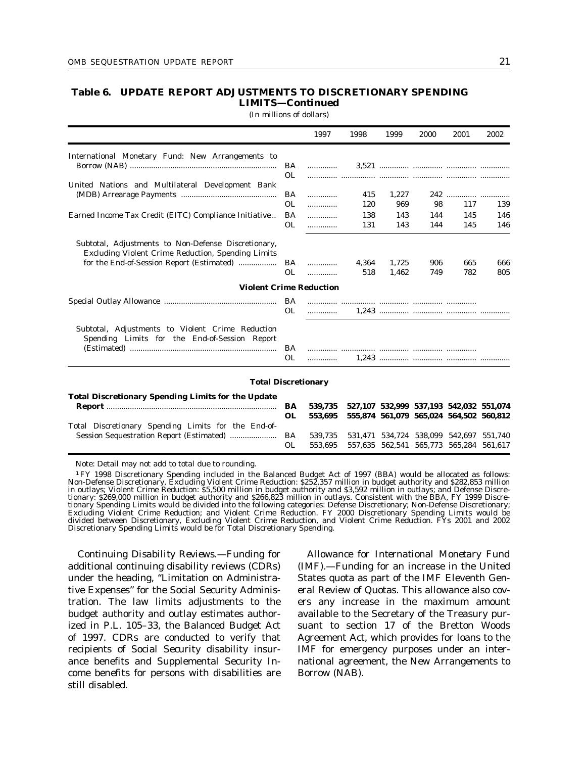**Table 6. UPDATE REPORT ADJUSTMENTS TO DISCRETIONARY SPENDING LIMITS—Continued**

(In millions of dollars)

| | | 1997 | 1998 | 1999 | 2000 | 2001 | 2002 |
|---|---|---|---|---|---|---|---|
| International Monetary Fund: New Arrangements to Borrow (NAB) | BA | .............. | 3,521 | .............. | .............. | .............. | .............. |
| | OL | .............. | .............. | .............. | .............. | .............. | .............. |
| United Nations and Multilateral Development Bank (MDB) Arrearage Payments | BA | .............. | 415 | 1,227 | 242 | .............. | .............. |
| | OL | .............. | 120 | 969 | 98 | 117 | 139 |
| Earned Income Tax Credit (EITC) Compliance Initiative | BA | .............. | 138 | 143 | 144 | 145 | 146 |
| | OL | .............. | 131 | 143 | 144 | 145 | 146 |
| Subtotal, Adjustments to Non-Defense Discretionary, Excluding Violent Crime Reduction, Spending Limits for the End-of-Session Report (Estimated) | BA | .............. | 4,364 | 1,725 | 906 | 665 | 666 |
| | OL | .............. | 518 | 1,462 | 749 | 782 | 805 |
| **Violent Crime Reduction** | | | | | | | |
| Special Outlay Allowance | BA | .............. | .............. | .............. | .............. | .............. | |
| | OL | .............. | 1,243 | .............. | .............. | .............. | .............. |
| Subtotal, Adjustments to Violent Crime Reduction Spending Limits for the End-of-Session Report (Estimated) | BA | .............. | .............. | .............. | .............. | .............. | |
| | OL | .............. | 1,243 | .............. | .............. | .............. | .............. |
| **Total Discretionary** | | | | | | | |
| **Total Discretionary Spending Limits for the Update Report** | **BA** | **539,735** | **527,107** | **532,999** | **537,193** | **542,032** | **551,074** |
| | **OL** | **553,695** | **555,874** | **561,079** | **565,024** | **564,502** | **560,812** |
| Total Discretionary Spending Limits for the End-of-Session Sequestration Report (Estimated) | BA | 539,735 | 531,471 | 534,724 | 538,099 | 542,697 | 551,740 |
| | OL | 553,695 | 557,635 | 562,541 | 565,773 | 565,284 | 561,617 |

Note: Detail may not add to total due to rounding.

[1] FY 1998 Discretionary Spending included in the Balanced Budget Act of 1997 (BBA) would be allocated as follows: Non-Defense Discretionary, Excluding Violent Crime Reduction: $252,357 million in budget authority and $282,853 million in outlays; Violent Crime Reduction: $5,500 million in budget authority and $3,592 million in outlays; and Defense Discretionary: $269,000 million in budget authority and $266,823 million in outlays. Consistent with the BBA, FY 1999 Discretionary Spending Limits would be divided into the following categories: Defense Discretionary; Non-Defense Discretionary; Excluding Violent Crime Reduction; and Violent Crime Reduction. FY 2000 Discretionary Spending Limits would be divided between Discretionary, Excluding Violent Crime Reduction, and Violent Crime Reduction. FYs 2001 and 2002 Discretionary Spending Limits would be for Total Discretionary Spending.

*Continuing Disability Reviews.*—Funding for additional continuing disability reviews (CDRs) under the heading, "Limitation on Administrative Expenses" for the Social Security Administration. The law limits adjustments to the budget authority and outlay estimates authorized in P.L. 105–33, the Balanced Budget Act of 1997. CDRs are conducted to verify that recipients of Social Security disability insurance benefits and Supplemental Security Income benefits for persons with disabilities are still disabled.

*Allowance for International Monetary Fund (IMF).*—Funding for an increase in the United States quota as part of the IMF Eleventh General Review of Quotas. This allowance also covers any increase in the maximum amount available to the Secretary of the Treasury pursuant to section 17 of the Bretton Woods Agreement Act, which provides for loans to the IMF for emergency purposes under an international agreement, the New Arrangements to Borrow (NAB).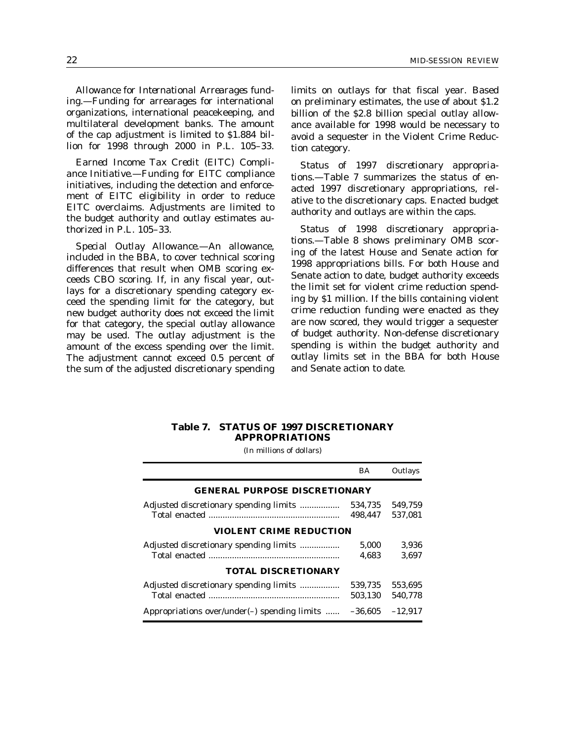*Allowance for International Arrearages funding.*—Funding for arrearages for international organizations, international peacekeeping, and multilateral development banks. The amount of the cap adjustment is limited to $1.884 billion for 1998 through 2000 in P.L. 105–33.

*Earned Income Tax Credit (EITC) Compliance Initiative.*—Funding for EITC compliance initiatives, including the detection and enforcement of EITC eligibility in order to reduce EITC overclaims. Adjustments are limited to the budget authority and outlay estimates authorized in P.L. 105–33.

*Special Outlay Allowance.*—An allowance, included in the BBA, to cover technical scoring differences that result when OMB scoring exceeds CBO scoring. If, in any fiscal year, outlays for a discretionary spending category exceed the spending limit for the category, but new budget authority does not exceed the limit for that category, the special outlay allowance may be used. The outlay adjustment is the amount of the excess spending over the limit. The adjustment cannot exceed 0.5 percent of the sum of the adjusted discretionary spending limits on outlays for that fiscal year. Based on preliminary estimates, the use of about $1.2 billion of the $2.8 billion special outlay allowance available for 1998 would be necessary to avoid a sequester in the Violent Crime Reduction category.

*Status of 1997 discretionary appropriations.*—Table 7 summarizes the status of enacted 1997 discretionary appropriations, relative to the discretionary caps. Enacted budget authority and outlays are within the caps.

*Status of 1998 discretionary appropriations.*—Table 8 shows preliminary OMB scoring of the latest House and Senate action for 1998 appropriations bills. For both House and Senate action to date, budget authority exceeds the limit set for violent crime reduction spending by $1 million. If the bills containing violent crime reduction funding were enacted as they are now scored, they would trigger a sequester of budget authority. Non-defense discretionary spending is within the budget authority and outlay limits set in the BBA for both House and Senate action to date.

**Table 7. STATUS OF 1997 DISCRETIONARY APPROPRIATIONS**

(In millions of dollars)

| | BA | Outlays |
|---|---|---|
| **GENERAL PURPOSE DISCRETIONARY** | | |
| Adjusted discretionary spending limits | 534,735 | 549,759 |
| Total enacted | 498,447 | 537,081 |
| **VIOLENT CRIME REDUCTION** | | |
| Adjusted discretionary spending limits | 5,000 | 3,936 |
| Total enacted | 4,683 | 3,697 |
| **TOTAL DISCRETIONARY** | | |
| Adjusted discretionary spending limits | 539,735 | 553,695 |
| Total enacted | 503,130 | 540,778 |
| Appropriations over/under(–) spending limits | –36,605 | –12,917 |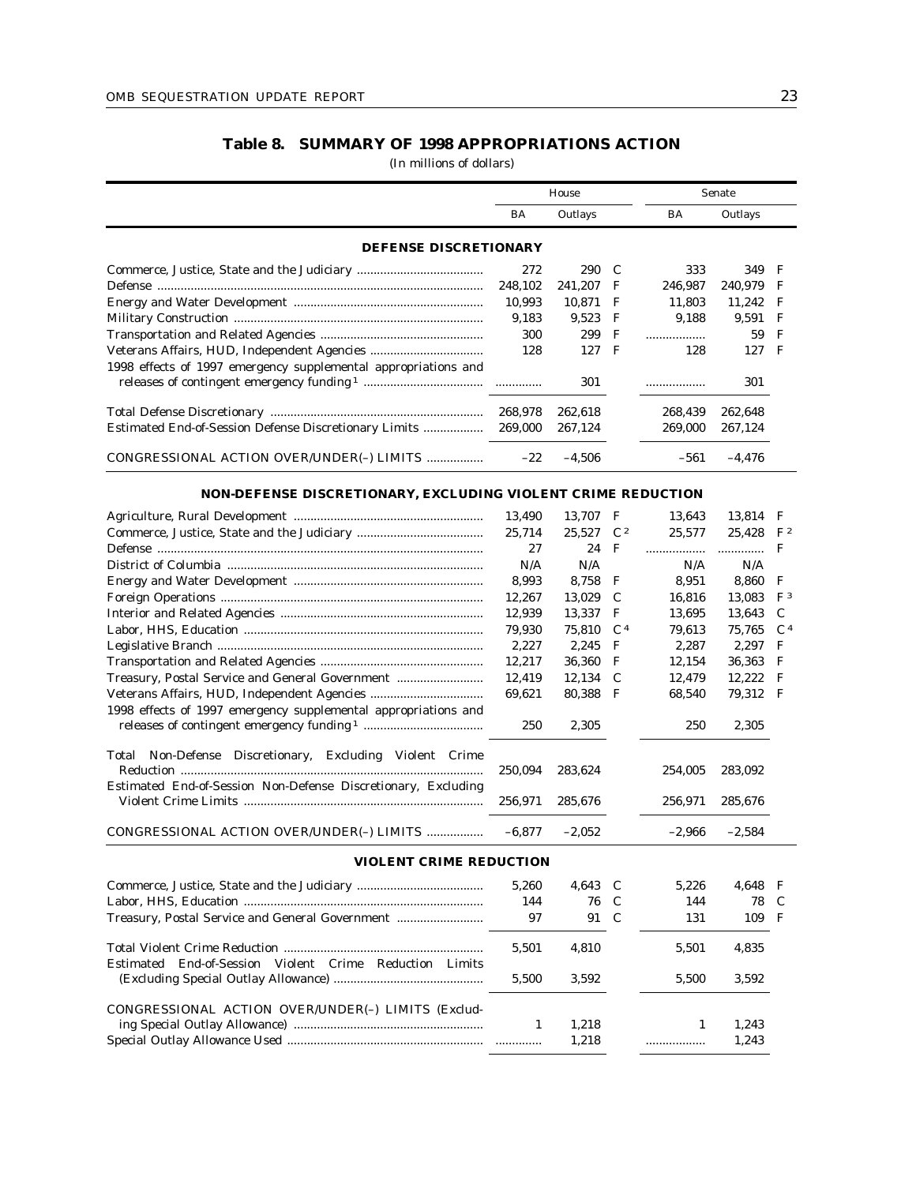## Table 8. SUMMARY OF 1998 APPROPRIATIONS ACTION

(In millions of dollars)

| | House | | | Senate | | |
|---|---|---|---|---|---|---|
| | BA | Outlays | | BA | Outlays | |
| **DEFENSE DISCRETIONARY** | | | | | | |
| Commerce, Justice, State and the Judiciary | 272 | 290 | C | 333 | 349 | F |
| Defense | 248,102 | 241,207 | F | 246,987 | 240,979 | F |
| Energy and Water Development | 10,993 | 10,871 | F | 11,803 | 11,242 | F |
| Military Construction | 9,183 | 9,523 | F | 9,188 | 9,591 | F |
| Transportation and Related Agencies | 300 | 299 | F | .................. | 59 | F |
| Veterans Affairs, HUD, Independent Agencies | 128 | 127 | F | 128 | 127 | F |
| 1998 effects of 1997 emergency supplemental appropriations and releases of contingent emergency funding [1] | ............. | 301 | | .................. | 301 | |
| Total Defense Discretionary | 268,978 | 262,618 | | 268,439 | 262,648 | |
| Estimated End-of-Session Defense Discretionary Limits | 269,000 | 267,124 | | 269,000 | 267,124 | |
| CONGRESSIONAL ACTION OVER/UNDER(–) LIMITS | –22 | –4,506 | | –561 | –4,476 | |
| **NON-DEFENSE DISCRETIONARY, EXCLUDING VIOLENT CRIME REDUCTION** | | | | | | |
| Agriculture, Rural Development | 13,490 | 13,707 | F | 13,643 | 13,814 | F |
| Commerce, Justice, State and the Judiciary | 25,714 | 25,527 | C [2] | 25,577 | 25,428 | F [2] |
| Defense | 27 | 24 | F | .................. | .............. | F |
| District of Columbia | N/A | N/A | | N/A | N/A | |
| Energy and Water Development | 8,993 | 8,758 | F | 8,951 | 8,860 | F |
| Foreign Operations | 12,267 | 13,029 | C | 16,816 | 13,083 | F [3] |
| Interior and Related Agencies | 12,939 | 13,337 | F | 13,695 | 13,643 | C |
| Labor, HHS, Education | 79,930 | 75,810 | C [4] | 79,613 | 75,765 | C [4] |
| Legislative Branch | 2,227 | 2,245 | F | 2,287 | 2,297 | F |
| Transportation and Related Agencies | 12,217 | 36,360 | F | 12,154 | 36,363 | F |
| Treasury, Postal Service and General Government | 12,419 | 12,134 | C | 12,479 | 12,222 | F |
| Veterans Affairs, HUD, Independent Agencies | 69,621 | 80,388 | F | 68,540 | 79,312 | F |
| 1998 effects of 1997 emergency supplemental appropriations and releases of contingent emergency funding [1] | 250 | 2,305 | | 250 | 2,305 | |
| Total Non-Defense Discretionary, Excluding Violent Crime Reduction | 250,094 | 283,624 | | 254,005 | 283,092 | |
| Estimated End-of-Session Non-Defense Discretionary, Excluding Violent Crime Limits | 256,971 | 285,676 | | 256,971 | 285,676 | |
| CONGRESSIONAL ACTION OVER/UNDER(–) LIMITS | –6,877 | –2,052 | | –2,966 | –2,584 | |
| **VIOLENT CRIME REDUCTION** | | | | | | |
| Commerce, Justice, State and the Judiciary | 5,260 | 4,643 | C | 5,226 | 4,648 | F |
| Labor, HHS, Education | 144 | 76 | C | 144 | 78 | C |
| Treasury, Postal Service and General Government | 97 | 91 | C | 131 | 109 | F |
| Total Violent Crime Reduction | 5,501 | 4,810 | | 5,501 | 4,835 | |
| Estimated End-of-Session Violent Crime Reduction Limits (Excluding Special Outlay Allowance) | 5,500 | 3,592 | | 5,500 | 3,592 | |
| CONGRESSIONAL ACTION OVER/UNDER(–) LIMITS (Excluding Special Outlay Allowance) | 1 | 1,218 | | 1 | 1,243 | |
| Special Outlay Allowance Used | ............. | 1,218 | | .................. | 1,243 | |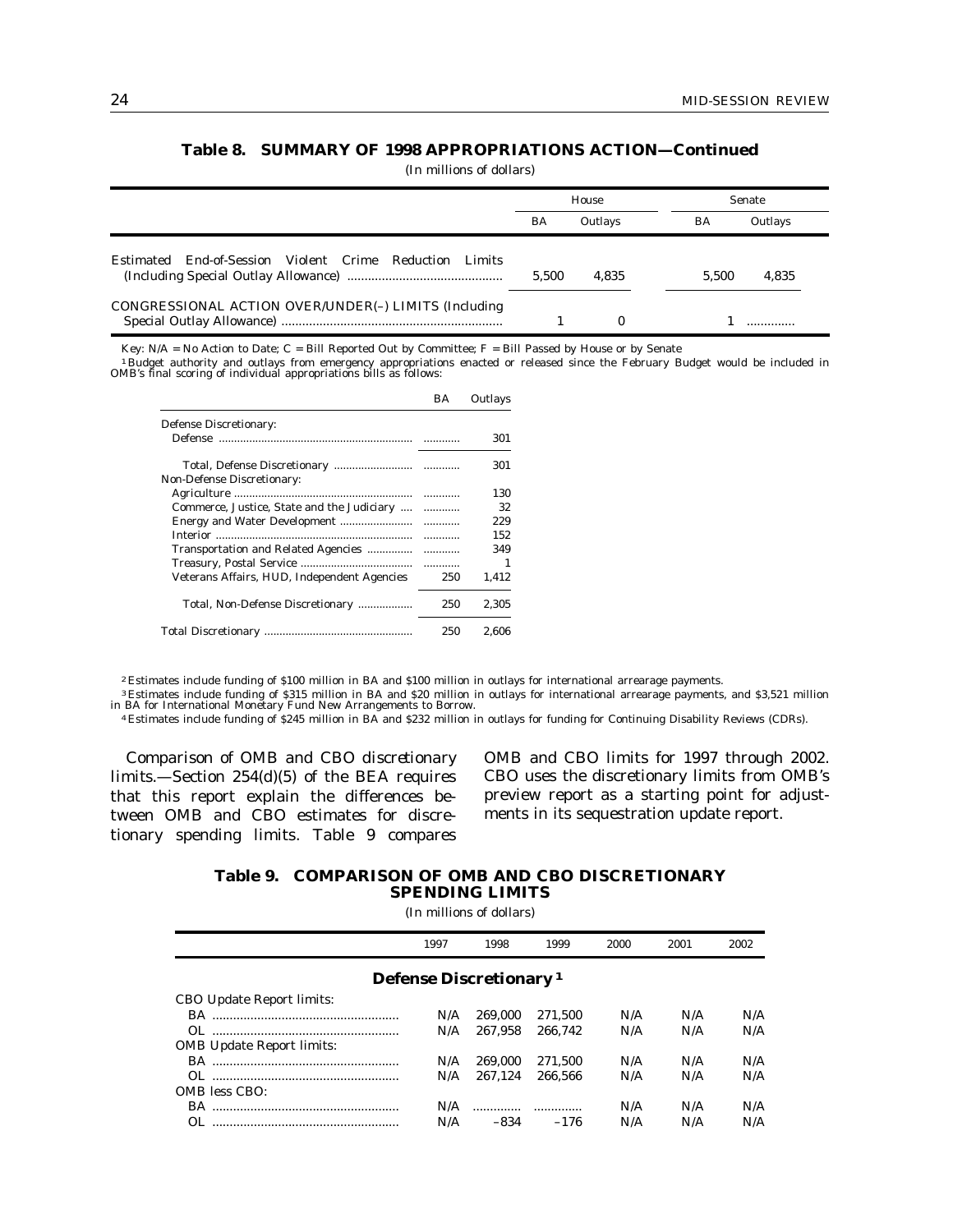### Table 8. SUMMARY OF 1998 APPROPRIATIONS ACTION—Continued

(In millions of dollars)

| | House | | Senate | |
|---|---|---|---|---|
| | BA | Outlays | BA | Outlays |
| Estimated End-of-Session Violent Crime Reduction Limits (Including Special Outlay Allowance) | 5,500 | 4,835 | 5,500 | 4,835 |
| CONGRESSIONAL ACTION OVER/UNDER(–) LIMITS (Including Special Outlay Allowance) | 1 | 0 | 1 | ............ |

Key: N/A = No Action to Date; C = Bill Reported Out by Committee; F = Bill Passed by House or by Senate

[1] Budget authority and outlays from emergency appropriations enacted or released since the February Budget would be included in OMB's final scoring of individual appropriations bills as follows:

| | BA | Outlays |
|---|---|---|
| Defense Discretionary: | | |
| Defense | ............ | 301 |
| Total, Defense Discretionary | ............ | 301 |
| Non-Defense Discretionary: | | |
| Agriculture | ............ | 130 |
| Commerce, Justice, State and the Judiciary | ............ | 32 |
| Energy and Water Development | ............ | 229 |
| Interior | ............ | 152 |
| Transportation and Related Agencies | ............ | 349 |
| Treasury, Postal Service | ............ | 1 |
| Veterans Affairs, HUD, Independent Agencies | 250 | 1,412 |
| Total, Non-Defense Discretionary | 250 | 2,305 |
| Total Discretionary | 250 | 2,606 |

[2] Estimates include funding of $100 million in BA and $100 million in outlays for international arrearage payments.

[3] Estimates include funding of $315 million in BA and $20 million in outlays for international arrearage payments, and $3,521 million in BA for International Monetary Fund New Arrangements to Borrow.

[4] Estimates include funding of $245 million in BA and $232 million in outlays for funding for Continuing Disability Reviews (CDRs).

*Comparison of OMB and CBO discretionary limits.*—Section 254(d)(5) of the BEA requires that this report explain the differences between OMB and CBO estimates for discretionary spending limits. Table 9 compares OMB and CBO limits for 1997 through 2002. CBO uses the discretionary limits from OMB's preview report as a starting point for adjustments in its sequestration update report.

### Table 9. COMPARISON OF OMB AND CBO DISCRETIONARY SPENDING LIMITS

(In millions of dollars)

| | 1997 | 1998 | 1999 | 2000 | 2001 | 2002 |
|---|---|---|---|---|---|---|
| **Defense Discretionary [1]** | | | | | | |
| CBO Update Report limits: | | | | | | |
| BA | N/A | 269,000 | 271,500 | N/A | N/A | N/A |
| OL | N/A | 267,958 | 266,742 | N/A | N/A | N/A |
| OMB Update Report limits: | | | | | | |
| BA | N/A | 269,000 | 271,500 | N/A | N/A | N/A |
| OL | N/A | 267,124 | 266,566 | N/A | N/A | N/A |
| OMB less CBO: | | | | | | |
| BA | N/A | ............ | ............ | N/A | N/A | N/A |
| OL | N/A | –834 | –176 | N/A | N/A | N/A |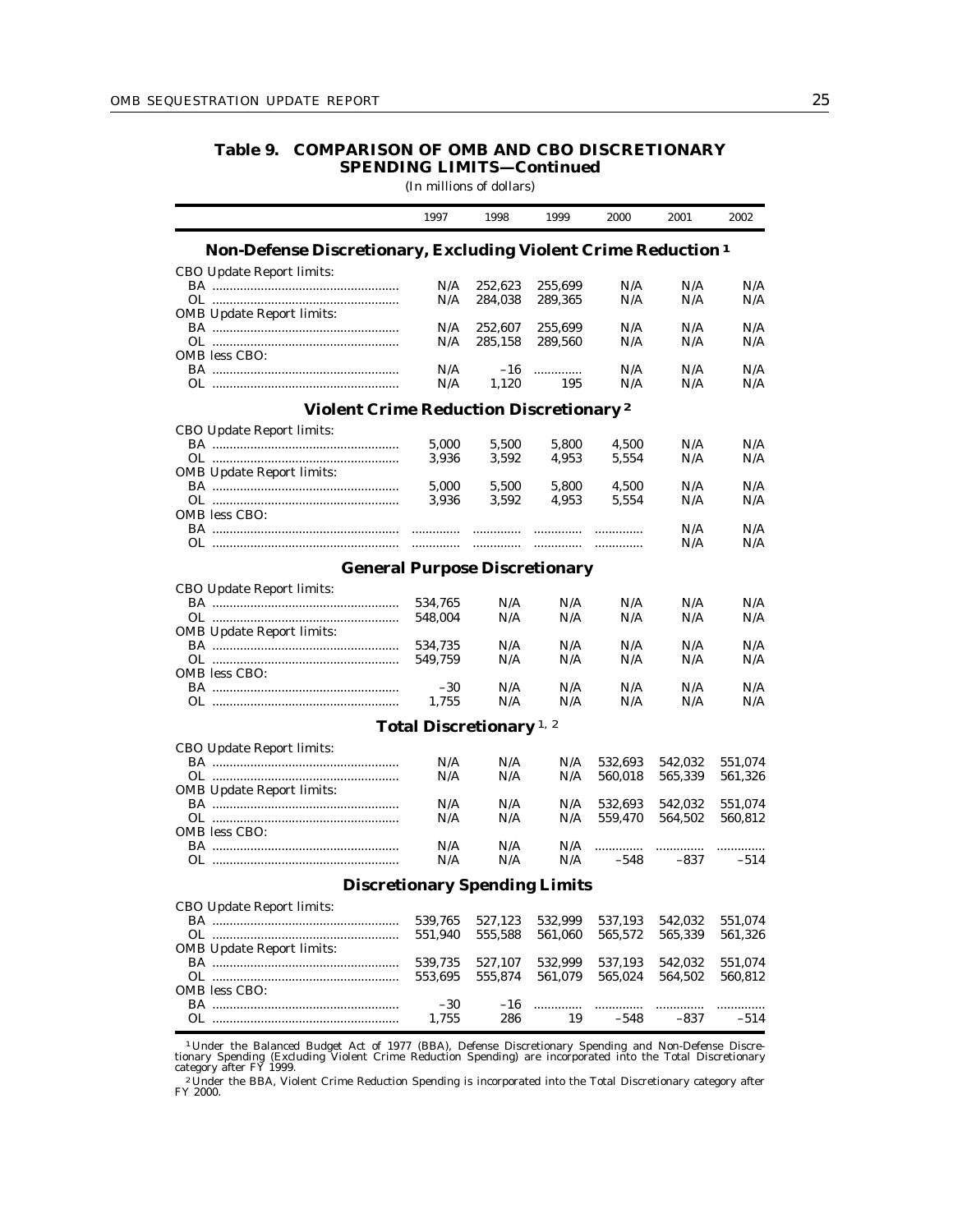## Table 9. COMPARISON OF OMB AND CBO DISCRETIONARY SPENDING LIMITS—Continued

(In millions of dollars)

| | 1997 | 1998 | 1999 | 2000 | 2001 | 2002 |
|---|---|---|---|---|---|---|
| **Non-Defense Discretionary, Excluding Violent Crime Reduction [1]** | | | | | | |
| CBO Update Report limits: | | | | | | |
| BA | N/A | 252,623 | 255,699 | N/A | N/A | N/A |
| OL | N/A | 284,038 | 289,365 | N/A | N/A | N/A |
| OMB Update Report limits: | | | | | | |
| BA | N/A | 252,607 | 255,699 | N/A | N/A | N/A |
| OL | N/A | 285,158 | 289,560 | N/A | N/A | N/A |
| OMB less CBO: | | | | | | |
| BA | N/A | –16 | .............. | N/A | N/A | N/A |
| OL | N/A | 1,120 | 195 | N/A | N/A | N/A |
| **Violent Crime Reduction Discretionary [2]** | | | | | | |
| CBO Update Report limits: | | | | | | |
| BA | 5,000 | 5,500 | 5,800 | 4,500 | N/A | N/A |
| OL | 3,936 | 3,592 | 4,953 | 5,554 | N/A | N/A |
| OMB Update Report limits: | | | | | | |
| BA | 5,000 | 5,500 | 5,800 | 4,500 | N/A | N/A |
| OL | 3,936 | 3,592 | 4,953 | 5,554 | N/A | N/A |
| OMB less CBO: | | | | | | |
| BA | .............. | .............. | .............. | .............. | N/A | N/A |
| OL | .............. | .............. | .............. | .............. | N/A | N/A |
| **General Purpose Discretionary** | | | | | | |
| CBO Update Report limits: | | | | | | |
| BA | 534,765 | N/A | N/A | N/A | N/A | N/A |
| OL | 548,004 | N/A | N/A | N/A | N/A | N/A |
| OMB Update Report limits: | | | | | | |
| BA | 534,735 | N/A | N/A | N/A | N/A | N/A |
| OL | 549,759 | N/A | N/A | N/A | N/A | N/A |
| OMB less CBO: | | | | | | |
| BA | –30 | N/A | N/A | N/A | N/A | N/A |
| OL | 1,755 | N/A | N/A | N/A | N/A | N/A |
| **Total Discretionary [1, 2]** | | | | | | |
| CBO Update Report limits: | | | | | | |
| BA | N/A | N/A | N/A | 532,693 | 542,032 | 551,074 |
| OL | N/A | N/A | N/A | 560,018 | 565,339 | 561,326 |
| OMB Update Report limits: | | | | | | |
| BA | N/A | N/A | N/A | 532,693 | 542,032 | 551,074 |
| OL | N/A | N/A | N/A | 559,470 | 564,502 | 560,812 |
| OMB less CBO: | | | | | | |
| BA | N/A | N/A | N/A | .............. | .............. | .............. |
| OL | N/A | N/A | N/A | –548 | –837 | –514 |
| **Discretionary Spending Limits** | | | | | | |
| CBO Update Report limits: | | | | | | |
| BA | 539,765 | 527,123 | 532,999 | 537,193 | 542,032 | 551,074 |
| OL | 551,940 | 555,588 | 561,060 | 565,572 | 565,339 | 561,326 |
| OMB Update Report limits: | | | | | | |
| BA | 539,735 | 527,107 | 532,999 | 537,193 | 542,032 | 551,074 |
| OL | 553,695 | 555,874 | 561,079 | 565,024 | 564,502 | 560,812 |
| OMB less CBO: | | | | | | |
| BA | –30 | –16 | .............. | .............. | .............. | .............. |
| OL | 1,755 | 286 | 19 | –548 | –837 | –514 |

[1] Under the Balanced Budget Act of 1977 (BBA), Defense Discretionary Spending and Non-Defense Discretionary Spending (Excluding Violent Crime Reduction Spending) are incorporated into the Total Discretionary category after FY 1999.

[2] Under the BBA, Violent Crime Reduction Spending is incorporated into the Total Discretionary category after FY 2000.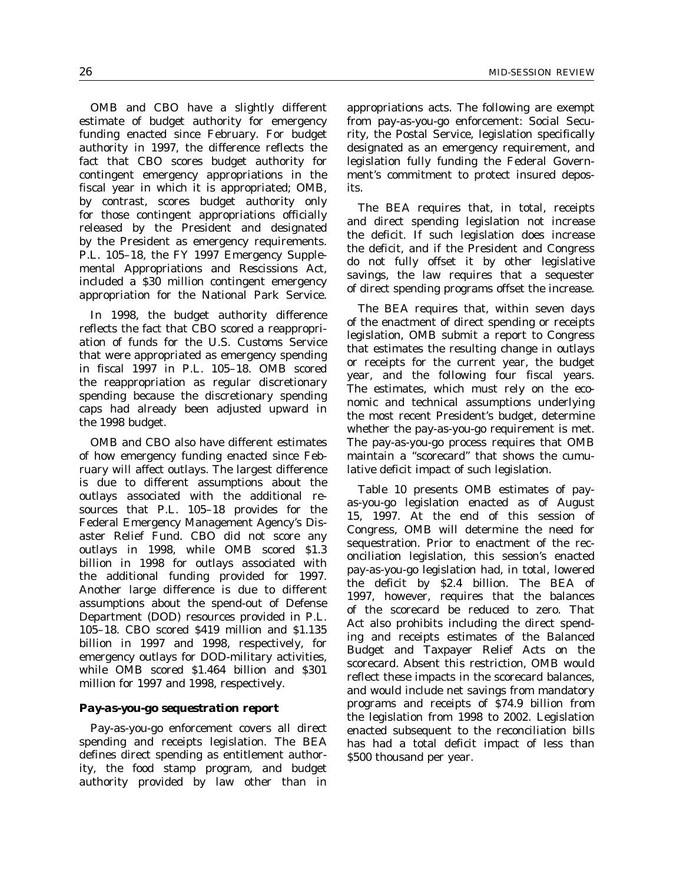OMB and CBO have a slightly different estimate of budget authority for emergency funding enacted since February. For budget authority in 1997, the difference reflects the fact that CBO scores budget authority for contingent emergency appropriations in the fiscal year in which it is appropriated; OMB, by contrast, scores budget authority only for those contingent appropriations officially released by the President and designated by the President as emergency requirements. P.L. 105–18, the FY 1997 Emergency Supplemental Appropriations and Rescissions Act, included a $30 million contingent emergency appropriation for the National Park Service.

In 1998, the budget authority difference reflects the fact that CBO scored a reappropriation of funds for the U.S. Customs Service that were appropriated as emergency spending in fiscal 1997 in P.L. 105–18. OMB scored the reappropriation as regular discretionary spending because the discretionary spending caps had already been adjusted upward in the 1998 budget.

OMB and CBO also have different estimates of how emergency funding enacted since February will affect outlays. The largest difference is due to different assumptions about the outlays associated with the additional resources that P.L. 105–18 provides for the Federal Emergency Management Agency's Disaster Relief Fund. CBO did not score any outlays in 1998, while OMB scored $1.3 billion in 1998 for outlays associated with the additional funding provided for 1997. Another large difference is due to different assumptions about the spend-out of Defense Department (DOD) resources provided in P.L. 105–18. CBO scored $419 million and $1.135 billion in 1997 and 1998, respectively, for emergency outlays for DOD-military activities, while OMB scored $1.464 billion and $301 million for 1997 and 1998, respectively.

#### *Pay-as-you-go sequestration report*

Pay-as-you-go enforcement covers all direct spending and receipts legislation. The BEA defines direct spending as entitlement authority, the food stamp program, and budget authority provided by law other than in appropriations acts. The following are exempt from pay-as-you-go enforcement: Social Security, the Postal Service, legislation specifically designated as an emergency requirement, and legislation fully funding the Federal Government's commitment to protect insured deposits.

The BEA requires that, in total, receipts and direct spending legislation not increase the deficit. If such legislation does increase the deficit, and if the President and Congress do not fully offset it by other legislative savings, the law requires that a sequester of direct spending programs offset the increase.

The BEA requires that, within seven days of the enactment of direct spending or receipts legislation, OMB submit a report to Congress that estimates the resulting change in outlays or receipts for the current year, the budget year, and the following four fiscal years. The estimates, which must rely on the economic and technical assumptions underlying the most recent President's budget, determine whether the pay-as-you-go requirement is met. The pay-as-you-go process requires that OMB maintain a "scorecard" that shows the cumulative deficit impact of such legislation.

Table 10 presents OMB estimates of pay-as-you-go legislation enacted as of August 15, 1997. At the end of this session of Congress, OMB will determine the need for sequestration. Prior to enactment of the reconciliation legislation, this session's enacted pay-as-you-go legislation had, in total, lowered the deficit by $2.4 billion. The BEA of 1997, however, requires that the balances of the scorecard be reduced to zero. That Act also prohibits including the direct spending and receipts estimates of the Balanced Budget and Taxpayer Relief Acts on the scorecard. Absent this restriction, OMB would reflect these impacts in the scorecard balances, and would include net savings from mandatory programs and receipts of $74.9 billion from the legislation from 1998 to 2002. Legislation enacted subsequent to the reconciliation bills has had a total deficit impact of less than $500 thousand per year.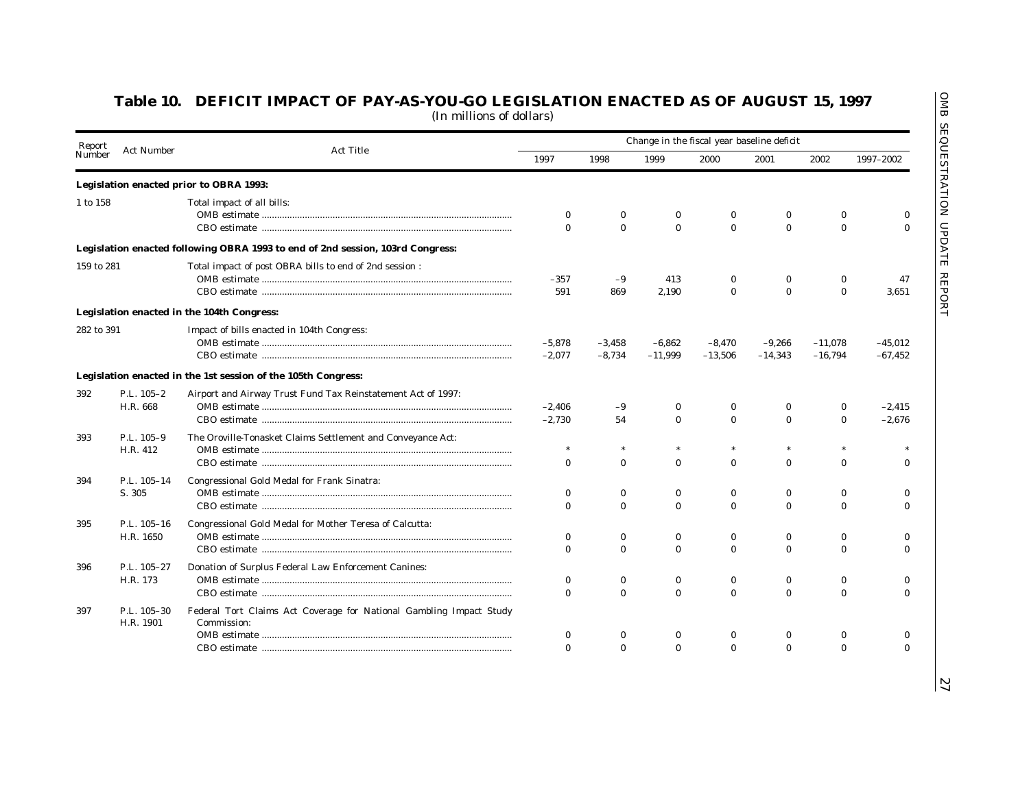# Table 10. DEFICIT IMPACT OF PAY-AS-YOU-GO LEGISLATION ENACTED AS OF AUGUST 15, 1997

(In millions of dollars)

| Report Number | Act Number | Act Title | Change in the fiscal year baseline deficit | | | | | | |
|---|---|---|---|---|---|---|---|---|---|
| | | | 1997 | 1998 | 1999 | 2000 | 2001 | 2002 | 1997–2002 |
| **Legislation enacted prior to OBRA 1993:** | | | | | | | | | |
| 1 to 158 | | Total impact of all bills: | | | | | | | |
| | | OMB estimate | 0 | 0 | 0 | 0 | 0 | 0 | 0 |
| | | CBO estimate | 0 | 0 | 0 | 0 | 0 | 0 | 0 |
| **Legislation enacted following OBRA 1993 to end of 2nd session, 103rd Congress:** | | | | | | | | | |
| 159 to 281 | | Total impact of post OBRA bills to end of 2nd session : | | | | | | | |
| | | OMB estimate | –357 | –9 | 413 | 0 | 0 | 0 | 47 |
| | | CBO estimate | 591 | 869 | 2,190 | 0 | 0 | 0 | 3,651 |
| **Legislation enacted in the 104th Congress:** | | | | | | | | | |
| 282 to 391 | | Impact of bills enacted in 104th Congress: | | | | | | | |
| | | OMB estimate | –5,878 | –3,458 | –6,862 | –8,470 | –9,266 | –11,078 | –45,012 |
| | | CBO estimate | –2,077 | –8,734 | –11,999 | –13,506 | –14,343 | –16,794 | –67,452 |
| **Legislation enacted in the 1st session of the 105th Congress:** | | | | | | | | | |
| 392 | P.L. 105–2 H.R. 668 | Airport and Airway Trust Fund Tax Reinstatement Act of 1997: | | | | | | | |
| | | OMB estimate | –2,406 | –9 | 0 | 0 | 0 | 0 | –2,415 |
| | | CBO estimate | –2,730 | 54 | 0 | 0 | 0 | 0 | –2,676 |
| 393 | P.L. 105–9 H.R. 412 | The Oroville-Tonasket Claims Settlement and Conveyance Act: | | | | | | | |
| | | OMB estimate | * | * | * | * | * | * | * |
| | | CBO estimate | 0 | 0 | 0 | 0 | 0 | 0 | 0 |
| 394 | P.L. 105–14 S. 305 | Congressional Gold Medal for Frank Sinatra: | | | | | | | |
| | | OMB estimate | 0 | 0 | 0 | 0 | 0 | 0 | 0 |
| | | CBO estimate | 0 | 0 | 0 | 0 | 0 | 0 | 0 |
| 395 | P.L. 105–16 H.R. 1650 | Congressional Gold Medal for Mother Teresa of Calcutta: | | | | | | | |
| | | OMB estimate | 0 | 0 | 0 | 0 | 0 | 0 | 0 |
| | | CBO estimate | 0 | 0 | 0 | 0 | 0 | 0 | 0 |
| 396 | P.L. 105–27 H.R. 173 | Donation of Surplus Federal Law Enforcement Canines: | | | | | | | |
| | | OMB estimate | 0 | 0 | 0 | 0 | 0 | 0 | 0 |
| | | CBO estimate | 0 | 0 | 0 | 0 | 0 | 0 | 0 |
| 397 | P.L. 105–30 H.R. 1901 | Federal Tort Claims Act Coverage for National Gambling Impact Study Commission: | | | | | | | |
| | | OMB estimate | 0 | 0 | 0 | 0 | 0 | 0 | 0 |
| | | CBO estimate | 0 | 0 | 0 | 0 | 0 | 0 | 0 |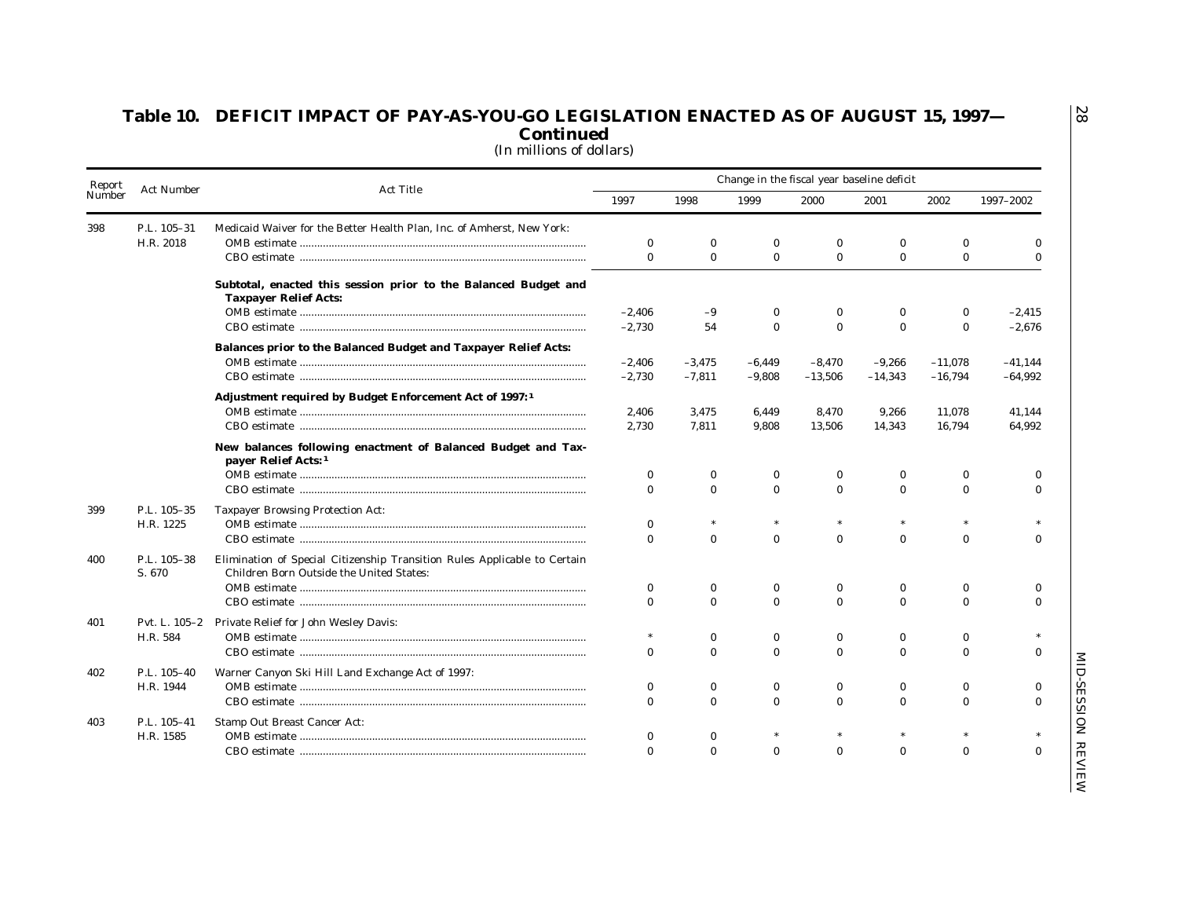## Table 10. DEFICIT IMPACT OF PAY-AS-YOU-GO LEGISLATION ENACTED AS OF AUGUST 15, 1997—Continued

(In millions of dollars)

| Report Number | Act Number | Act Title | Change in the fiscal year baseline deficit | | | | | | |
|---|---|---|---|---|---|---|---|---|---|
| | | | 1997 | 1998 | 1999 | 2000 | 2001 | 2002 | 1997–2002 |
| 398 | P.L. 105–31 H.R. 2018 | Medicaid Waiver for the Better Health Plan, Inc. of Amherst, New York: | | | | | | | |
| | | OMB estimate | 0 | 0 | 0 | 0 | 0 | 0 | 0 |
| | | CBO estimate | 0 | 0 | 0 | 0 | 0 | 0 | 0 |
| | | **Subtotal, enacted this session prior to the Balanced Budget and Taxpayer Relief Acts:** | | | | | | | |
| | | OMB estimate | –2,406 | –9 | 0 | 0 | 0 | 0 | –2,415 |
| | | CBO estimate | –2,730 | 54 | 0 | 0 | 0 | 0 | –2,676 |
| | | **Balances prior to the Balanced Budget and Taxpayer Relief Acts:** | | | | | | | |
| | | OMB estimate | –2,406 | –3,475 | –6,449 | –8,470 | –9,266 | –11,078 | –41,144 |
| | | CBO estimate | –2,730 | –7,811 | –9,808 | –13,506 | –14,343 | –16,794 | –64,992 |
| | | **Adjustment required by Budget Enforcement Act of 1997:** [1] | | | | | | | |
| | | OMB estimate | 2,406 | 3,475 | 6,449 | 8,470 | 9,266 | 11,078 | 41,144 |
| | | CBO estimate | 2,730 | 7,811 | 9,808 | 13,506 | 14,343 | 16,794 | 64,992 |
| | | **New balances following enactment of Balanced Budget and Taxpayer Relief Acts:** [1] | | | | | | | |
| | | OMB estimate | 0 | 0 | 0 | 0 | 0 | 0 | 0 |
| | | CBO estimate | 0 | 0 | 0 | 0 | 0 | 0 | 0 |
| 399 | P.L. 105–35 H.R. 1225 | Taxpayer Browsing Protection Act: | | | | | | | |
| | | OMB estimate | 0 | * | * | * | * | * | * |
| | | CBO estimate | 0 | 0 | 0 | 0 | 0 | 0 | 0 |
| 400 | P.L. 105–38 S. 670 | Elimination of Special Citizenship Transition Rules Applicable to Certain Children Born Outside the United States: | | | | | | | |
| | | OMB estimate | 0 | 0 | 0 | 0 | 0 | 0 | 0 |
| | | CBO estimate | 0 | 0 | 0 | 0 | 0 | 0 | 0 |
| 401 | Pvt. L. 105–2 H.R. 584 | Private Relief for John Wesley Davis: | | | | | | | |
| | | OMB estimate | * | 0 | 0 | 0 | 0 | 0 | * |
| | | CBO estimate | 0 | 0 | 0 | 0 | 0 | 0 | 0 |
| 402 | P.L. 105–40 H.R. 1944 | Warner Canyon Ski Hill Land Exchange Act of 1997: | | | | | | | |
| | | OMB estimate | 0 | 0 | 0 | 0 | 0 | 0 | 0 |
| | | CBO estimate | 0 | 0 | 0 | 0 | 0 | 0 | 0 |
| 403 | P.L. 105–41 H.R. 1585 | Stamp Out Breast Cancer Act: | | | | | | | |
| | | OMB estimate | 0 | 0 | * | * | * | * | * |
| | | CBO estimate | 0 | 0 | 0 | 0 | 0 | 0 | 0 |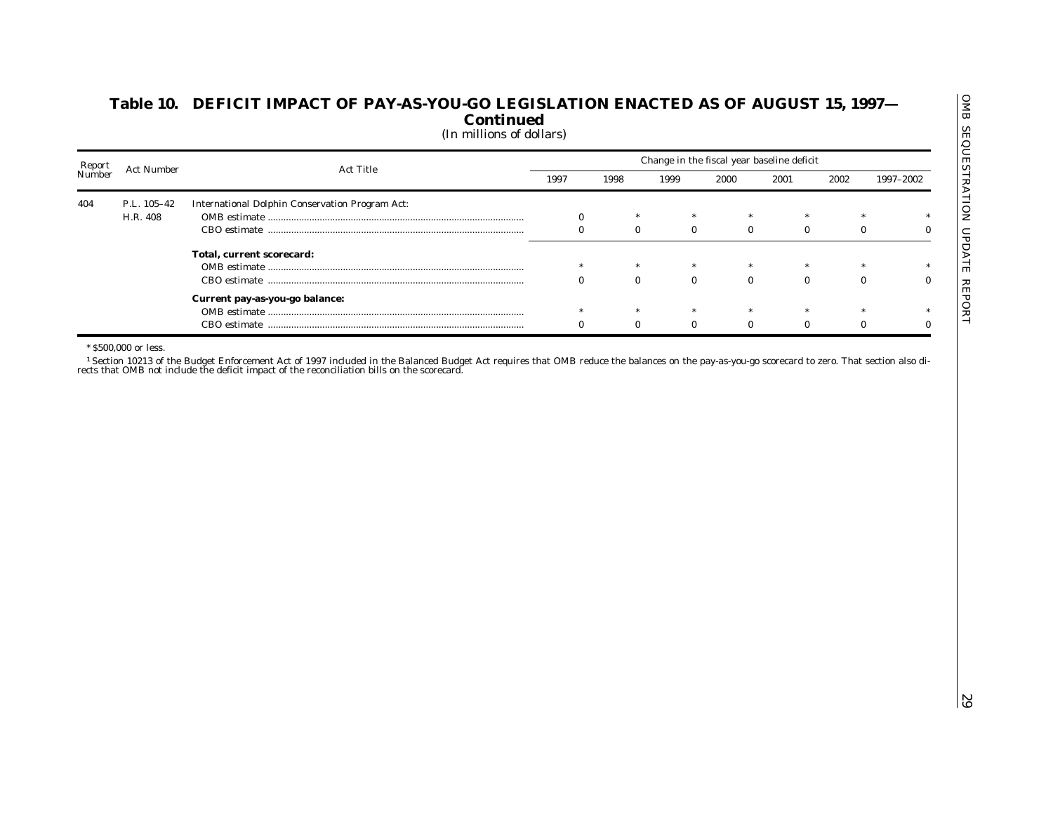## Table 10. DEFICIT IMPACT OF PAY-AS-YOU-GO LEGISLATION ENACTED AS OF AUGUST 15, 1997—Continued

(In millions of dollars)

| Report Number | Act Number | Act Title | Change in the fiscal year baseline deficit | | | | | | |
|---|---|---|---|---|---|---|---|---|---|
| | | | 1997 | 1998 | 1999 | 2000 | 2001 | 2002 | 1997–2002 |
| 404 | P.L. 105–42 H.R. 408 | International Dolphin Conservation Program Act: | | | | | | | |
| | | OMB estimate | 0 | * | * | * | * | * | * |
| | | CBO estimate | 0 | 0 | 0 | 0 | 0 | 0 | 0 |
| | | **Total, current scorecard:** | | | | | | | |
| | | OMB estimate | * | * | * | * | * | * | * |
| | | CBO estimate | 0 | 0 | 0 | 0 | 0 | 0 | 0 |
| | | **Current pay-as-you-go balance:** | | | | | | | |
| | | OMB estimate | * | * | * | * | * | * | * |
| | | CBO estimate | 0 | 0 | 0 | 0 | 0 | 0 | 0 |

* $500,000 or less.

[1] Section 10213 of the Budget Enforcement Act of 1997 included in the Balanced Budget Act requires that OMB reduce the balances on the pay-as-you-go scorecard to zero. That section also directs that OMB not include the deficit impact of the reconciliation bills on the scorecard.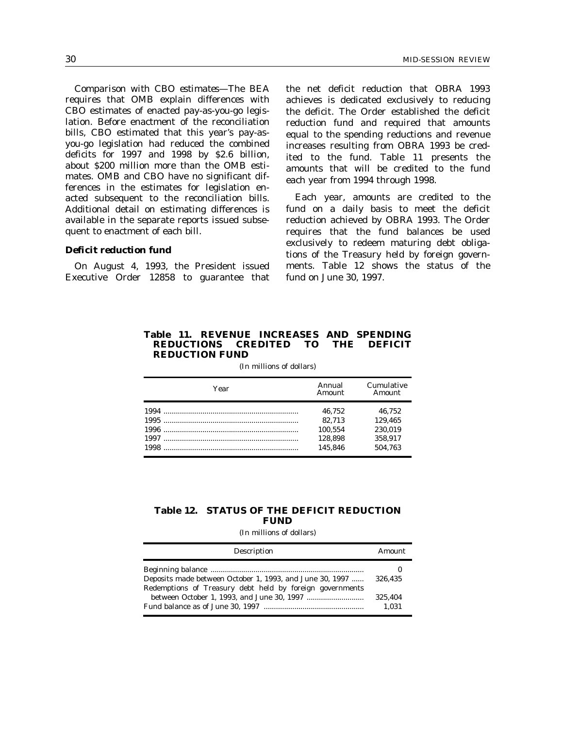*Comparison with CBO estimates*—The BEA requires that OMB explain differences with CBO estimates of enacted pay-as-you-go legislation. Before enactment of the reconciliation bills, CBO estimated that this year's pay-as-you-go legislation had reduced the combined deficits for 1997 and 1998 by $2.6 billion, about $200 million more than the OMB estimates. OMB and CBO have no significant differences in the estimates for legislation enacted subsequent to the reconciliation bills. Additional detail on estimating differences is available in the separate reports issued subsequent to enactment of each bill.

### Deficit reduction fund

On August 4, 1993, the President issued Executive Order 12858 to guarantee that the net deficit reduction that OBRA 1993 achieves is dedicated exclusively to reducing the deficit. The Order established the deficit reduction fund and required that amounts equal to the spending reductions and revenue increases resulting from OBRA 1993 be credited to the fund. Table 11 presents the amounts that will be credited to the fund each year from 1994 through 1998.

Each year, amounts are credited to the fund on a daily basis to meet the deficit reduction achieved by OBRA 1993. The Order requires that the fund balances be used exclusively to redeem maturing debt obligations of the Treasury held by foreign governments. Table 12 shows the status of the fund on June 30, 1997.

**Table 11. REVENUE INCREASES AND SPENDING REDUCTIONS CREDITED TO THE DEFICIT REDUCTION FUND**

(In millions of dollars)

| Year | Annual Amount | Cumulative Amount |
|---|---|---|
| 1994 | 46,752 | 46,752 |
| 1995 | 82,713 | 129,465 |
| 1996 | 100,554 | 230,019 |
| 1997 | 128,898 | 358,917 |
| 1998 | 145,846 | 504,763 |

**Table 12. STATUS OF THE DEFICIT REDUCTION FUND**

(In millions of dollars)

| Description | Amount |
|---|---|
| Beginning balance | 0 |
| Deposits made between October 1, 1993, and June 30, 1997 | 326,435 |
| Redemptions of Treasury debt held by foreign governments between October 1, 1993, and June 30, 1997 | 325,404 |
| Fund balance as of June 30, 1997 | 1,031 |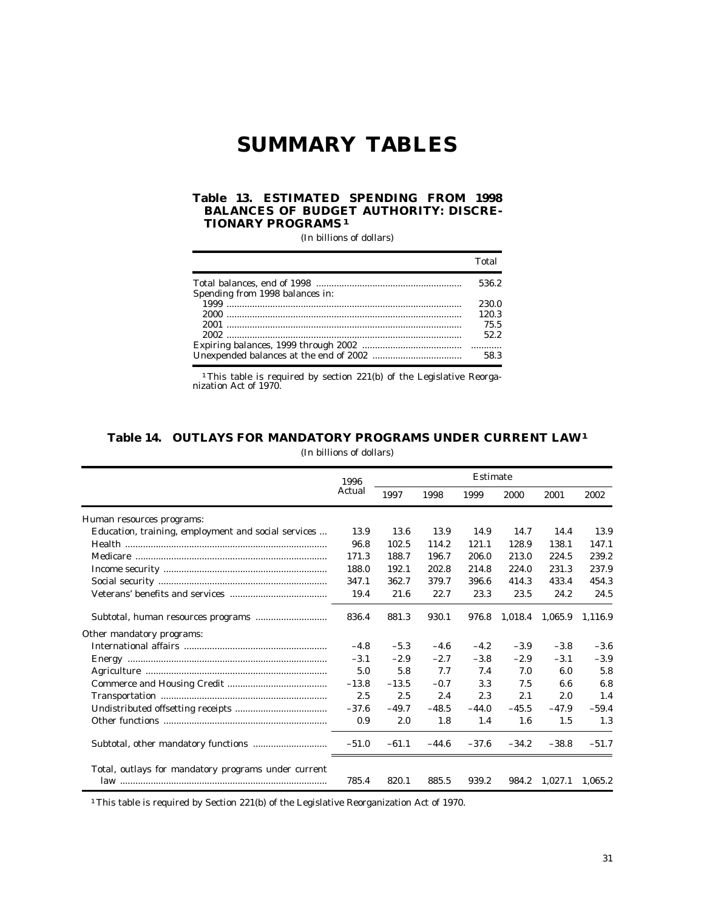# SUMMARY TABLES

### Table 13. ESTIMATED SPENDING FROM 1998 BALANCES OF BUDGET AUTHORITY: DISCRETIONARY PROGRAMS [1]

(In billions of dollars)

| | Total |
|---|---|
| Total balances, end of 1998 | 536.2 |
| Spending from 1998 balances in: | |
| 1999 | 230.0 |
| 2000 | 120.3 |
| 2001 | 75.5 |
| 2002 | 52.2 |
| Expiring balances, 1999 through 2002 | ............ |
| Unexpended balances at the end of 2002 | 58.3 |

[1] This table is required by section 221(b) of the Legislative Reorganization Act of 1970.

### Table 14. OUTLAYS FOR MANDATORY PROGRAMS UNDER CURRENT LAW [1]

(In billions of dollars)

| | 1996 Actual | Estimate | | | | | |
|---|---|---|---|---|---|---|---|
| | | 1997 | 1998 | 1999 | 2000 | 2001 | 2002 |
| Human resources programs: | | | | | | | |
| Education, training, employment and social services | 13.9 | 13.6 | 13.9 | 14.9 | 14.7 | 14.4 | 13.9 |
| Health | 96.8 | 102.5 | 114.2 | 121.1 | 128.9 | 138.1 | 147.1 |
| Medicare | 171.3 | 188.7 | 196.7 | 206.0 | 213.0 | 224.5 | 239.2 |
| Income security | 188.0 | 192.1 | 202.8 | 214.8 | 224.0 | 231.3 | 237.9 |
| Social security | 347.1 | 362.7 | 379.7 | 396.6 | 414.3 | 433.4 | 454.3 |
| Veterans' benefits and services | 19.4 | 21.6 | 22.7 | 23.3 | 23.5 | 24.2 | 24.5 |
| Subtotal, human resources programs | 836.4 | 881.3 | 930.1 | 976.8 | 1,018.4 | 1,065.9 | 1,116.9 |
| Other mandatory programs: | | | | | | | |
| International affairs | –4.8 | –5.3 | –4.6 | –4.2 | –3.9 | –3.8 | –3.6 |
| Energy | –3.1 | –2.9 | –2.7 | –3.8 | –2.9 | –3.1 | –3.9 |
| Agriculture | 5.0 | 5.8 | 7.7 | 7.4 | 7.0 | 6.0 | 5.8 |
| Commerce and Housing Credit | –13.8 | –13.5 | –0.7 | 3.3 | 7.5 | 6.6 | 6.8 |
| Transportation | 2.5 | 2.5 | 2.4 | 2.3 | 2.1 | 2.0 | 1.4 |
| Undistributed offsetting receipts | –37.6 | –49.7 | –48.5 | –44.0 | –45.5 | –47.9 | –59.4 |
| Other functions | 0.9 | 2.0 | 1.8 | 1.4 | 1.6 | 1.5 | 1.3 |
| Subtotal, other mandatory functions | –51.0 | –61.1 | –44.6 | –37.6 | –34.2 | –38.8 | –51.7 |
| Total, outlays for mandatory programs under current law | 785.4 | 820.1 | 885.5 | 939.2 | 984.2 | 1,027.1 | 1,065.2 |

[1] This table is required by Section 221(b) of the Legislative Reorganization Act of 1970.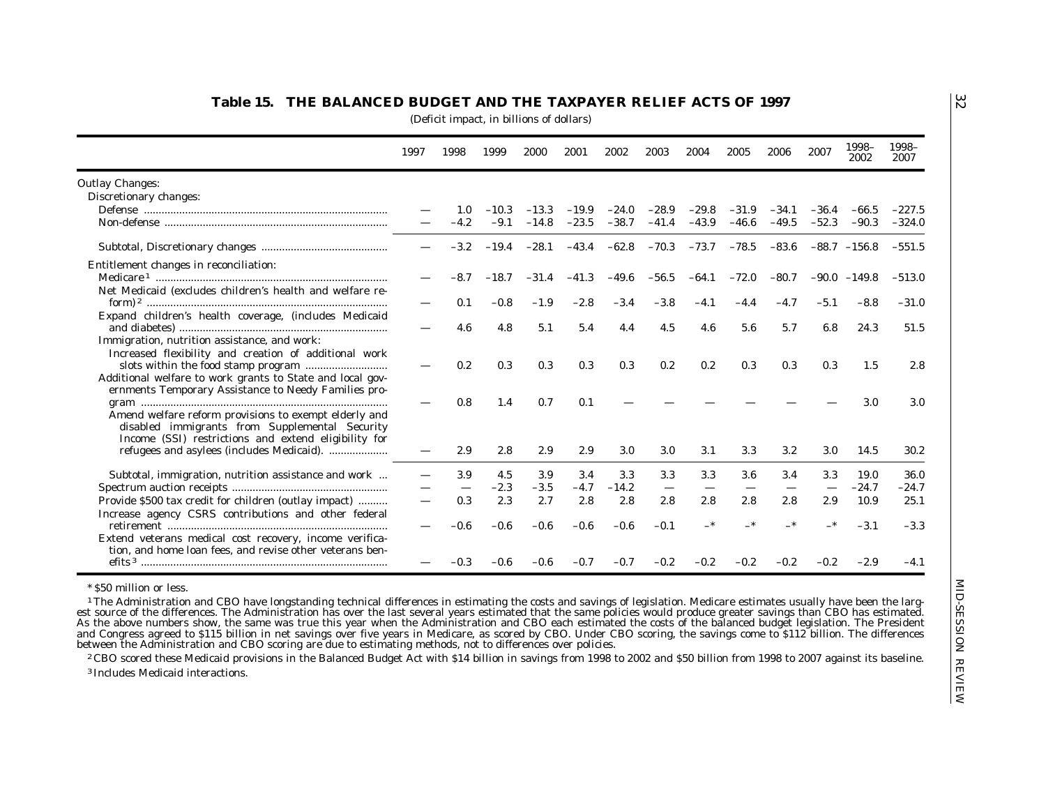## Table 15. THE BALANCED BUDGET AND THE TAXPAYER RELIEF ACTS OF 1997

(Deficit impact, in billions of dollars)

| | 1997 | 1998 | 1999 | 2000 | 2001 | 2002 | 2003 | 2004 | 2005 | 2006 | 2007 | 1998–2002 | 1998–2007 |
|---|---|---|---|---|---|---|---|---|---|---|---|---|---|
| Outlay Changes: | | | | | | | | | | | | | |
| Discretionary changes: | | | | | | | | | | | | | |
| Defense | — | 1.0 | –10.3 | –13.3 | –19.9 | –24.0 | –28.9 | –29.8 | –31.9 | –34.1 | –36.4 | –66.5 | –227.5 |
| Non-defense | — | –4.2 | –9.1 | –14.8 | –23.5 | –38.7 | –41.4 | –43.9 | –46.6 | –49.5 | –52.3 | –90.3 | –324.0 |
| Subtotal, Discretionary changes | — | –3.2 | –19.4 | –28.1 | –43.4 | –62.8 | –70.3 | –73.7 | –78.5 | –83.6 | –88.7 | –156.8 | –551.5 |
| Entitlement changes in reconciliation: | | | | | | | | | | | | | |
| Medicare [1] | — | –8.7 | –18.7 | –31.4 | –41.3 | –49.6 | –56.5 | –64.1 | –72.0 | –80.7 | –90.0 | –149.8 | –513.0 |
| Net Medicaid (excludes children's health and welfare reform) [2] | — | 0.1 | –0.8 | –1.9 | –2.8 | –3.4 | –3.8 | –4.1 | –4.4 | –4.7 | –5.1 | –8.8 | –31.0 |
| Expand children's health coverage, (includes Medicaid and diabetes) | — | 4.6 | 4.8 | 5.1 | 5.4 | 4.4 | 4.5 | 4.6 | 5.6 | 5.7 | 6.8 | 24.3 | 51.5 |
| Immigration, nutrition assistance, and work: | | | | | | | | | | | | | |
| Increased flexibility and creation of additional work slots within the food stamp program | — | 0.2 | 0.3 | 0.3 | 0.3 | 0.3 | 0.2 | 0.2 | 0.3 | 0.3 | 0.3 | 1.5 | 2.8 |
| Additional welfare to work grants to State and local governments Temporary Assistance to Needy Families program | — | 0.8 | 1.4 | 0.7 | 0.1 | — | — | — | — | — | — | 3.0 | 3.0 |
| Amend welfare reform provisions to exempt elderly and disabled immigrants from Supplemental Security Income (SSI) restrictions and extend eligibility for refugees and asylees (includes Medicaid). | — | 2.9 | 2.8 | 2.9 | 2.9 | 3.0 | 3.0 | 3.1 | 3.3 | 3.2 | 3.0 | 14.5 | 30.2 |
| Subtotal, immigration, nutrition assistance and work | — | 3.9 | 4.5 | 3.9 | 3.4 | 3.3 | 3.3 | 3.3 | 3.6 | 3.4 | 3.3 | 19.0 | 36.0 |
| Spectrum auction receipts | — | — | –2.3 | –3.5 | –4.7 | –14.2 | — | — | — | — | — | –24.7 | –24.7 |
| Provide $500 tax credit for children (outlay impact) | — | 0.3 | 2.3 | 2.7 | 2.8 | 2.8 | 2.8 | 2.8 | 2.8 | 2.8 | 2.9 | 10.9 | 25.1 |
| Increase agency CSRS contributions and other federal retirement | — | –0.6 | –0.6 | –0.6 | –0.6 | –0.6 | –0.1 | –* | –* | –* | –* | –3.1 | –3.3 |
| Extend veterans medical cost recovery, income verification, and home loan fees, and revise other veterans benefits [3] | — | –0.3 | –0.6 | –0.6 | –0.7 | –0.7 | –0.2 | –0.2 | –0.2 | –0.2 | –0.2 | –2.9 | –4.1 |

* $50 million or less.

[1] The Administration and CBO have longstanding technical differences in estimating the costs and savings of legislation. Medicare estimates usually have been the largest source of the differences. The Administration has over the last several years estimated that the same policies would produce greater savings than CBO has estimated. As the above numbers show, the same was true this year when the Administration and CBO each estimated the costs of the balanced budget legislation. The President and Congress agreed to $115 billion in net savings over five years in Medicare, as scored by CBO. Under CBO scoring, the savings come to $112 billion. The differences between the Administration and CBO scoring are due to estimating methods, not to differences over policies.

[2] CBO scored these Medicaid provisions in the Balanced Budget Act with $14 billion in savings from 1998 to 2002 and $50 billion from 1998 to 2007 against its baseline.

[3] Includes Medicaid interactions.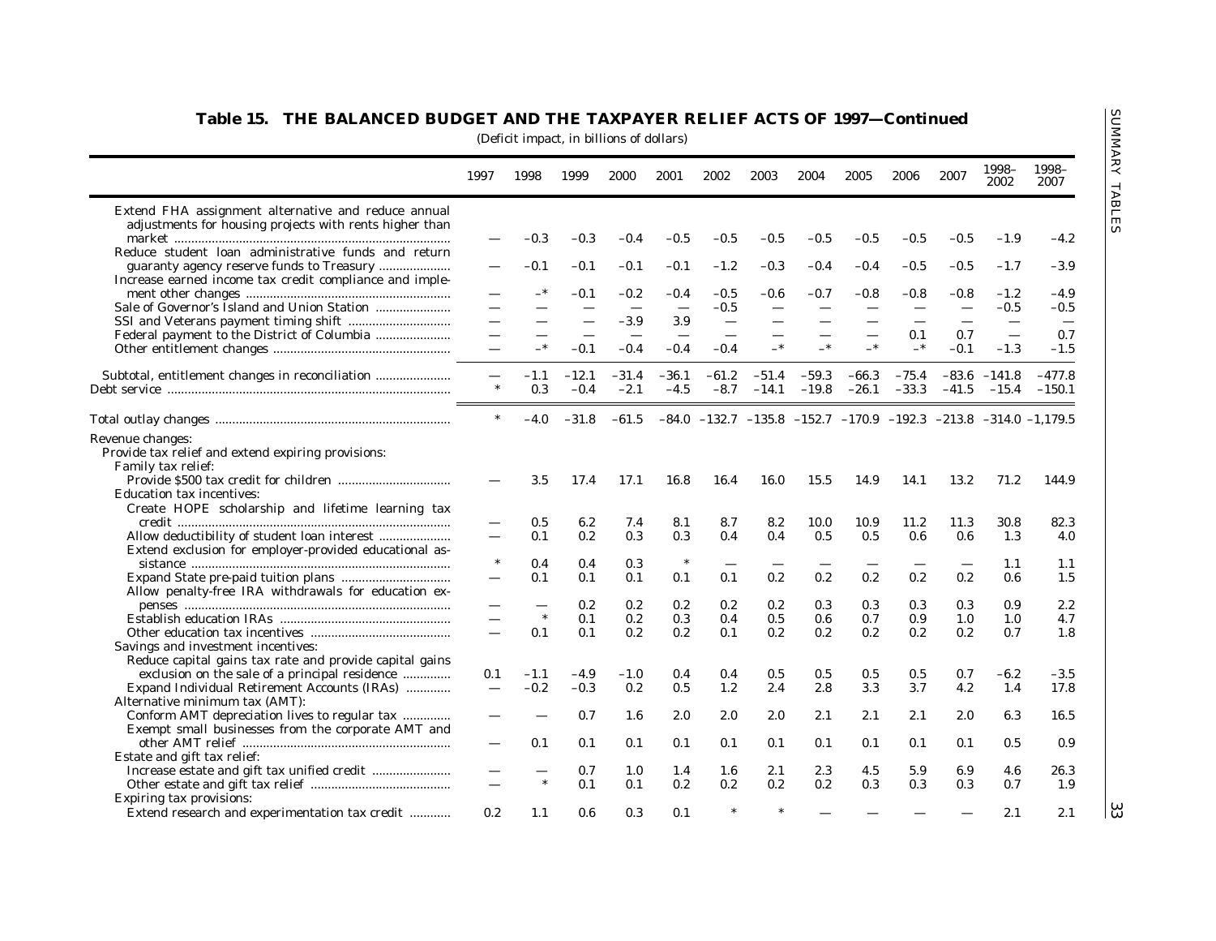## Table 15. THE BALANCED BUDGET AND THE TAXPAYER RELIEF ACTS OF 1997—Continued

(Deficit impact, in billions of dollars)

| | 1997 | 1998 | 1999 | 2000 | 2001 | 2002 | 2003 | 2004 | 2005 | 2006 | 2007 | 1998–2002 | 1998–2007 |
|---|---|---|---|---|---|---|---|---|---|---|---|---|---|
| Extend FHA assignment alternative and reduce annual adjustments for housing projects with rents higher than market | — | –0.3 | –0.3 | –0.4 | –0.5 | –0.5 | –0.5 | –0.5 | –0.5 | –0.5 | –0.5 | –1.9 | –4.2 |
| Reduce student loan administrative funds and return guaranty agency reserve funds to Treasury | — | –0.1 | –0.1 | –0.1 | –0.1 | –1.2 | –0.3 | –0.4 | –0.4 | –0.5 | –0.5 | –1.7 | –3.9 |
| Increase earned income tax credit compliance and implement other changes | — | –* | –0.1 | –0.2 | –0.4 | –0.5 | –0.6 | –0.7 | –0.8 | –0.8 | –0.8 | –1.2 | –4.9 |
| Sale of Governor's Island and Union Station | — | — | — | — | — | –0.5 | — | — | — | — | — | –0.5 | –0.5 |
| SSI and Veterans payment timing shift | — | — | — | –3.9 | 3.9 | — | — | — | — | — | — | — | — |
| Federal payment to the District of Columbia | — | — | — | — | — | — | — | — | — | 0.1 | 0.7 | — | 0.7 |
| Other entitlement changes | — | –* | –0.1 | –0.4 | –0.4 | –0.4 | –* | –* | –* | –* | –0.1 | –1.3 | –1.5 |
| Subtotal, entitlement changes in reconciliation | — | –1.1 | –12.1 | –31.4 | –36.1 | –61.2 | –51.4 | –59.3 | –66.3 | –75.4 | –83.6 | –141.8 | –477.8 |
| Debt service | * | 0.3 | –0.4 | –2.1 | –4.5 | –8.7 | –14.1 | –19.8 | –26.1 | –33.3 | –41.5 | –15.4 | –150.1 |
| Total outlay changes | * | –4.0 | –31.8 | –61.5 | –84.0 | –132.7 | –135.8 | –152.7 | –170.9 | –192.3 | –213.8 | –314.0 | –1,179.5 |
| Revenue changes: | | | | | | | | | | | | | |
| Provide tax relief and extend expiring provisions: | | | | | | | | | | | | | |
| Family tax relief: | | | | | | | | | | | | | |
| Provide $500 tax credit for children | — | 3.5 | 17.4 | 17.1 | 16.8 | 16.4 | 16.0 | 15.5 | 14.9 | 14.1 | 13.2 | 71.2 | 144.9 |
| Education tax incentives: | | | | | | | | | | | | | |
| Create HOPE scholarship and lifetime learning tax credit | — | 0.5 | 6.2 | 7.4 | 8.1 | 8.7 | 8.2 | 10.0 | 10.9 | 11.2 | 11.3 | 30.8 | 82.3 |
| Allow deductibility of student loan interest | — | 0.1 | 0.2 | 0.3 | 0.3 | 0.4 | 0.4 | 0.5 | 0.5 | 0.6 | 0.6 | 1.3 | 4.0 |
| Extend exclusion for employer-provided educational assistance | * | 0.4 | 0.4 | 0.3 | * | — | — | — | — | — | — | 1.1 | 1.1 |
| Expand State pre-paid tuition plans | — | 0.1 | 0.1 | 0.1 | 0.1 | 0.1 | 0.2 | 0.2 | 0.2 | 0.2 | 0.2 | 0.6 | 1.5 |
| Allow penalty-free IRA withdrawals for education expenses | — | — | 0.2 | 0.2 | 0.2 | 0.2 | 0.2 | 0.3 | 0.3 | 0.3 | 0.3 | 0.9 | 2.2 |
| Establish education IRAs | — | * | 0.1 | 0.2 | 0.3 | 0.4 | 0.5 | 0.6 | 0.7 | 0.9 | 1.0 | 1.0 | 4.7 |
| Other education tax incentives | — | 0.1 | 0.1 | 0.2 | 0.2 | 0.1 | 0.2 | 0.2 | 0.2 | 0.2 | 0.2 | 0.7 | 1.8 |
| Savings and investment incentives: | | | | | | | | | | | | | |
| Reduce capital gains tax rate and provide capital gains exclusion on the sale of a principal residence | 0.1 | –1.1 | –4.9 | –1.0 | 0.4 | 0.4 | 0.5 | 0.5 | 0.5 | 0.5 | 0.7 | –6.2 | –3.5 |
| Expand Individual Retirement Accounts (IRAs) | — | –0.2 | –0.3 | 0.2 | 0.5 | 1.2 | 2.4 | 2.8 | 3.3 | 3.7 | 4.2 | 1.4 | 17.8 |
| Alternative minimum tax (AMT): | | | | | | | | | | | | | |
| Conform AMT depreciation lives to regular tax | — | — | 0.7 | 1.6 | 2.0 | 2.0 | 2.0 | 2.1 | 2.1 | 2.1 | 2.0 | 6.3 | 16.5 |
| Exempt small businesses from the corporate AMT and other AMT relief | — | 0.1 | 0.1 | 0.1 | 0.1 | 0.1 | 0.1 | 0.1 | 0.1 | 0.1 | 0.1 | 0.5 | 0.9 |
| Estate and gift tax relief: | | | | | | | | | | | | | |
| Increase estate and gift tax unified credit | — | — | 0.7 | 1.0 | 1.4 | 1.6 | 2.1 | 2.3 | 4.5 | 5.9 | 6.9 | 4.6 | 26.3 |
| Other estate and gift tax relief | — | * | 0.1 | 0.1 | 0.2 | 0.2 | 0.2 | 0.2 | 0.3 | 0.3 | 0.3 | 0.7 | 1.9 |
| Expiring tax provisions: | | | | | | | | | | | | | |
| Extend research and experimentation tax credit | 0.2 | 1.1 | 0.6 | 0.3 | 0.1 | * | * | — | — | — | — | 2.1 | 2.1 |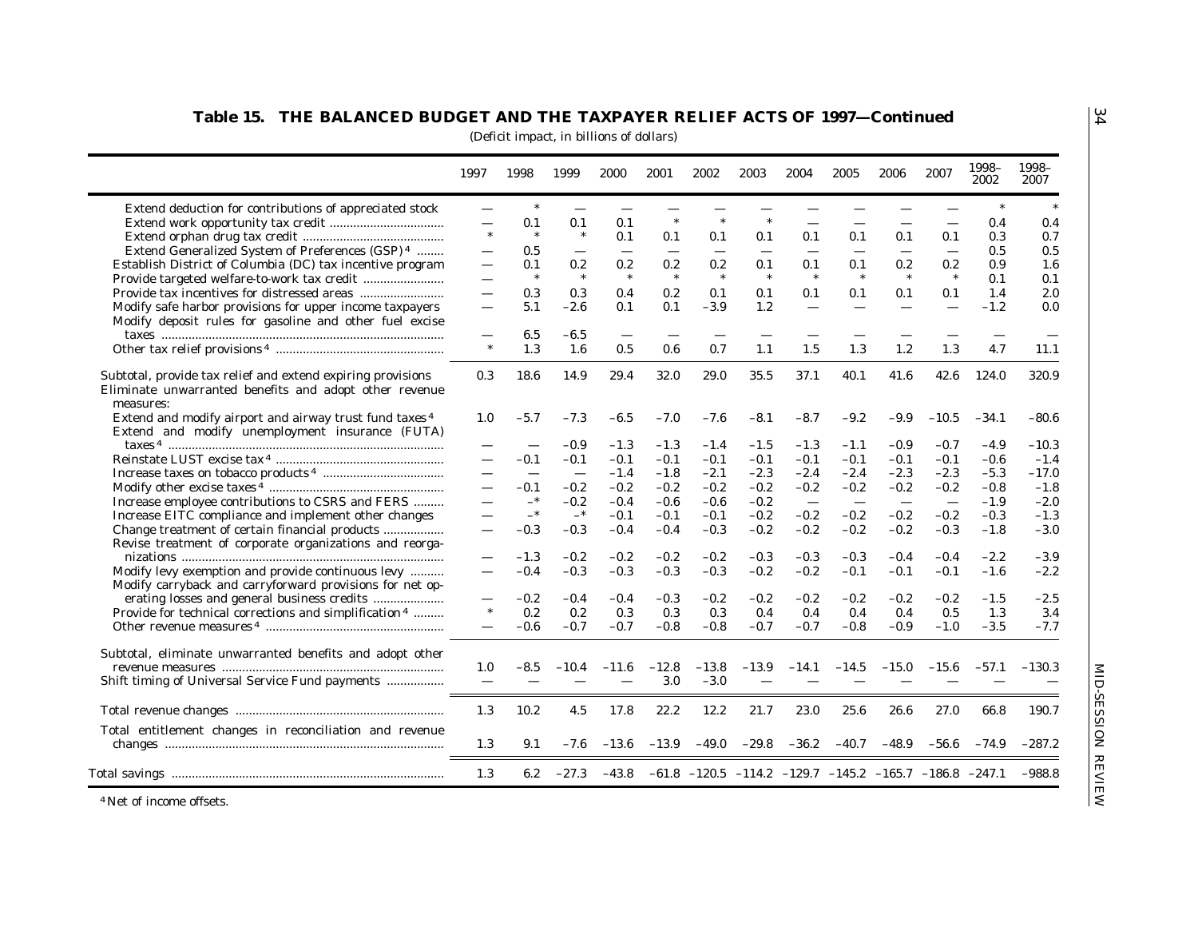## Table 15. THE BALANCED BUDGET AND THE TAXPAYER RELIEF ACTS OF 1997—Continued

(Deficit impact, in billions of dollars)

| | 1997 | 1998 | 1999 | 2000 | 2001 | 2002 | 2003 | 2004 | 2005 | 2006 | 2007 | 1998–2002 | 1998–2007 |
|---|---|---|---|---|---|---|---|---|---|---|---|---|---|
| Extend deduction for contributions of appreciated stock | — | * | — | — | — | — | — | — | — | — | — | * | * |
| Extend work opportunity tax credit | — | 0.1 | 0.1 | 0.1 | * | * | * | — | — | — | — | 0.4 | 0.4 |
| Extend orphan drug tax credit | * | * | * | 0.1 | 0.1 | 0.1 | 0.1 | 0.1 | 0.1 | 0.1 | 0.1 | 0.3 | 0.7 |
| Extend Generalized System of Preferences (GSP)[4] | — | 0.5 | — | — | — | — | — | — | — | — | — | 0.5 | 0.5 |
| Establish District of Columbia (DC) tax incentive program | — | 0.1 | 0.2 | 0.2 | 0.2 | 0.2 | 0.1 | 0.1 | 0.1 | 0.2 | 0.2 | 0.9 | 1.6 |
| Provide targeted welfare-to-work tax credit | — | * | * | * | * | * | * | * | * | * | * | 0.1 | 0.1 |
| Provide tax incentives for distressed areas | — | 0.3 | 0.3 | 0.4 | 0.2 | 0.1 | 0.1 | 0.1 | 0.1 | 0.1 | 0.1 | 1.4 | 2.0 |
| Modify safe harbor provisions for upper income taxpayers | — | 5.1 | –2.6 | 0.1 | 0.1 | –3.9 | 1.2 | — | — | — | — | –1.2 | 0.0 |
| Modify deposit rules for gasoline and other fuel excise taxes | — | 6.5 | –6.5 | — | — | — | — | — | — | — | — | — | — |
| Other tax relief provisions[4] | * | 1.3 | 1.6 | 0.5 | 0.6 | 0.7 | 1.1 | 1.5 | 1.3 | 1.2 | 1.3 | 4.7 | 11.1 |
| Subtotal, provide tax relief and extend expiring provisions | 0.3 | 18.6 | 14.9 | 29.4 | 32.0 | 29.0 | 35.5 | 37.1 | 40.1 | 41.6 | 42.6 | 124.0 | 320.9 |
| Eliminate unwarranted benefits and adopt other revenue measures: | | | | | | | | | | | | | |
| Extend and modify airport and airway trust fund taxes[4] | 1.0 | –5.7 | –7.3 | –6.5 | –7.0 | –7.6 | –8.1 | –8.7 | –9.2 | –9.9 | –10.5 | –34.1 | –80.6 |
| Extend and modify unemployment insurance (FUTA) taxes[4] | — | — | –0.9 | –1.3 | –1.3 | –1.4 | –1.5 | –1.3 | –1.1 | –0.9 | –0.7 | –4.9 | –10.3 |
| Reinstate LUST excise tax[4] | — | –0.1 | –0.1 | –0.1 | –0.1 | –0.1 | –0.1 | –0.1 | –0.1 | –0.1 | –0.1 | –0.6 | –1.4 |
| Increase taxes on tobacco products[4] | — | — | — | –1.4 | –1.8 | –2.1 | –2.3 | –2.4 | –2.4 | –2.3 | –2.3 | –5.3 | –17.0 |
| Modify other excise taxes[4] | — | –0.1 | –0.2 | –0.2 | –0.2 | –0.2 | –0.2 | –0.2 | –0.2 | –0.2 | –0.2 | –0.8 | –1.8 |
| Increase employee contributions to CSRS and FERS | — | –* | –0.2 | –0.4 | –0.6 | –0.6 | –0.2 | — | — | — | — | –1.9 | –2.0 |
| Increase EITC compliance and implement other changes | — | –* | –* | –0.1 | –0.1 | –0.1 | –0.2 | –0.2 | –0.2 | –0.2 | –0.2 | –0.3 | –1.3 |
| Change treatment of certain financial products | — | –0.3 | –0.3 | –0.4 | –0.4 | –0.3 | –0.2 | –0.2 | –0.2 | –0.2 | –0.3 | –1.8 | –3.0 |
| Revise treatment of corporate organizations and reorganizations | — | –1.3 | –0.2 | –0.2 | –0.2 | –0.2 | –0.3 | –0.3 | –0.3 | –0.4 | –0.4 | –2.2 | –3.9 |
| Modify levy exemption and provide continuous levy | — | –0.4 | –0.3 | –0.3 | –0.3 | –0.3 | –0.2 | –0.2 | –0.1 | –0.1 | –0.1 | –1.6 | –2.2 |
| Modify carryback and carryforward provisions for net operating losses and general business credits | — | –0.2 | –0.4 | –0.4 | –0.3 | –0.2 | –0.2 | –0.2 | –0.2 | –0.2 | –0.2 | –1.5 | –2.5 |
| Provide for technical corrections and simplification[4] | * | 0.2 | 0.2 | 0.3 | 0.3 | 0.3 | 0.4 | 0.4 | 0.4 | 0.4 | 0.5 | 1.3 | 3.4 |
| Other revenue measures[4] | — | –0.6 | –0.7 | –0.7 | –0.8 | –0.8 | –0.7 | –0.7 | –0.8 | –0.9 | –1.0 | –3.5 | –7.7 |
| Subtotal, eliminate unwarranted benefits and adopt other revenue measures | 1.0 | –8.5 | –10.4 | –11.6 | –12.8 | –13.8 | –13.9 | –14.1 | –14.5 | –15.0 | –15.6 | –57.1 | –130.3 |
| Shift timing of Universal Service Fund payments | — | — | — | — | 3.0 | –3.0 | — | — | — | — | — | — | — |
| Total revenue changes | 1.3 | 10.2 | 4.5 | 17.8 | 22.2 | 12.2 | 21.7 | 23.0 | 25.6 | 26.6 | 27.0 | 66.8 | 190.7 |
| Total entitlement changes in reconciliation and revenue changes | 1.3 | 9.1 | –7.6 | –13.6 | –13.9 | –49.0 | –29.8 | –36.2 | –40.7 | –48.9 | –56.6 | –74.9 | –287.2 |
| Total savings | 1.3 | 6.2 | –27.3 | –43.8 | –61.8 | –120.5 | –114.2 | –129.7 | –145.2 | –165.7 | –186.8 | –247.1 | –988.8 |

[4] Net of income offsets.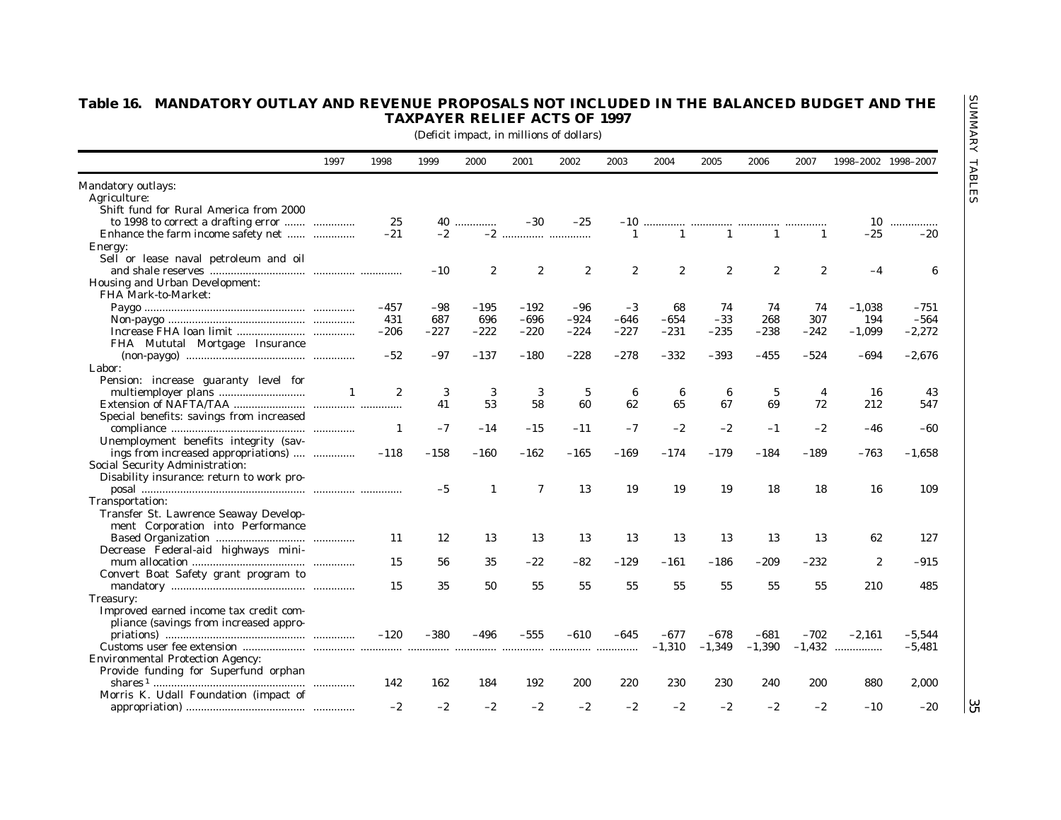## Table 16. MANDATORY OUTLAY AND REVENUE PROPOSALS NOT INCLUDED IN THE BALANCED BUDGET AND THE TAXPAYER RELIEF ACTS OF 1997

(Deficit impact, in millions of dollars)

| | 1997 | 1998 | 1999 | 2000 | 2001 | 2002 | 2003 | 2004 | 2005 | 2006 | 2007 | 1998–2002 | 1998–2007 |
|---|---|---|---|---|---|---|---|---|---|---|---|---|---|
| Mandatory outlays: | | | | | | | | | | | | | |
| Agriculture: | | | | | | | | | | | | | |
| Shift fund for Rural America from 2000 to 1998 to correct a drafting error | .............. | 25 | 40 | .............. | –30 | –25 | –10 | .............. | .............. | .............. | .............. | 10 | ................ |
| Enhance the farm income safety net | .............. | –21 | –2 | –2 | .............. | .............. | 1 | 1 | 1 | 1 | 1 | –25 | –20 |
| Energy: | | | | | | | | | | | | | |
| Sell or lease naval petroleum and oil and shale reserves | .............. | .............. | –10 | 2 | 2 | 2 | 2 | 2 | 2 | 2 | 2 | –4 | 6 |
| Housing and Urban Development: | | | | | | | | | | | | | |
| FHA Mark-to-Market: | | | | | | | | | | | | | |
| Paygo | .............. | –457 | –98 | –195 | –192 | –96 | –3 | 68 | 74 | 74 | 74 | –1,038 | –751 |
| Non-paygo | .............. | 431 | 687 | 696 | –696 | –924 | –646 | –654 | –33 | 268 | 307 | 194 | –564 |
| Increase FHA loan limit | .............. | –206 | –227 | –222 | –220 | –224 | –227 | –231 | –235 | –238 | –242 | –1,099 | –2,272 |
| FHA Mututal Mortgage Insurance (non-paygo) | .............. | –52 | –97 | –137 | –180 | –228 | –278 | –332 | –393 | –455 | –524 | –694 | –2,676 |
| Labor: | | | | | | | | | | | | | |
| Pension: increase guaranty level for multiemployer plans | 1 | 2 | 3 | 3 | 3 | 5 | 6 | 6 | 6 | 5 | 4 | 16 | 43 |
| Extension of NAFTA/TAA | .............. | .............. | 41 | 53 | 58 | 60 | 62 | 65 | 67 | 69 | 72 | 212 | 547 |
| Special benefits: savings from increased compliance | .............. | 1 | –7 | –14 | –15 | –11 | –7 | –2 | –2 | –1 | –2 | –46 | –60 |
| Unemployment benefits integrity (savings from increased appropriations) | .............. | –118 | –158 | –160 | –162 | –165 | –169 | –174 | –179 | –184 | –189 | –763 | –1,658 |
| Social Security Administration: | | | | | | | | | | | | | |
| Disability insurance: return to work proposal | .............. | .............. | –5 | 1 | 7 | 13 | 19 | 19 | 19 | 18 | 18 | 16 | 109 |
| Transportation: | | | | | | | | | | | | | |
| Transfer St. Lawrence Seaway Development Corporation into Performance Based Organization | .............. | 11 | 12 | 13 | 13 | 13 | 13 | 13 | 13 | 13 | 13 | 62 | 127 |
| Decrease Federal-aid highways minimum allocation | .............. | 15 | 56 | 35 | –22 | –82 | –129 | –161 | –186 | –209 | –232 | 2 | –915 |
| Convert Boat Safety grant program to mandatory | .............. | 15 | 35 | 50 | 55 | 55 | 55 | 55 | 55 | 55 | 55 | 210 | 485 |
| Treasury: | | | | | | | | | | | | | |
| Improved earned income tax credit compliance (savings from increased appropriations) | .............. | –120 | –380 | –496 | –555 | –610 | –645 | –677 | –678 | –681 | –702 | –2,161 | –5,544 |
| Customs user fee extension | .............. | .............. | .............. | .............. | .............. | .............. | .............. | –1,310 | –1,349 | –1,390 | –1,432 | ................ | –5,481 |
| Environmental Protection Agency: | | | | | | | | | | | | | |
| Provide funding for Superfund orphan shares [1] | .............. | 142 | 162 | 184 | 192 | 200 | 220 | 230 | 230 | 240 | 200 | 880 | 2,000 |
| Morris K. Udall Foundation (impact of appropriation) | .............. | –2 | –2 | –2 | –2 | –2 | –2 | –2 | –2 | –2 | –2 | –10 | –20 |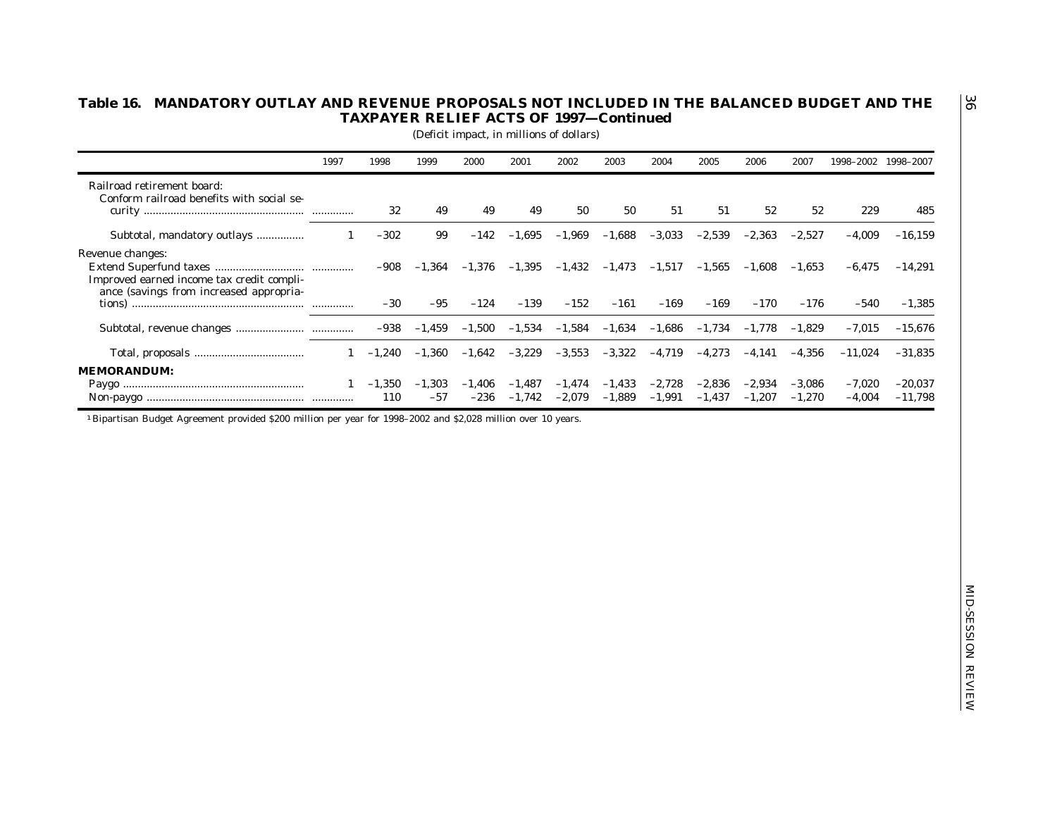## Table 16. MANDATORY OUTLAY AND REVENUE PROPOSALS NOT INCLUDED IN THE BALANCED BUDGET AND THE TAXPAYER RELIEF ACTS OF 1997—Continued

(Deficit impact, in millions of dollars)

| | 1997 | 1998 | 1999 | 2000 | 2001 | 2002 | 2003 | 2004 | 2005 | 2006 | 2007 | 1998–2002 | 1998–2007 |
|---|---|---|---|---|---|---|---|---|---|---|---|---|---|
| Railroad retirement board: | | | | | | | | | | | | | |
| Conform railroad benefits with social security | ............. | 32 | 49 | 49 | 49 | 50 | 50 | 51 | 51 | 52 | 52 | 229 | 485 |
| Subtotal, mandatory outlays | 1 | –302 | 99 | –142 | –1,695 | –1,969 | –1,688 | –3,033 | –2,539 | –2,363 | –2,527 | –4,009 | –16,159 |
| Revenue changes: | | | | | | | | | | | | | |
| Extend Superfund taxes | ............. | –908 | –1,364 | –1,376 | –1,395 | –1,432 | –1,473 | –1,517 | –1,565 | –1,608 | –1,653 | –6,475 | –14,291 |
| Improved earned income tax credit compliance (savings from increased appropriations) | ............. | –30 | –95 | –124 | –139 | –152 | –161 | –169 | –169 | –170 | –176 | –540 | –1,385 |
| Subtotal, revenue changes | ............. | –938 | –1,459 | –1,500 | –1,534 | –1,584 | –1,634 | –1,686 | –1,734 | –1,778 | –1,829 | –7,015 | –15,676 |
| Total, proposals | 1 | –1,240 | –1,360 | –1,642 | –3,229 | –3,553 | –3,322 | –4,719 | –4,273 | –4,141 | –4,356 | –11,024 | –31,835 |
| **MEMORANDUM:** | | | | | | | | | | | | | |
| Paygo | 1 | –1,350 | –1,303 | –1,406 | –1,487 | –1,474 | –1,433 | –2,728 | –2,836 | –2,934 | –3,086 | –7,020 | –20,037 |
| Non-paygo | ............. | 110 | –57 | –236 | –1,742 | –2,079 | –1,889 | –1,991 | –1,437 | –1,207 | –1,270 | –4,004 | –11,798 |

[1] Bipartisan Budget Agreement provided $200 million per year for 1998–2002 and $2,028 million over 10 years.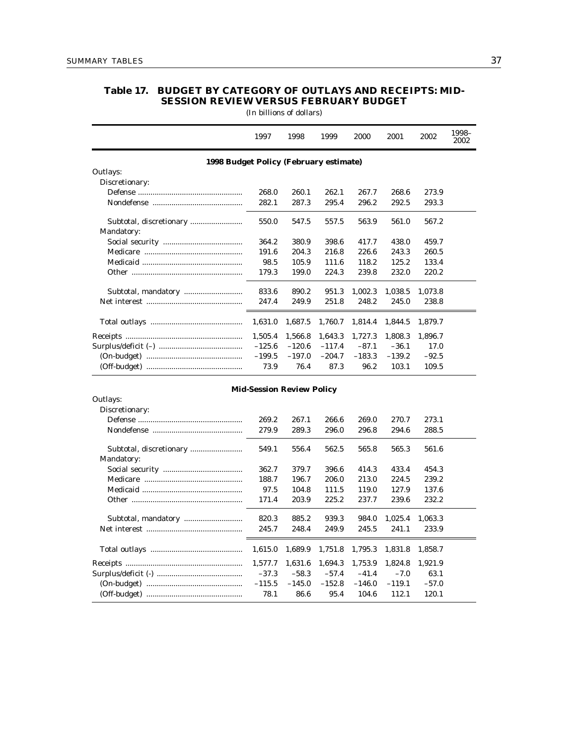## Table 17. BUDGET BY CATEGORY OF OUTLAYS AND RECEIPTS: MID-SESSION REVIEW VERSUS FEBRUARY BUDGET

(In billions of dollars)

| | 1997 | 1998 | 1999 | 2000 | 2001 | 2002 | 1998–2002 |
|---|---|---|---|---|---|---|---|
| **1998 Budget Policy (February estimate)** | | | | | | | |
| Outlays: | | | | | | | |
| Discretionary: | | | | | | | |
| Defense | 268.0 | 260.1 | 262.1 | 267.7 | 268.6 | 273.9 | |
| Nondefense | 282.1 | 287.3 | 295.4 | 296.2 | 292.5 | 293.3 | |
| Subtotal, discretionary | 550.0 | 547.5 | 557.5 | 563.9 | 561.0 | 567.2 | |
| Mandatory: | | | | | | | |
| Social security | 364.2 | 380.9 | 398.6 | 417.7 | 438.0 | 459.7 | |
| Medicare | 191.6 | 204.3 | 216.8 | 226.6 | 243.3 | 260.5 | |
| Medicaid | 98.5 | 105.9 | 111.6 | 118.2 | 125.2 | 133.4 | |
| Other | 179.3 | 199.0 | 224.3 | 239.8 | 232.0 | 220.2 | |
| Subtotal, mandatory | 833.6 | 890.2 | 951.3 | 1,002.3 | 1,038.5 | 1,073.8 | |
| Net interest | 247.4 | 249.9 | 251.8 | 248.2 | 245.0 | 238.8 | |
| Total outlays | 1,631.0 | 1,687.5 | 1,760.7 | 1,814.4 | 1,844.5 | 1,879.7 | |
| Receipts | 1,505.4 | 1,566.8 | 1,643.3 | 1,727.3 | 1,808.3 | 1,896.7 | |
| Surplus/deficit (–) | –125.6 | –120.6 | –117.4 | –87.1 | –36.1 | 17.0 | |
| (On-budget) | –199.5 | –197.0 | –204.7 | –183.3 | –139.2 | –92.5 | |
| (Off-budget) | 73.9 | 76.4 | 87.3 | 96.2 | 103.1 | 109.5 | |
| **Mid-Session Review Policy** | | | | | | | |
| Outlays: | | | | | | | |
| Discretionary: | | | | | | | |
| Defense | 269.2 | 267.1 | 266.6 | 269.0 | 270.7 | 273.1 | |
| Nondefense | 279.9 | 289.3 | 296.0 | 296.8 | 294.6 | 288.5 | |
| Subtotal, discretionary | 549.1 | 556.4 | 562.5 | 565.8 | 565.3 | 561.6 | |
| Mandatory: | | | | | | | |
| Social security | 362.7 | 379.7 | 396.6 | 414.3 | 433.4 | 454.3 | |
| Medicare | 188.7 | 196.7 | 206.0 | 213.0 | 224.5 | 239.2 | |
| Medicaid | 97.5 | 104.8 | 111.5 | 119.0 | 127.9 | 137.6 | |
| Other | 171.4 | 203.9 | 225.2 | 237.7 | 239.6 | 232.2 | |
| Subtotal, mandatory | 820.3 | 885.2 | 939.3 | 984.0 | 1,025.4 | 1,063.3 | |
| Net interest | 245.7 | 248.4 | 249.9 | 245.5 | 241.1 | 233.9 | |
| Total outlays | 1,615.0 | 1,689.9 | 1,751.8 | 1,795.3 | 1,831.8 | 1,858.7 | |
| Receipts | 1,577.7 | 1,631.6 | 1,694.3 | 1,753.9 | 1,824.8 | 1,921.9 | |
| Surplus/deficit (-) | –37.3 | –58.3 | –57.4 | –41.4 | –7.0 | 63.1 | |
| (On-budget) | –115.5 | –145.0 | –152.8 | –146.0 | –119.1 | –57.0 | |
| (Off-budget) | 78.1 | 86.6 | 95.4 | 104.6 | 112.1 | 120.1 | |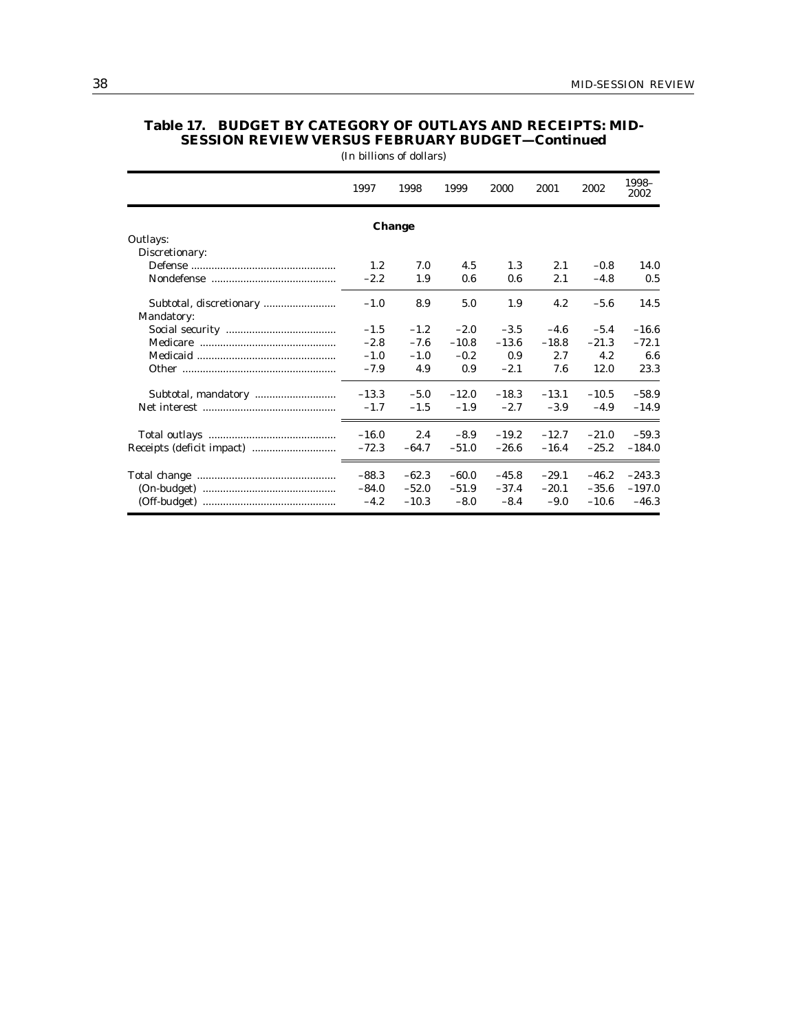## Table 17. BUDGET BY CATEGORY OF OUTLAYS AND RECEIPTS: MID-SESSION REVIEW VERSUS FEBRUARY BUDGET—Continued

(In billions of dollars)

| | 1997 | 1998 | 1999 | 2000 | 2001 | 2002 | 1998–2002 |
|---|---|---|---|---|---|---|---|
| **Change** | | | | | | | |
| Outlays: | | | | | | | |
| Discretionary: | | | | | | | |
| Defense | 1.2 | 7.0 | 4.5 | 1.3 | 2.1 | –0.8 | 14.0 |
| Nondefense | –2.2 | 1.9 | 0.6 | 0.6 | 2.1 | –4.8 | 0.5 |
| Subtotal, discretionary | –1.0 | 8.9 | 5.0 | 1.9 | 4.2 | –5.6 | 14.5 |
| Mandatory: | | | | | | | |
| Social security | –1.5 | –1.2 | –2.0 | –3.5 | –4.6 | –5.4 | –16.6 |
| Medicare | –2.8 | –7.6 | –10.8 | –13.6 | –18.8 | –21.3 | –72.1 |
| Medicaid | –1.0 | –1.0 | –0.2 | 0.9 | 2.7 | 4.2 | 6.6 |
| Other | –7.9 | 4.9 | 0.9 | –2.1 | 7.6 | 12.0 | 23.3 |
| Subtotal, mandatory | –13.3 | –5.0 | –12.0 | –18.3 | –13.1 | –10.5 | –58.9 |
| Net interest | –1.7 | –1.5 | –1.9 | –2.7 | –3.9 | –4.9 | –14.9 |
| Total outlays | –16.0 | 2.4 | –8.9 | –19.2 | –12.7 | –21.0 | –59.3 |
| Receipts (deficit impact) | –72.3 | –64.7 | –51.0 | –26.6 | –16.4 | –25.2 | –184.0 |
| Total change | –88.3 | –62.3 | –60.0 | –45.8 | –29.1 | –46.2 | –243.3 |
| (On-budget) | –84.0 | –52.0 | –51.9 | –37.4 | –20.1 | –35.6 | –197.0 |
| (Off-budget) | –4.2 | –10.3 | –8.0 | –8.4 | –9.0 | –10.6 | –46.3 |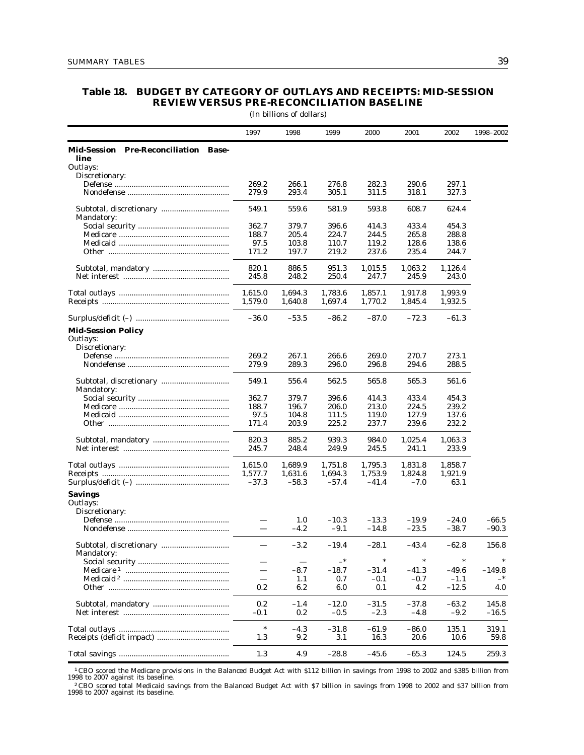## Table 18. BUDGET BY CATEGORY OF OUTLAYS AND RECEIPTS: MID-SESSION REVIEW VERSUS PRE-RECONCILIATION BASELINE

(In billions of dollars)

| | 1997 | 1998 | 1999 | 2000 | 2001 | 2002 | 1998–2002 |
|---|---|---|---|---|---|---|---|
| **Mid-Session Pre-Reconciliation Baseline** | | | | | | | |
| Outlays: | | | | | | | |
| Discretionary: | | | | | | | |
| Defense | 269.2 | 266.1 | 276.8 | 282.3 | 290.6 | 297.1 | |
| Nondefense | 279.9 | 293.4 | 305.1 | 311.5 | 318.1 | 327.3 | |
| Subtotal, discretionary | 549.1 | 559.6 | 581.9 | 593.8 | 608.7 | 624.4 | |
| Mandatory: | | | | | | | |
| Social security | 362.7 | 379.7 | 396.6 | 414.3 | 433.4 | 454.3 | |
| Medicare | 188.7 | 205.4 | 224.7 | 244.5 | 265.8 | 288.8 | |
| Medicaid | 97.5 | 103.8 | 110.7 | 119.2 | 128.6 | 138.6 | |
| Other | 171.2 | 197.7 | 219.2 | 237.6 | 235.4 | 244.7 | |
| Subtotal, mandatory | 820.1 | 886.5 | 951.3 | 1,015.5 | 1,063.2 | 1,126.4 | |
| Net interest | 245.8 | 248.2 | 250.4 | 247.7 | 245.9 | 243.0 | |
| Total outlays | 1,615.0 | 1,694.3 | 1,783.6 | 1,857.1 | 1,917.8 | 1,993.9 | |
| Receipts | 1,579.0 | 1,640.8 | 1,697.4 | 1,770.2 | 1,845.4 | 1,932.5 | |
| Surplus/deficit (–) | –36.0 | –53.5 | –86.2 | –87.0 | –72.3 | –61.3 | |
| **Mid-Session Policy** | | | | | | | |
| Outlays: | | | | | | | |
| Discretionary: | | | | | | | |
| Defense | 269.2 | 267.1 | 266.6 | 269.0 | 270.7 | 273.1 | |
| Nondefense | 279.9 | 289.3 | 296.0 | 296.8 | 294.6 | 288.5 | |
| Subtotal, discretionary | 549.1 | 556.4 | 562.5 | 565.8 | 565.3 | 561.6 | |
| Mandatory: | | | | | | | |
| Social security | 362.7 | 379.7 | 396.6 | 414.3 | 433.4 | 454.3 | |
| Medicare | 188.7 | 196.7 | 206.0 | 213.0 | 224.5 | 239.2 | |
| Medicaid | 97.5 | 104.8 | 111.5 | 119.0 | 127.9 | 137.6 | |
| Other | 171.4 | 203.9 | 225.2 | 237.7 | 239.6 | 232.2 | |
| Subtotal, mandatory | 820.3 | 885.2 | 939.3 | 984.0 | 1,025.4 | 1,063.3 | |
| Net interest | 245.7 | 248.4 | 249.9 | 245.5 | 241.1 | 233.9 | |
| Total outlays | 1,615.0 | 1,689.9 | 1,751.8 | 1,795.3 | 1,831.8 | 1,858.7 | |
| Receipts | 1,577.7 | 1,631.6 | 1,694.3 | 1,753.9 | 1,824.8 | 1,921.9 | |
| Surplus/deficit (–) | –37.3 | –58.3 | –57.4 | –41.4 | –7.0 | 63.1 | |
| **Savings** | | | | | | | |
| Outlays: | | | | | | | |
| Discretionary: | | | | | | | |
| Defense | — | 1.0 | –10.3 | –13.3 | –19.9 | –24.0 | –66.5 |
| Nondefense | — | –4.2 | –9.1 | –14.8 | –23.5 | –38.7 | –90.3 |
| Subtotal, discretionary | — | –3.2 | –19.4 | –28.1 | –43.4 | –62.8 | 156.8 |
| Mandatory: | | | | | | | |
| Social security | — | — | –* | * | * | * | * |
| Medicare [1] | — | –8.7 | –18.7 | –31.4 | –41.3 | –49.6 | –149.8 |
| Medicaid [2] | — | 1.1 | 0.7 | –0.1 | –0.7 | –1.1 | –* |
| Other | 0.2 | 6.2 | 6.0 | 0.1 | 4.2 | –12.5 | 4.0 |
| Subtotal, mandatory | 0.2 | –1.4 | –12.0 | –31.5 | –37.8 | –63.2 | 145.8 |
| Net interest | –0.1 | 0.2 | –0.5 | –2.3 | –4.8 | –9.2 | –16.5 |
| Total outlays | * | –4.3 | –31.8 | –61.9 | –86.0 | 135.1 | 319.1 |
| Receipts (deficit impact) | 1.3 | 9.2 | 3.1 | 16.3 | 20.6 | 10.6 | 59.8 |
| Total savings | 1.3 | 4.9 | –28.8 | –45.6 | –65.3 | 124.5 | 259.3 |

[1] CBO scored the Medicare provisions in the Balanced Budget Act with $112 billion in savings from 1998 to 2002 and $385 billion from 1998 to 2007 against its baseline.

[2] CBO scored total Medicaid savings from the Balanced Budget Act with $7 billion in savings from 1998 to 2002 and $37 billion from 1998 to 2007 against its baseline.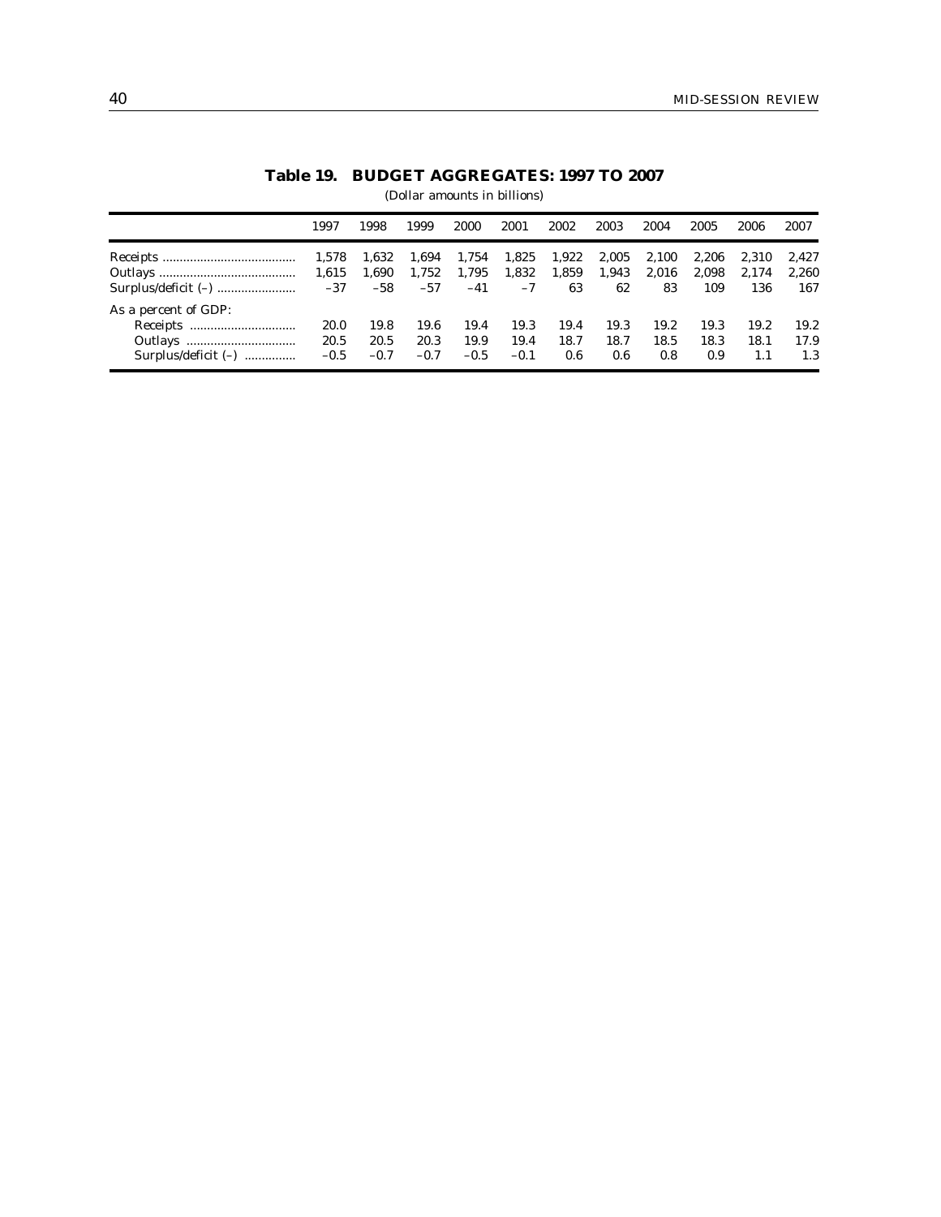### Table 19. BUDGET AGGREGATES: 1997 TO 2007

(Dollar amounts in billions)

| | 1997 | 1998 | 1999 | 2000 | 2001 | 2002 | 2003 | 2004 | 2005 | 2006 | 2007 |
|---|---|---|---|---|---|---|---|---|---|---|---|
| Receipts | 1,578 | 1,632 | 1,694 | 1,754 | 1,825 | 1,922 | 2,005 | 2,100 | 2,206 | 2,310 | 2,427 |
| Outlays | 1,615 | 1,690 | 1,752 | 1,795 | 1,832 | 1,859 | 1,943 | 2,016 | 2,098 | 2,174 | 2,260 |
| Surplus/deficit (–) | –37 | –58 | –57 | –41 | –7 | 63 | 62 | 83 | 109 | 136 | 167 |
| As a percent of GDP: | | | | | | | | | | | |
| Receipts | 20.0 | 19.8 | 19.6 | 19.4 | 19.3 | 19.4 | 19.3 | 19.2 | 19.3 | 19.2 | 19.2 |
| Outlays | 20.5 | 20.5 | 20.3 | 19.9 | 19.4 | 18.7 | 18.7 | 18.5 | 18.3 | 18.1 | 17.9 |
| Surplus/deficit (–) | –0.5 | –0.7 | –0.7 | –0.5 | –0.1 | 0.6 | 0.6 | 0.8 | 0.9 | 1.1 | 1.3 |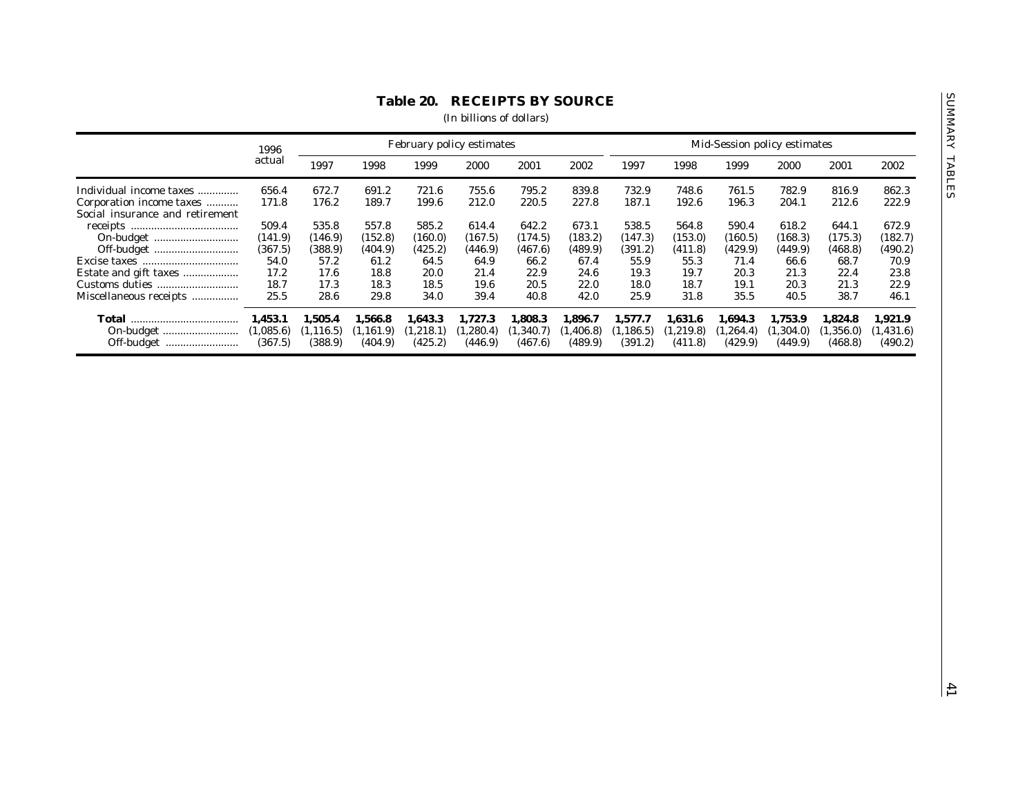## Table 20. RECEIPTS BY SOURCE

(In billions of dollars)

| | 1996 actual | February policy estimates | | | | | | Mid-Session policy estimates | | | | | |
|---|---|---|---|---|---|---|---|---|---|---|---|---|---|
| | | 1997 | 1998 | 1999 | 2000 | 2001 | 2002 | 1997 | 1998 | 1999 | 2000 | 2001 | 2002 |
| Individual income taxes | 656.4 | 672.7 | 691.2 | 721.6 | 755.6 | 795.2 | 839.8 | 732.9 | 748.6 | 761.5 | 782.9 | 816.9 | 862.3 |
| Corporation income taxes | 171.8 | 176.2 | 189.7 | 199.6 | 212.0 | 220.5 | 227.8 | 187.1 | 192.6 | 196.3 | 204.1 | 212.6 | 222.9 |
| Social insurance and retirement receipts | 509.4 | 535.8 | 557.8 | 585.2 | 614.4 | 642.2 | 673.1 | 538.5 | 564.8 | 590.4 | 618.2 | 644.1 | 672.9 |
| On-budget | (141.9) | (146.9) | (152.8) | (160.0) | (167.5) | (174.5) | (183.2) | (147.3) | (153.0) | (160.5) | (168.3) | (175.3) | (182.7) |
| Off-budget | (367.5) | (388.9) | (404.9) | (425.2) | (446.9) | (467.6) | (489.9) | (391.2) | (411.8) | (429.9) | (449.9) | (468.8) | (490.2) |
| Excise taxes | 54.0 | 57.2 | 61.2 | 64.5 | 64.9 | 66.2 | 67.4 | 55.9 | 55.3 | 71.4 | 66.6 | 68.7 | 70.9 |
| Estate and gift taxes | 17.2 | 17.6 | 18.8 | 20.0 | 21.4 | 22.9 | 24.6 | 19.3 | 19.7 | 20.3 | 21.3 | 22.4 | 23.8 |
| Customs duties | 18.7 | 17.3 | 18.3 | 18.5 | 19.6 | 20.5 | 22.0 | 18.0 | 18.7 | 19.1 | 20.3 | 21.3 | 22.9 |
| Miscellaneous receipts | 25.5 | 28.6 | 29.8 | 34.0 | 39.4 | 40.8 | 42.0 | 25.9 | 31.8 | 35.5 | 40.5 | 38.7 | 46.1 |
| **Total** | **1,453.1** | **1,505.4** | **1,566.8** | **1,643.3** | **1,727.3** | **1,808.3** | **1,896.7** | **1,577.7** | **1,631.6** | **1,694.3** | **1,753.9** | **1,824.8** | **1,921.9** |
| On-budget | (1,085.6) | (1,116.5) | (1,161.9) | (1,218.1) | (1,280.4) | (1,340.7) | (1,406.8) | (1,186.5) | (1,219.8) | (1,264.4) | (1,304.0) | (1,356.0) | (1,431.6) |
| Off-budget | (367.5) | (388.9) | (404.9) | (425.2) | (446.9) | (467.6) | (489.9) | (391.2) | (411.8) | (429.9) | (449.9) | (468.8) | (490.2) |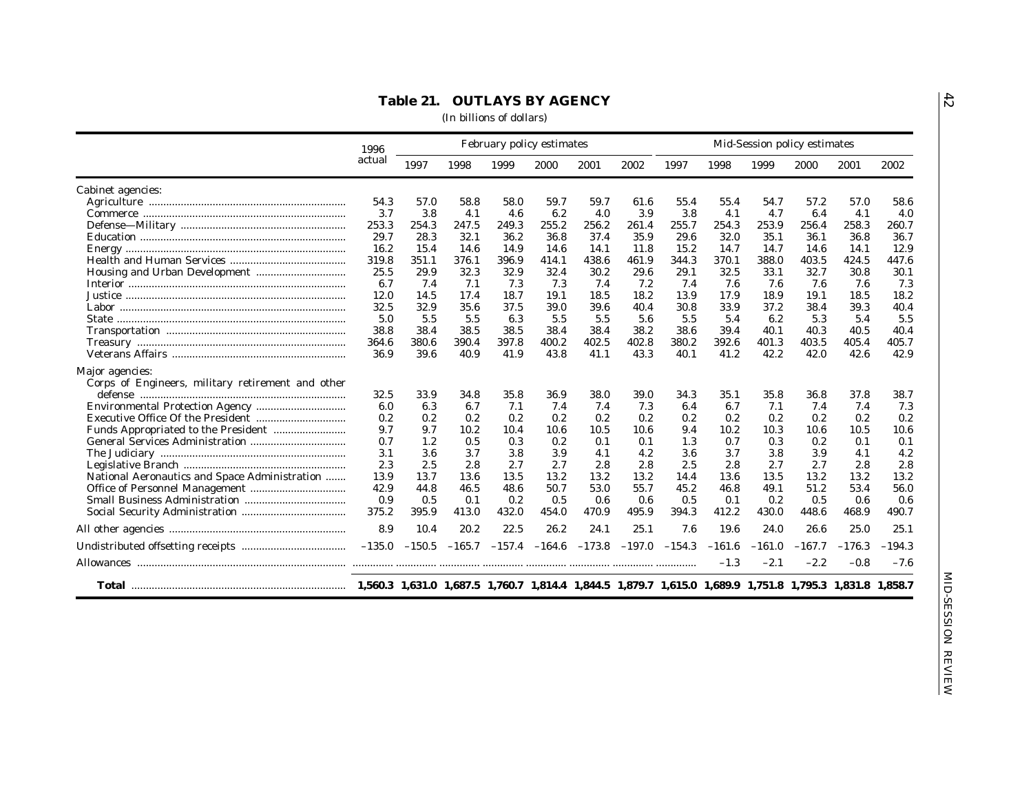## Table 21. OUTLAYS BY AGENCY

(In billions of dollars)

| | 1996 actual | February policy estimates | | | | | | Mid-Session policy estimates | | | | | |
|---|---|---|---|---|---|---|---|---|---|---|---|---|---|
| | | 1997 | 1998 | 1999 | 2000 | 2001 | 2002 | 1997 | 1998 | 1999 | 2000 | 2001 | 2002 |
| Cabinet agencies: | | | | | | | | | | | | | |
| Agriculture | 54.3 | 57.0 | 58.8 | 58.0 | 59.7 | 59.7 | 61.6 | 55.4 | 55.4 | 54.7 | 57.2 | 57.0 | 58.6 |
| Commerce | 3.7 | 3.8 | 4.1 | 4.6 | 6.2 | 4.0 | 3.9 | 3.8 | 4.1 | 4.7 | 6.4 | 4.1 | 4.0 |
| Defense—Military | 253.3 | 254.3 | 247.5 | 249.3 | 255.2 | 256.2 | 261.4 | 255.7 | 254.3 | 253.9 | 256.4 | 258.3 | 260.7 |
| Education | 29.7 | 28.3 | 32.1 | 36.2 | 36.8 | 37.4 | 35.9 | 29.6 | 32.0 | 35.1 | 36.1 | 36.8 | 36.7 |
| Energy | 16.2 | 15.4 | 14.6 | 14.9 | 14.6 | 14.1 | 11.8 | 15.2 | 14.7 | 14.7 | 14.6 | 14.1 | 12.9 |
| Health and Human Services | 319.8 | 351.1 | 376.1 | 396.9 | 414.1 | 438.6 | 461.9 | 344.3 | 370.1 | 388.0 | 403.5 | 424.5 | 447.6 |
| Housing and Urban Development | 25.5 | 29.9 | 32.3 | 32.9 | 32.4 | 30.2 | 29.6 | 29.1 | 32.5 | 33.1 | 32.7 | 30.8 | 30.1 |
| Interior | 6.7 | 7.4 | 7.1 | 7.3 | 7.3 | 7.4 | 7.2 | 7.4 | 7.6 | 7.6 | 7.6 | 7.6 | 7.3 |
| Justice | 12.0 | 14.5 | 17.4 | 18.7 | 19.1 | 18.5 | 18.2 | 13.9 | 17.9 | 18.9 | 19.1 | 18.5 | 18.2 |
| Labor | 32.5 | 32.9 | 35.6 | 37.5 | 39.0 | 39.6 | 40.4 | 30.8 | 33.9 | 37.2 | 38.4 | 39.3 | 40.4 |
| State | 5.0 | 5.5 | 5.5 | 6.3 | 5.5 | 5.5 | 5.6 | 5.5 | 5.4 | 6.2 | 5.3 | 5.4 | 5.5 |
| Transportation | 38.8 | 38.4 | 38.5 | 38.5 | 38.4 | 38.4 | 38.2 | 38.6 | 39.4 | 40.1 | 40.3 | 40.5 | 40.4 |
| Treasury | 364.6 | 380.6 | 390.4 | 397.8 | 400.2 | 402.5 | 402.8 | 380.2 | 392.6 | 401.3 | 403.5 | 405.4 | 405.7 |
| Veterans Affairs | 36.9 | 39.6 | 40.9 | 41.9 | 43.8 | 41.1 | 43.3 | 40.1 | 41.2 | 42.2 | 42.0 | 42.6 | 42.9 |
| Major agencies: | | | | | | | | | | | | | |
| Corps of Engineers, military retirement and other defense | 32.5 | 33.9 | 34.8 | 35.8 | 36.9 | 38.0 | 39.0 | 34.3 | 35.1 | 35.8 | 36.8 | 37.8 | 38.7 |
| Environmental Protection Agency | 6.0 | 6.3 | 6.7 | 7.1 | 7.4 | 7.4 | 7.3 | 6.4 | 6.7 | 7.1 | 7.4 | 7.4 | 7.3 |
| Executive Office Of the President | 0.2 | 0.2 | 0.2 | 0.2 | 0.2 | 0.2 | 0.2 | 0.2 | 0.2 | 0.2 | 0.2 | 0.2 | 0.2 |
| Funds Appropriated to the President | 9.7 | 9.7 | 10.2 | 10.4 | 10.6 | 10.5 | 10.6 | 9.4 | 10.2 | 10.3 | 10.6 | 10.5 | 10.6 |
| General Services Administration | 0.7 | 1.2 | 0.5 | 0.3 | 0.2 | 0.1 | 0.1 | 1.3 | 0.7 | 0.3 | 0.2 | 0.1 | 0.1 |
| The Judiciary | 3.1 | 3.6 | 3.7 | 3.8 | 3.9 | 4.1 | 4.2 | 3.6 | 3.7 | 3.8 | 3.9 | 4.1 | 4.2 |
| Legislative Branch | 2.3 | 2.5 | 2.8 | 2.7 | 2.7 | 2.8 | 2.8 | 2.5 | 2.8 | 2.7 | 2.7 | 2.8 | 2.8 |
| National Aeronautics and Space Administration | 13.9 | 13.7 | 13.6 | 13.5 | 13.2 | 13.2 | 13.2 | 14.4 | 13.6 | 13.5 | 13.2 | 13.2 | 13.2 |
| Office of Personnel Management | 42.9 | 44.8 | 46.5 | 48.6 | 50.7 | 53.0 | 55.7 | 45.2 | 46.8 | 49.1 | 51.2 | 53.4 | 56.0 |
| Small Business Administration | 0.9 | 0.5 | 0.1 | 0.2 | 0.5 | 0.6 | 0.6 | 0.5 | 0.1 | 0.2 | 0.5 | 0.6 | 0.6 |
| Social Security Administration | 375.2 | 395.9 | 413.0 | 432.0 | 454.0 | 470.9 | 495.9 | 394.3 | 412.2 | 430.0 | 448.6 | 468.9 | 490.7 |
| All other agencies | 8.9 | 10.4 | 20.2 | 22.5 | 26.2 | 24.1 | 25.1 | 7.6 | 19.6 | 24.0 | 26.6 | 25.0 | 25.1 |
| Undistributed offsetting receipts | –135.0 | –150.5 | –165.7 | –157.4 | –164.6 | –173.8 | –197.0 | –154.3 | –161.6 | –161.0 | –167.7 | –176.3 | –194.3 |
| Allowances | .......... | .......... | .......... | .......... | .......... | .......... | .......... | .......... | –1.3 | –2.1 | –2.2 | –0.8 | –7.6 |
| **Total** | **1,560.3** | **1,631.0** | **1,687.5** | **1,760.7** | **1,814.4** | **1,844.5** | **1,879.7** | **1,615.0** | **1,689.9** | **1,751.8** | **1,795.3** | **1,831.8** | **1,858.7** |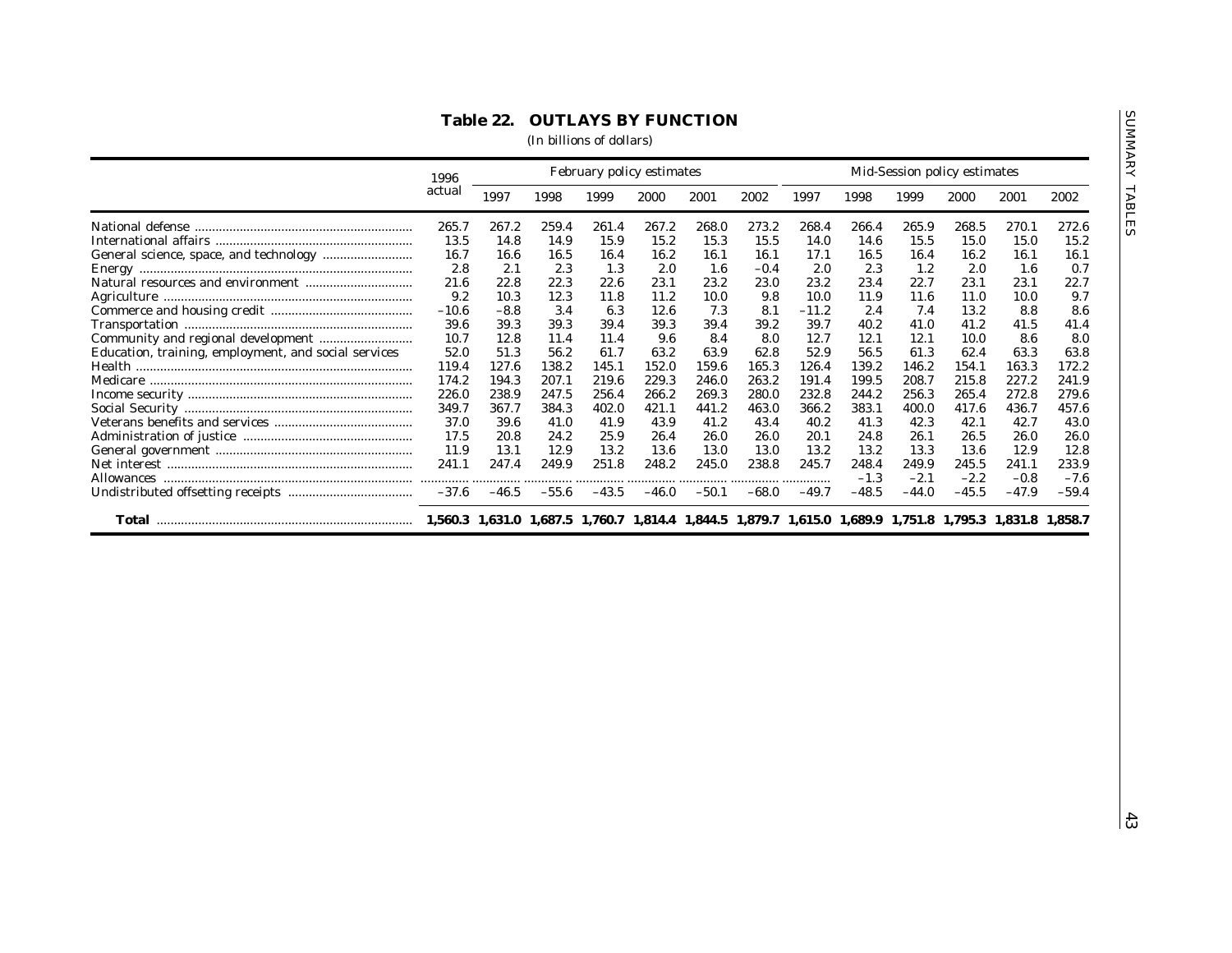## Table 22. OUTLAYS BY FUNCTION

(In billions of dollars)

| | 1996 actual | February policy estimates | | | | | | Mid-Session policy estimates | | | | | |
|---|---|---|---|---|---|---|---|---|---|---|---|---|---|
| | | 1997 | 1998 | 1999 | 2000 | 2001 | 2002 | 1997 | 1998 | 1999 | 2000 | 2001 | 2002 |
| National defense | 265.7 | 267.2 | 259.4 | 261.4 | 267.2 | 268.0 | 273.2 | 268.4 | 266.4 | 265.9 | 268.5 | 270.1 | 272.6 |
| International affairs | 13.5 | 14.8 | 14.9 | 15.9 | 15.2 | 15.3 | 15.5 | 14.0 | 14.6 | 15.5 | 15.0 | 15.0 | 15.2 |
| General science, space, and technology | 16.7 | 16.6 | 16.5 | 16.4 | 16.2 | 16.1 | 16.1 | 17.1 | 16.5 | 16.4 | 16.2 | 16.1 | 16.1 |
| Energy | 2.8 | 2.1 | 2.3 | 1.3 | 2.0 | 1.6 | –0.4 | 2.0 | 2.3 | 1.2 | 2.0 | 1.6 | 0.7 |
| Natural resources and environment | 21.6 | 22.8 | 22.3 | 22.6 | 23.1 | 23.2 | 23.0 | 23.2 | 23.4 | 22.7 | 23.1 | 23.1 | 22.7 |
| Agriculture | 9.2 | 10.3 | 12.3 | 11.8 | 11.2 | 10.0 | 9.8 | 10.0 | 11.9 | 11.6 | 11.0 | 10.0 | 9.7 |
| Commerce and housing credit | –10.6 | –8.8 | 3.4 | 6.3 | 12.6 | 7.3 | 8.1 | –11.2 | 2.4 | 7.4 | 13.2 | 8.8 | 8.6 |
| Transportation | 39.6 | 39.3 | 39.3 | 39.4 | 39.3 | 39.4 | 39.2 | 39.7 | 40.2 | 41.0 | 41.2 | 41.5 | 41.4 |
| Community and regional development | 10.7 | 12.8 | 11.4 | 11.4 | 9.6 | 8.4 | 8.0 | 12.7 | 12.1 | 12.1 | 10.0 | 8.6 | 8.0 |
| Education, training, employment, and social services | 52.0 | 51.3 | 56.2 | 61.7 | 63.2 | 63.9 | 62.8 | 52.9 | 56.5 | 61.3 | 62.4 | 63.3 | 63.8 |
| Health | 119.4 | 127.6 | 138.2 | 145.1 | 152.0 | 159.6 | 165.3 | 126.4 | 139.2 | 146.2 | 154.1 | 163.3 | 172.2 |
| Medicare | 174.2 | 194.3 | 207.1 | 219.6 | 229.3 | 246.0 | 263.2 | 191.4 | 199.5 | 208.7 | 215.8 | 227.2 | 241.9 |
| Income security | 226.0 | 238.9 | 247.5 | 256.4 | 266.2 | 269.3 | 280.0 | 232.8 | 244.2 | 256.3 | 265.4 | 272.8 | 279.6 |
| Social Security | 349.7 | 367.7 | 384.3 | 402.0 | 421.1 | 441.2 | 463.0 | 366.2 | 383.1 | 400.0 | 417.6 | 436.7 | 457.6 |
| Veterans benefits and services | 37.0 | 39.6 | 41.0 | 41.9 | 43.9 | 41.2 | 43.4 | 40.2 | 41.3 | 42.3 | 42.1 | 42.7 | 43.0 |
| Administration of justice | 17.5 | 20.8 | 24.2 | 25.9 | 26.4 | 26.0 | 26.0 | 20.1 | 24.8 | 26.1 | 26.5 | 26.0 | 26.0 |
| General government | 11.9 | 13.1 | 12.9 | 13.2 | 13.6 | 13.0 | 13.0 | 13.2 | 13.2 | 13.3 | 13.6 | 12.9 | 12.8 |
| Net interest | 241.1 | 247.4 | 249.9 | 251.8 | 248.2 | 245.0 | 238.8 | 245.7 | 248.4 | 249.9 | 245.5 | 241.1 | 233.9 |
| Allowances | .......... | .......... | .......... | .......... | .......... | .......... | .......... | .......... | –1.3 | –2.1 | –2.2 | –0.8 | –7.6 |
| Undistributed offsetting receipts | –37.6 | –46.5 | –55.6 | –43.5 | –46.0 | –50.1 | –68.0 | –49.7 | –48.5 | –44.0 | –45.5 | –47.9 | –59.4 |
| **Total** | **1,560.3** | **1,631.0** | **1,687.5** | **1,760.7** | **1,814.4** | **1,844.5** | **1,879.7** | **1,615.0** | **1,689.9** | **1,751.8** | **1,795.3** | **1,831.8** | **1,858.7** |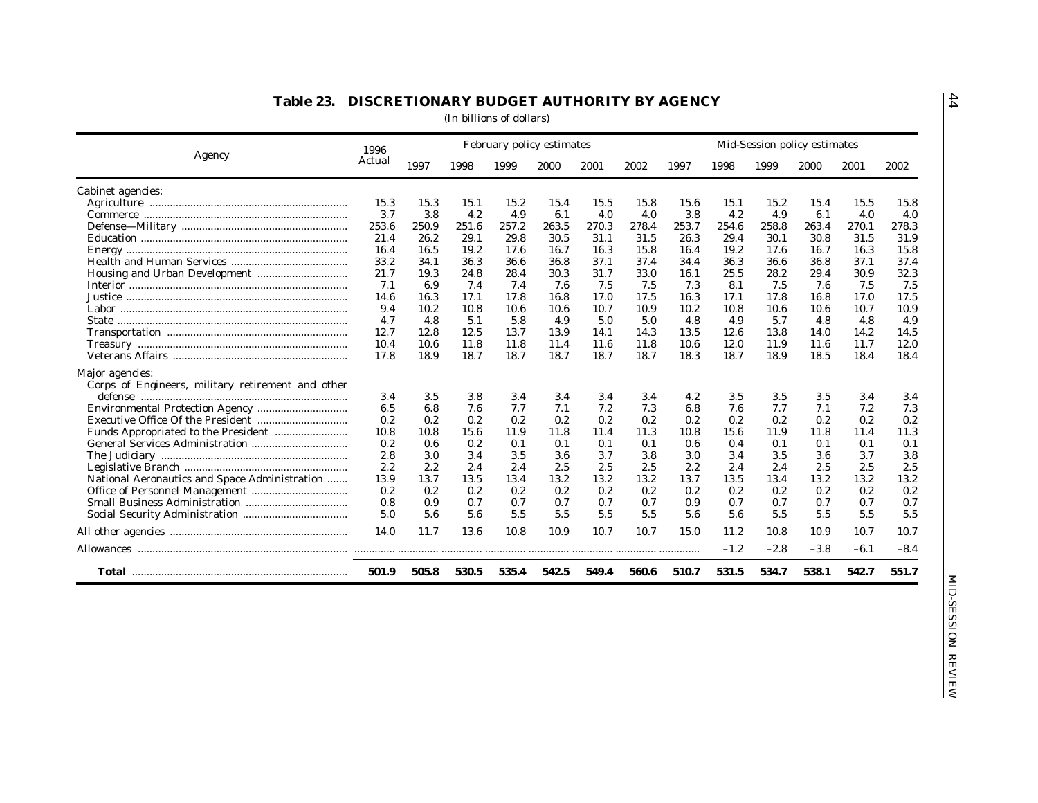## Table 23. DISCRETIONARY BUDGET AUTHORITY BY AGENCY

(In billions of dollars)

| Agency | 1996 Actual | February policy estimates | | | | | | Mid-Session policy estimates | | | | | |
|---|---|---|---|---|---|---|---|---|---|---|---|---|---|
| | | 1997 | 1998 | 1999 | 2000 | 2001 | 2002 | 1997 | 1998 | 1999 | 2000 | 2001 | 2002 |
| Cabinet agencies: | | | | | | | | | | | | | |
| Agriculture | 15.3 | 15.3 | 15.1 | 15.2 | 15.4 | 15.5 | 15.8 | 15.6 | 15.1 | 15.2 | 15.4 | 15.5 | 15.8 |
| Commerce | 3.7 | 3.8 | 4.2 | 4.9 | 6.1 | 4.0 | 4.0 | 3.8 | 4.2 | 4.9 | 6.1 | 4.0 | 4.0 |
| Defense—Military | 253.6 | 250.9 | 251.6 | 257.2 | 263.5 | 270.3 | 278.4 | 253.7 | 254.6 | 258.8 | 263.4 | 270.1 | 278.3 |
| Education | 21.4 | 26.2 | 29.1 | 29.8 | 30.5 | 31.1 | 31.5 | 26.3 | 29.4 | 30.1 | 30.8 | 31.5 | 31.9 |
| Energy | 16.4 | 16.5 | 19.2 | 17.6 | 16.7 | 16.3 | 15.8 | 16.4 | 19.2 | 17.6 | 16.7 | 16.3 | 15.8 |
| Health and Human Services | 33.2 | 34.1 | 36.3 | 36.6 | 36.8 | 37.1 | 37.4 | 34.4 | 36.3 | 36.6 | 36.8 | 37.1 | 37.4 |
| Housing and Urban Development | 21.7 | 19.3 | 24.8 | 28.4 | 30.3 | 31.7 | 33.0 | 16.1 | 25.5 | 28.2 | 29.4 | 30.9 | 32.3 |
| Interior | 7.1 | 6.9 | 7.4 | 7.4 | 7.6 | 7.5 | 7.5 | 7.3 | 8.1 | 7.5 | 7.6 | 7.5 | 7.5 |
| Justice | 14.6 | 16.3 | 17.1 | 17.8 | 16.8 | 17.0 | 17.5 | 16.3 | 17.1 | 17.8 | 16.8 | 17.0 | 17.5 |
| Labor | 9.4 | 10.2 | 10.8 | 10.6 | 10.6 | 10.7 | 10.9 | 10.2 | 10.8 | 10.6 | 10.6 | 10.7 | 10.9 |
| State | 4.7 | 4.8 | 5.1 | 5.8 | 4.9 | 5.0 | 5.0 | 4.8 | 4.9 | 5.7 | 4.8 | 4.8 | 4.9 |
| Transportation | 12.7 | 12.8 | 12.5 | 13.7 | 13.9 | 14.1 | 14.3 | 13.5 | 12.6 | 13.8 | 14.0 | 14.2 | 14.5 |
| Treasury | 10.4 | 10.6 | 11.8 | 11.8 | 11.4 | 11.6 | 11.8 | 10.6 | 12.0 | 11.9 | 11.6 | 11.7 | 12.0 |
| Veterans Affairs | 17.8 | 18.9 | 18.7 | 18.7 | 18.7 | 18.7 | 18.7 | 18.3 | 18.7 | 18.9 | 18.5 | 18.4 | 18.4 |
| Major agencies: | | | | | | | | | | | | | |
| Corps of Engineers, military retirement and other defense | 3.4 | 3.5 | 3.8 | 3.4 | 3.4 | 3.4 | 3.4 | 4.2 | 3.5 | 3.5 | 3.5 | 3.4 | 3.4 |
| Environmental Protection Agency | 6.5 | 6.8 | 7.6 | 7.7 | 7.1 | 7.2 | 7.3 | 6.8 | 7.6 | 7.7 | 7.1 | 7.2 | 7.3 |
| Executive Office Of the President | 0.2 | 0.2 | 0.2 | 0.2 | 0.2 | 0.2 | 0.2 | 0.2 | 0.2 | 0.2 | 0.2 | 0.2 | 0.2 |
| Funds Appropriated to the President | 10.8 | 10.8 | 15.6 | 11.9 | 11.8 | 11.4 | 11.3 | 10.8 | 15.6 | 11.9 | 11.8 | 11.4 | 11.3 |
| General Services Administration | 0.2 | 0.6 | 0.2 | 0.1 | 0.1 | 0.1 | 0.1 | 0.6 | 0.4 | 0.1 | 0.1 | 0.1 | 0.1 |
| The Judiciary | 2.8 | 3.0 | 3.4 | 3.5 | 3.6 | 3.7 | 3.8 | 3.0 | 3.4 | 3.5 | 3.6 | 3.7 | 3.8 |
| Legislative Branch | 2.2 | 2.2 | 2.4 | 2.4 | 2.5 | 2.5 | 2.5 | 2.2 | 2.4 | 2.4 | 2.5 | 2.5 | 2.5 |
| National Aeronautics and Space Administration | 13.9 | 13.7 | 13.5 | 13.4 | 13.2 | 13.2 | 13.2 | 13.7 | 13.5 | 13.4 | 13.2 | 13.2 | 13.2 |
| Office of Personnel Management | 0.2 | 0.2 | 0.2 | 0.2 | 0.2 | 0.2 | 0.2 | 0.2 | 0.2 | 0.2 | 0.2 | 0.2 | 0.2 |
| Small Business Administration | 0.8 | 0.9 | 0.7 | 0.7 | 0.7 | 0.7 | 0.7 | 0.9 | 0.7 | 0.7 | 0.7 | 0.7 | 0.7 |
| Social Security Administration | 5.0 | 5.6 | 5.6 | 5.5 | 5.5 | 5.5 | 5.5 | 5.6 | 5.6 | 5.5 | 5.5 | 5.5 | 5.5 |
| All other agencies | 14.0 | 11.7 | 13.6 | 10.8 | 10.9 | 10.7 | 10.7 | 15.0 | 11.2 | 10.8 | 10.9 | 10.7 | 10.7 |
| Allowances | .......... | .......... | .......... | .......... | .......... | .......... | .......... | .......... | –1.2 | –2.8 | –3.8 | –6.1 | –8.4 |
| **Total** | **501.9** | **505.8** | **530.5** | **535.4** | **542.5** | **549.4** | **560.6** | **510.7** | **531.5** | **534.7** | **538.1** | **542.7** | **551.7** |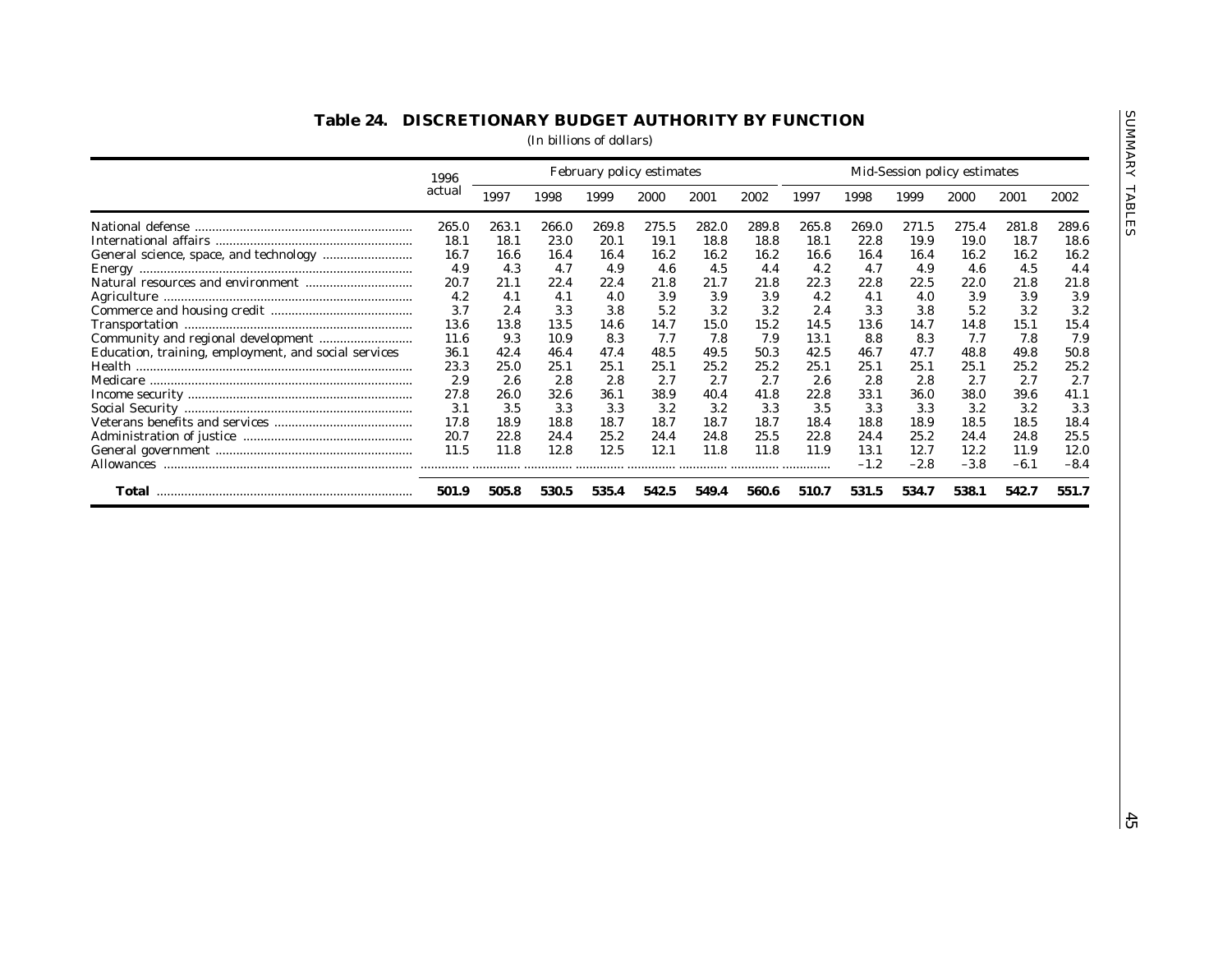## Table 24. DISCRETIONARY BUDGET AUTHORITY BY FUNCTION

(In billions of dollars)

| | 1996 actual | February policy estimates | | | | | | Mid-Session policy estimates | | | | | |
|---|---|---|---|---|---|---|---|---|---|---|---|---|---|
| | | 1997 | 1998 | 1999 | 2000 | 2001 | 2002 | 1997 | 1998 | 1999 | 2000 | 2001 | 2002 |
| National defense | 265.0 | 263.1 | 266.0 | 269.8 | 275.5 | 282.0 | 289.8 | 265.8 | 269.0 | 271.5 | 275.4 | 281.8 | 289.6 |
| International affairs | 18.1 | 18.1 | 23.0 | 20.1 | 19.1 | 18.8 | 18.8 | 18.1 | 22.8 | 19.9 | 19.0 | 18.7 | 18.6 |
| General science, space, and technology | 16.7 | 16.6 | 16.4 | 16.4 | 16.2 | 16.2 | 16.2 | 16.6 | 16.4 | 16.4 | 16.2 | 16.2 | 16.2 |
| Energy | 4.9 | 4.3 | 4.7 | 4.9 | 4.6 | 4.5 | 4.4 | 4.2 | 4.7 | 4.9 | 4.6 | 4.5 | 4.4 |
| Natural resources and environment | 20.7 | 21.1 | 22.4 | 22.4 | 21.8 | 21.7 | 21.8 | 22.3 | 22.8 | 22.5 | 22.0 | 21.8 | 21.8 |
| Agriculture | 4.2 | 4.1 | 4.1 | 4.0 | 3.9 | 3.9 | 3.9 | 4.2 | 4.1 | 4.0 | 3.9 | 3.9 | 3.9 |
| Commerce and housing credit | 3.7 | 2.4 | 3.3 | 3.8 | 5.2 | 3.2 | 3.2 | 2.4 | 3.3 | 3.8 | 5.2 | 3.2 | 3.2 |
| Transportation | 13.6 | 13.8 | 13.5 | 14.6 | 14.7 | 15.0 | 15.2 | 14.5 | 13.6 | 14.7 | 14.8 | 15.1 | 15.4 |
| Community and regional development | 11.6 | 9.3 | 10.9 | 8.3 | 7.7 | 7.8 | 7.9 | 13.1 | 8.8 | 8.3 | 7.7 | 7.8 | 7.9 |
| Education, training, employment, and social services | 36.1 | 42.4 | 46.4 | 47.4 | 48.5 | 49.5 | 50.3 | 42.5 | 46.7 | 47.7 | 48.8 | 49.8 | 50.8 |
| Health | 23.3 | 25.0 | 25.1 | 25.1 | 25.1 | 25.2 | 25.2 | 25.1 | 25.1 | 25.1 | 25.1 | 25.2 | 25.2 |
| Medicare | 2.9 | 2.6 | 2.8 | 2.8 | 2.7 | 2.7 | 2.7 | 2.6 | 2.8 | 2.8 | 2.7 | 2.7 | 2.7 |
| Income security | 27.8 | 26.0 | 32.6 | 36.1 | 38.9 | 40.4 | 41.8 | 22.8 | 33.1 | 36.0 | 38.0 | 39.6 | 41.1 |
| Social Security | 3.1 | 3.5 | 3.3 | 3.3 | 3.2 | 3.2 | 3.3 | 3.5 | 3.3 | 3.3 | 3.2 | 3.2 | 3.3 |
| Veterans benefits and services | 17.8 | 18.9 | 18.8 | 18.7 | 18.7 | 18.7 | 18.7 | 18.4 | 18.8 | 18.9 | 18.5 | 18.5 | 18.4 |
| Administration of justice | 20.7 | 22.8 | 24.4 | 25.2 | 24.4 | 24.8 | 25.5 | 22.8 | 24.4 | 25.2 | 24.4 | 24.8 | 25.5 |
| General government | 11.5 | 11.8 | 12.8 | 12.5 | 12.1 | 11.8 | 11.8 | 11.9 | 13.1 | 12.7 | 12.2 | 11.9 | 12.0 |
| Allowances | .......... | .......... | .......... | .......... | .......... | .......... | .......... | .......... | –1.2 | –2.8 | –3.8 | –6.1 | –8.4 |
| **Total** | **501.9** | **505.8** | **530.5** | **535.4** | **542.5** | **549.4** | **560.6** | **510.7** | **531.5** | **534.7** | **538.1** | **542.7** | **551.7** |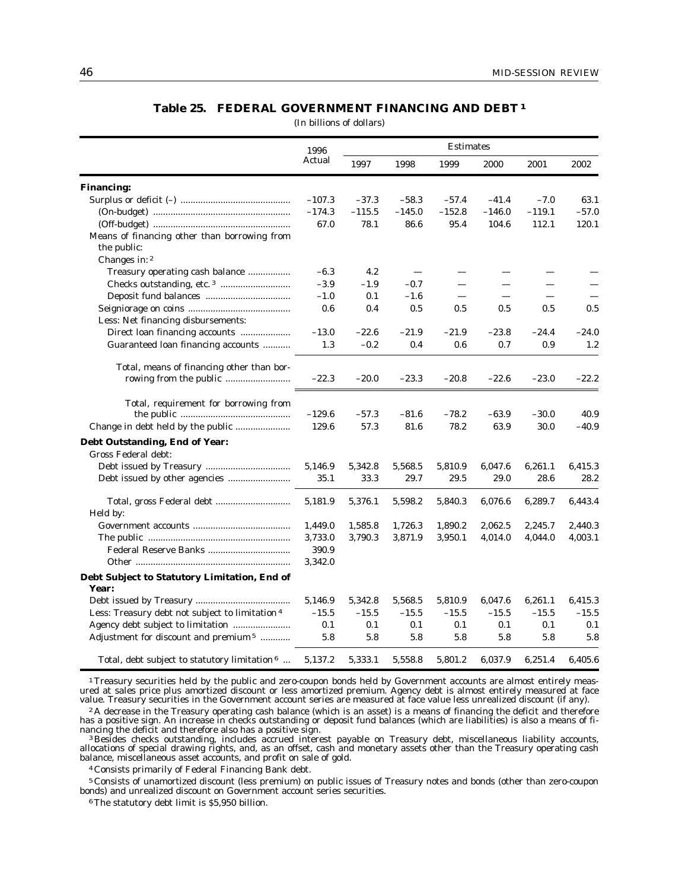## Table 25. FEDERAL GOVERNMENT FINANCING AND DEBT [1]

(In billions of dollars)

| | 1996 Actual | Estimates | | | | | |
|---|---|---|---|---|---|---|---|
| | | 1997 | 1998 | 1999 | 2000 | 2001 | 2002 |
| **Financing:** | | | | | | | |
| Surplus or deficit (–) | –107.3 | –37.3 | –58.3 | –57.4 | –41.4 | –7.0 | 63.1 |
| (On-budget) | –174.3 | –115.5 | –145.0 | –152.8 | –146.0 | –119.1 | –57.0 |
| (Off-budget) | 67.0 | 78.1 | 86.6 | 95.4 | 104.6 | 112.1 | 120.1 |
| Means of financing other than borrowing from the public: | | | | | | | |
| Changes in: [2] | | | | | | | |
| Treasury operating cash balance | –6.3 | 4.2 | — | — | — | — | — |
| Checks outstanding, etc. [3] | –3.9 | –1.9 | –0.7 | — | — | — | — |
| Deposit fund balances | –1.0 | 0.1 | –1.6 | — | — | — | — |
| Seigniorage on coins | 0.6 | 0.4 | 0.5 | 0.5 | 0.5 | 0.5 | 0.5 |
| Less: Net financing disbursements: | | | | | | | |
| Direct loan financing accounts | –13.0 | –22.6 | –21.9 | –21.9 | –23.8 | –24.4 | –24.0 |
| Guaranteed loan financing accounts | 1.3 | –0.2 | 0.4 | 0.6 | 0.7 | 0.9 | 1.2 |
| Total, means of financing other than borrowing from the public | –22.3 | –20.0 | –23.3 | –20.8 | –22.6 | –23.0 | –22.2 |
| Total, requirement for borrowing from the public | –129.6 | –57.3 | –81.6 | –78.2 | –63.9 | –30.0 | 40.9 |
| Change in debt held by the public | 129.6 | 57.3 | 81.6 | 78.2 | 63.9 | 30.0 | –40.9 |
| **Debt Outstanding, End of Year:** | | | | | | | |
| Gross Federal debt: | | | | | | | |
| Debt issued by Treasury | 5,146.9 | 5,342.8 | 5,568.5 | 5,810.9 | 6,047.6 | 6,261.1 | 6,415.3 |
| Debt issued by other agencies | 35.1 | 33.3 | 29.7 | 29.5 | 29.0 | 28.6 | 28.2 |
| Total, gross Federal debt | 5,181.9 | 5,376.1 | 5,598.2 | 5,840.3 | 6,076.6 | 6,289.7 | 6,443.4 |
| Held by: | | | | | | | |
| Government accounts | 1,449.0 | 1,585.8 | 1,726.3 | 1,890.2 | 2,062.5 | 2,245.7 | 2,440.3 |
| The public | 3,733.0 | 3,790.3 | 3,871.9 | 3,950.1 | 4,014.0 | 4,044.0 | 4,003.1 |
| Federal Reserve Banks | 390.9 | | | | | | |
| Other | 3,342.0 | | | | | | |
| **Debt Subject to Statutory Limitation, End of Year:** | | | | | | | |
| Debt issued by Treasury | 5,146.9 | 5,342.8 | 5,568.5 | 5,810.9 | 6,047.6 | 6,261.1 | 6,415.3 |
| Less: Treasury debt not subject to limitation [4] | –15.5 | –15.5 | –15.5 | –15.5 | –15.5 | –15.5 | –15.5 |
| Agency debt subject to limitation | 0.1 | 0.1 | 0.1 | 0.1 | 0.1 | 0.1 | 0.1 |
| Adjustment for discount and premium [5] | 5.8 | 5.8 | 5.8 | 5.8 | 5.8 | 5.8 | 5.8 |
| Total, debt subject to statutory limitation [6] | 5,137.2 | 5,333.1 | 5,558.8 | 5,801.2 | 6,037.9 | 6,251.4 | 6,405.6 |

[1] Treasury securities held by the public and zero-coupon bonds held by Government accounts are almost entirely measured at sales price plus amortized discount or less amortized premium. Agency debt is almost entirely measured at face value. Treasury securities in the Government account series are measured at face value less unrealized discount (if any).

[2] A decrease in the Treasury operating cash balance (which is an asset) is a means of financing the deficit and therefore has a positive sign. An increase in checks outstanding or deposit fund balances (which are liabilities) is also a means of financing the deficit and therefore also has a positive sign.

[3] Besides checks outstanding, includes accrued interest payable on Treasury debt, miscellaneous liability accounts, allocations of special drawing rights, and, as an offset, cash and monetary assets other than the Treasury operating cash balance, miscellaneous asset accounts, and profit on sale of gold.

[4] Consists primarily of Federal Financing Bank debt.

[5] Consists of unamortized discount (less premium) on public issues of Treasury notes and bonds (other than zero-coupon bonds) and unrealized discount on Government account series securities.

[6] The statutory debt limit is $5,950 billion.